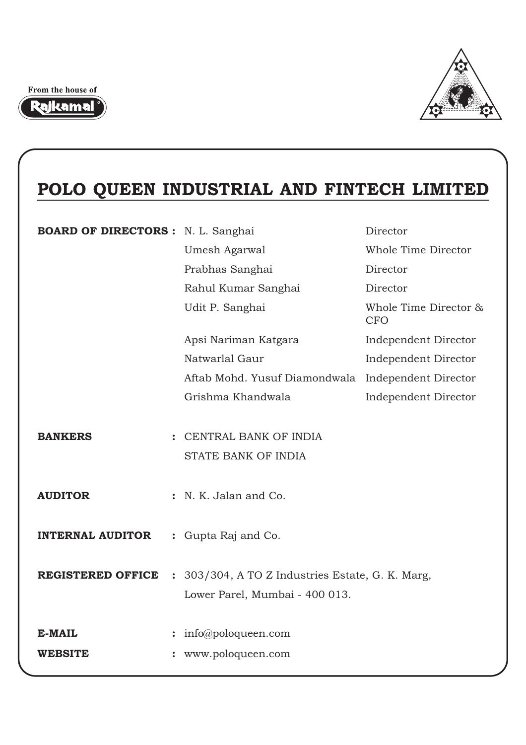From the house of Rajkamal

# POLO QUEEN INDUSTRIAL AND FINTECH LIMITED

**BOARD OF DIRECTORS :**

| Name | Designation |
|---|---|
| N. L. Sanghai | Director |
| Umesh Agarwal | Whole Time Director |
| Prabhas Sanghai | Director |
| Rahul Kumar Sanghai | Director |
| Udit P. Sanghai | Whole Time Director & CFO |
| Apsi Nariman Katgara | Independent Director |
| Natwarlal Gaur | Independent Director |
| Aftab Mohd. Yusuf Diamondwala | Independent Director |
| Grishma Khandwala | Independent Director |

**BANKERS** : CENTRAL BANK OF INDIA
STATE BANK OF INDIA

**AUDITOR** : N. K. Jalan and Co.

**INTERNAL AUDITOR** : Gupta Raj and Co.

**REGISTERED OFFICE** : 303/304, A TO Z Industries Estate, G. K. Marg,
Lower Parel, Mumbai - 400 013.

**E-MAIL** : info@poloqueen.com

**WEBSITE** : www.poloqueen.com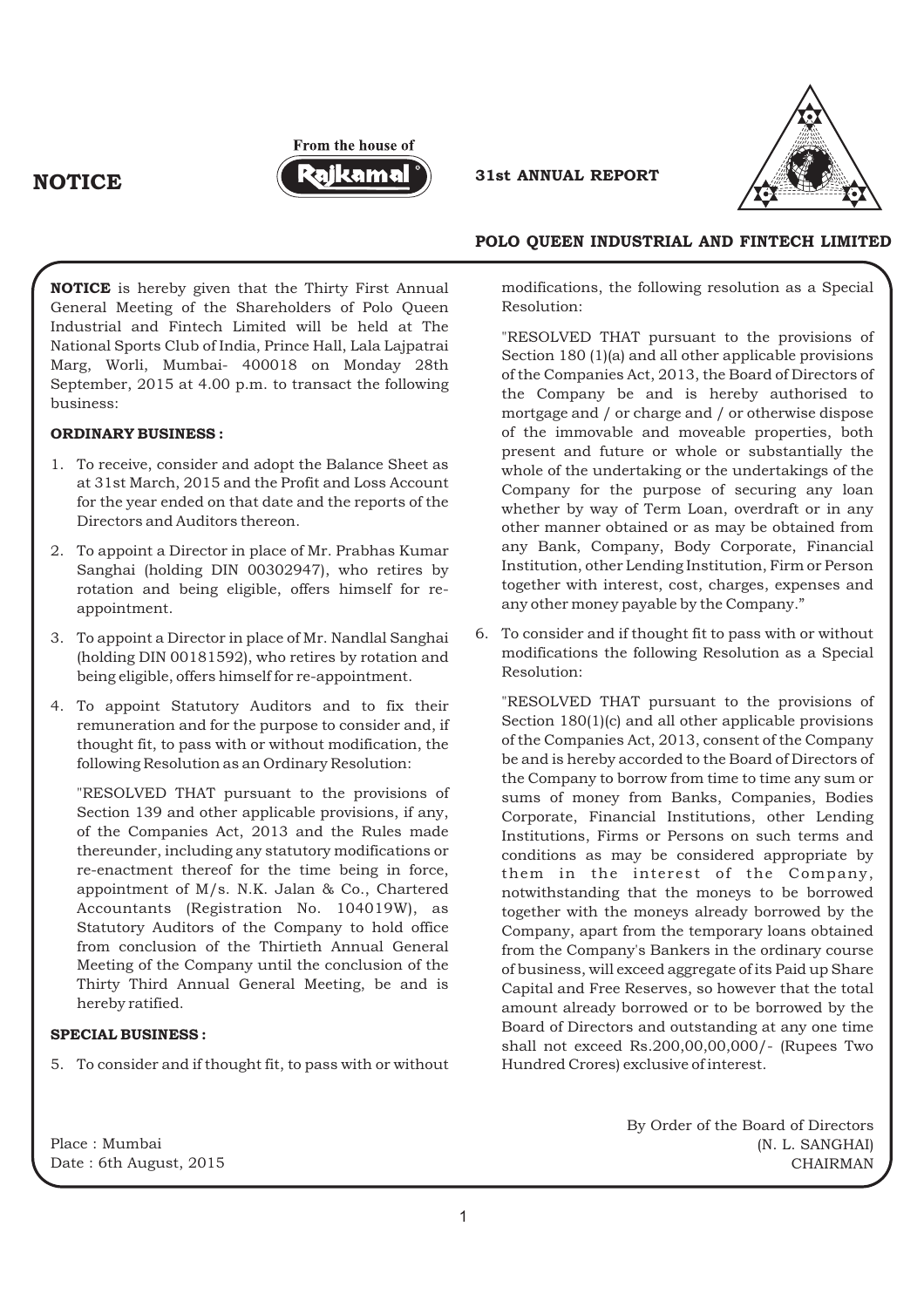# NOTICE

**NOTICE** is hereby given that the Thirty First Annual General Meeting of the Shareholders of Polo Queen Industrial and Fintech Limited will be held at The National Sports Club of India, Prince Hall, Lala Lajpatrai Marg, Worli, Mumbai- 400018 on Monday 28th September, 2015 at 4.00 p.m. to transact the following business:

**ORDINARY BUSINESS :**

1. To receive, consider and adopt the Balance Sheet as at 31st March, 2015 and the Profit and Loss Account for the year ended on that date and the reports of the Directors and Auditors thereon.
2. To appoint a Director in place of Mr. Prabhas Kumar Sanghai (holding DIN 00302947), who retires by rotation and being eligible, offers himself for re-appointment.
3. To appoint a Director in place of Mr. Nandlal Sanghai (holding DIN 00181592), who retires by rotation and being eligible, offers himself for re-appointment.
4. To appoint Statutory Auditors and to fix their remuneration and for the purpose to consider and, if thought fit, to pass with or without modification, the following Resolution as an Ordinary Resolution:

   "RESOLVED THAT pursuant to the provisions of Section 139 and other applicable provisions, if any, of the Companies Act, 2013 and the Rules made thereunder, including any statutory modifications or re-enactment thereof for the time being in force, appointment of M/s. N.K. Jalan & Co., Chartered Accountants (Registration No. 104019W), as Statutory Auditors of the Company to hold office from conclusion of the Thirtieth Annual General Meeting of the Company until the conclusion of the Thirty Third Annual General Meeting, be and is hereby ratified.

**SPECIAL BUSINESS :**

5. To consider and if thought fit, to pass with or without modifications, the following resolution as a Special Resolution:

   "RESOLVED THAT pursuant to the provisions of Section 180 (1)(a) and all other applicable provisions of the Companies Act, 2013, the Board of Directors of the Company be and is hereby authorised to mortgage and / or charge and / or otherwise dispose of the immovable and moveable properties, both present and future or whole or substantially the whole of the undertaking or the undertakings of the Company for the purpose of securing any loan whether by way of Term Loan, overdraft or in any other manner obtained or as may be obtained from any Bank, Company, Body Corporate, Financial Institution, other Lending Institution, Firm or Person together with interest, cost, charges, expenses and any other money payable by the Company."

6. To consider and if thought fit to pass with or without modifications the following Resolution as a Special Resolution:

   "RESOLVED THAT pursuant to the provisions of Section 180(1)(c) and all other applicable provisions of the Companies Act, 2013, consent of the Company be and is hereby accorded to the Board of Directors of the Company to borrow from time to time any sum or sums of money from Banks, Companies, Bodies Corporate, Financial Institutions, other Lending Institutions, Firms or Persons on such terms and conditions as may be considered appropriate by them in the interest of the Company, notwithstanding that the moneys to be borrowed together with the moneys already borrowed by the Company, apart from the temporary loans obtained from the Company's Bankers in the ordinary course of business, will exceed aggregate of its Paid up Share Capital and Free Reserves, so however that the total amount already borrowed or to be borrowed by the Board of Directors and outstanding at any one time shall not exceed Rs.200,00,00,000/- (Rupees Two Hundred Crores) exclusive of interest.

By Order of the Board of Directors
(N. L. SANGHAI)
CHAIRMAN

Place : Mumbai
Date : 6th August, 2015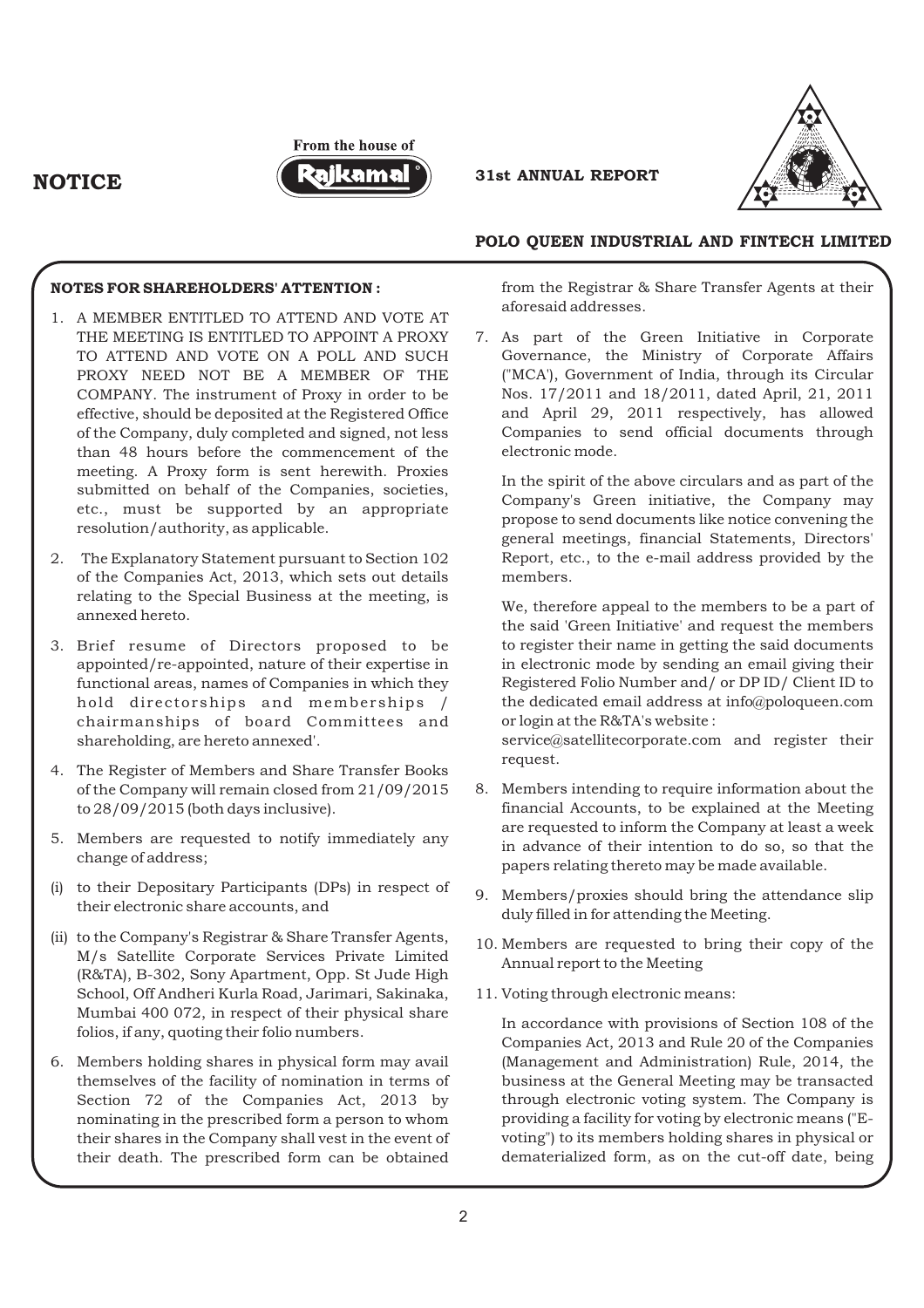# NOTICE

### NOTES FOR SHAREHOLDERS' ATTENTION :

1. A MEMBER ENTITLED TO ATTEND AND VOTE AT THE MEETING IS ENTITLED TO APPOINT A PROXY TO ATTEND AND VOTE ON A POLL AND SUCH PROXY NEED NOT BE A MEMBER OF THE COMPANY. The instrument of Proxy in order to be effective, should be deposited at the Registered Office of the Company, duly completed and signed, not less than 48 hours before the commencement of the meeting. A Proxy form is sent herewith. Proxies submitted on behalf of the Companies, societies, etc., must be supported by an appropriate resolution/authority, as applicable.

2. The Explanatory Statement pursuant to Section 102 of the Companies Act, 2013, which sets out details relating to the Special Business at the meeting, is annexed hereto.

3. Brief resume of Directors proposed to be appointed/re-appointed, nature of their expertise in functional areas, names of Companies in which they hold directorships and memberships / chairmanships of board Committees and shareholding, are hereto annexed'.

4. The Register of Members and Share Transfer Books of the Company will remain closed from 21/09/2015 to 28/09/2015 (both days inclusive).

5. Members are requested to notify immediately any change of address;

(i) to their Depositary Participants (DPs) in respect of their electronic share accounts, and

(ii) to the Company's Registrar & Share Transfer Agents, M/s Satellite Corporate Services Private Limited (R&TA), B-302, Sony Apartment, Opp. St Jude High School, Off Andheri Kurla Road, Jarimari, Sakinaka, Mumbai 400 072, in respect of their physical share folios, if any, quoting their folio numbers.

6. Members holding shares in physical form may avail themselves of the facility of nomination in terms of Section 72 of the Companies Act, 2013 by nominating in the prescribed form a person to whom their shares in the Company shall vest in the event of their death. The prescribed form can be obtained from the Registrar & Share Transfer Agents at their aforesaid addresses.

7. As part of the Green Initiative in Corporate Governance, the Ministry of Corporate Affairs ("MCA'), Government of India, through its Circular Nos. 17/2011 and 18/2011, dated April, 21, 2011 and April 29, 2011 respectively, has allowed Companies to send official documents through electronic mode.

   In the spirit of the above circulars and as part of the Company's Green initiative, the Company may propose to send documents like notice convening the general meetings, financial Statements, Directors' Report, etc., to the e-mail address provided by the members.

   We, therefore appeal to the members to be a part of the said 'Green Initiative' and request the members to register their name in getting the said documents in electronic mode by sending an email giving their Registered Folio Number and/ or DP ID/ Client ID to the dedicated email address at info@poloqueen.com or login at the R&TA's website : service@satellitecorporate.com and register their request.

8. Members intending to require information about the financial Accounts, to be explained at the Meeting are requested to inform the Company at least a week in advance of their intention to do so, so that the papers relating thereto may be made available.

9. Members/proxies should bring the attendance slip duly filled in for attending the Meeting.

10. Members are requested to bring their copy of the Annual report to the Meeting

11. Voting through electronic means:

    In accordance with provisions of Section 108 of the Companies Act, 2013 and Rule 20 of the Companies (Management and Administration) Rule, 2014, the business at the General Meeting may be transacted through electronic voting system. The Company is providing a facility for voting by electronic means ("E-voting") to its members holding shares in physical or dematerialized form, as on the cut-off date, being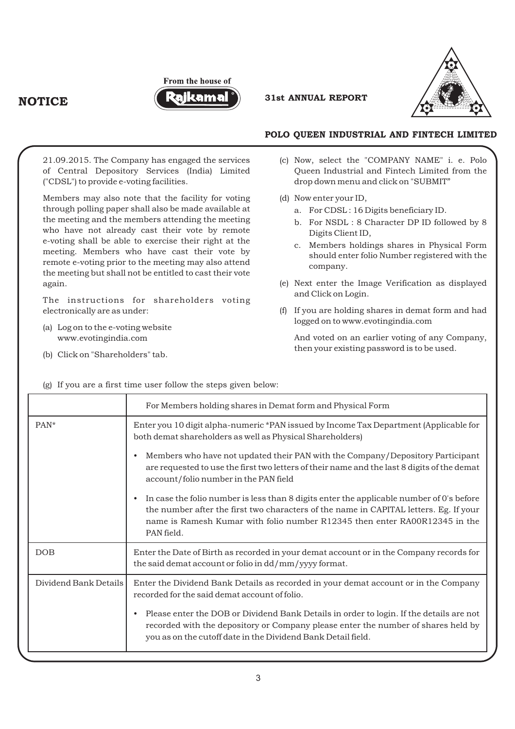21.09.2015. The Company has engaged the services of Central Depository Services (India) Limited ("CDSL") to provide e-voting facilities.

Members may also note that the facility for voting through polling paper shall also be made available at the meeting and the members attending the meeting who have not already cast their vote by remote e-voting shall be able to exercise their right at the meeting. Members who have cast their vote by remote e-voting prior to the meeting may also attend the meeting but shall not be entitled to cast their vote again.

The instructions for shareholders voting electronically are as under:

(a) Log on to the e-voting website www.evotingindia.com

(b) Click on "Shareholders" tab.

(c) Now, select the "COMPANY NAME" i. e. Polo Queen Industrial and Fintech Limited from the drop down menu and click on "SUBMIT"

(d) Now enter your ID,
   a. For CDSL : 16 Digits beneficiary ID.
   b. For NSDL : 8 Character DP ID followed by 8 Digits Client ID,
   c. Members holdings shares in Physical Form should enter folio Number registered with the company.

(e) Next enter the Image Verification as displayed and Click on Login.

(f) If you are holding shares in demat form and had logged on to www.evotingindia.com

   And voted on an earlier voting of any Company, then your existing password is to be used.

(g) If you are a first time user follow the steps given below:

| | For Members holding shares in Demat form and Physical Form |
|---|---|
| PAN* | Enter you 10 digit alpha-numeric *PAN issued by Income Tax Department (Applicable for both demat shareholders as well as Physical Shareholders)<br>• Members who have not updated their PAN with the Company/Depository Participant are requested to use the first two letters of their name and the last 8 digits of the demat account/folio number in the PAN field<br>• In case the folio number is less than 8 digits enter the applicable number of 0's before the number after the first two characters of the name in CAPITAL letters. Eg. If your name is Ramesh Kumar with folio number R12345 then enter RA00R12345 in the PAN field. |
| DOB | Enter the Date of Birth as recorded in your demat account or in the Company records for the said demat account or folio in dd/mm/yyyy format. |
| Dividend Bank Details | Enter the Dividend Bank Details as recorded in your demat account or in the Company recorded for the said demat account of folio.<br>• Please enter the DOB or Dividend Bank Details in order to login. If the details are not recorded with the depository or Company please enter the number of shares held by you as on the cutoff date in the Dividend Bank Detail field. |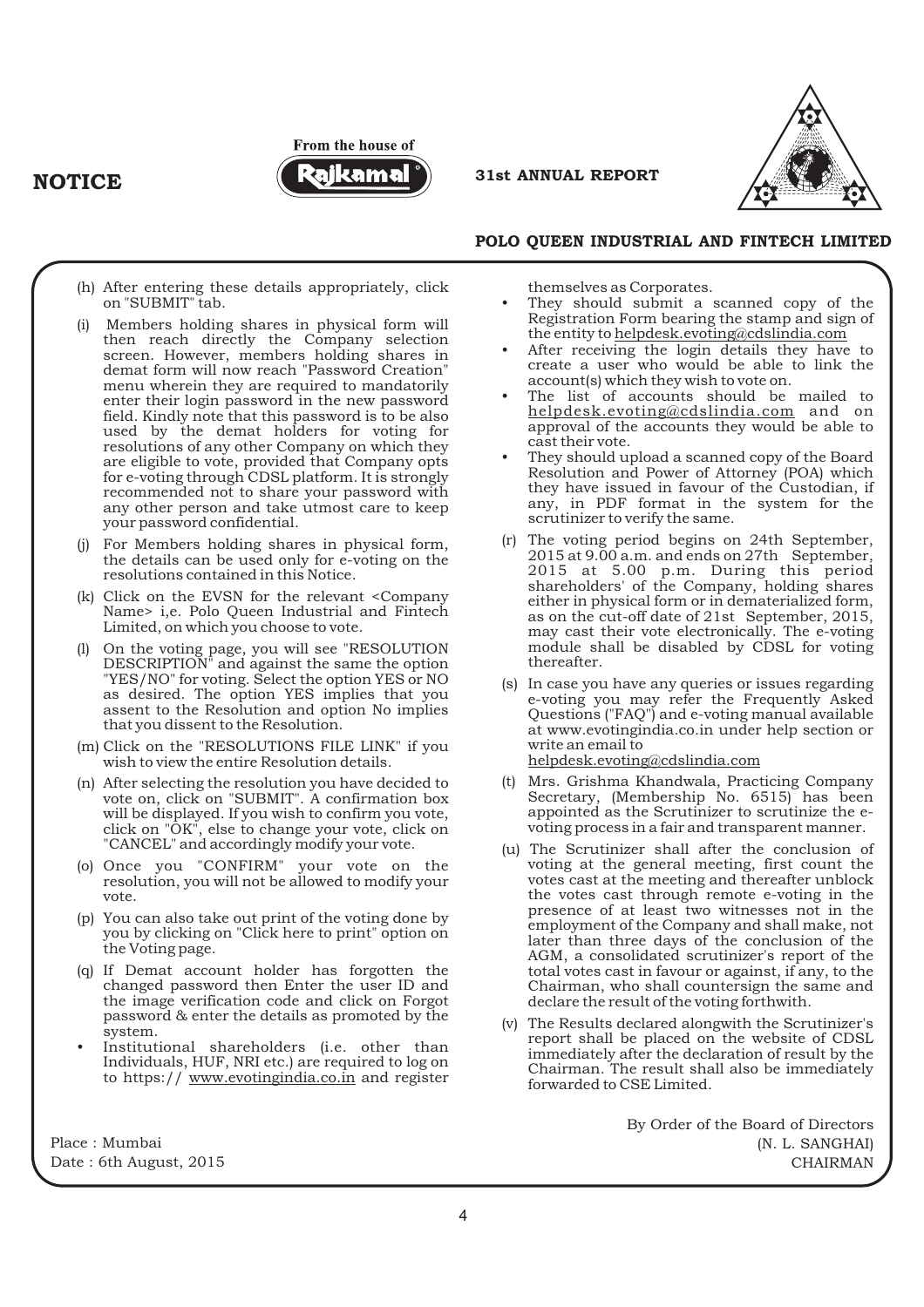(h) After entering these details appropriately, click on "SUBMIT" tab.

(i) Members holding shares in physical form will then reach directly the Company selection screen. However, members holding shares in demat form will now reach "Password Creation" menu wherein they are required to mandatorily enter their login password in the new password field. Kindly note that this password is to be also used by the demat holders for voting for resolutions of any other Company on which they are eligible to vote, provided that Company opts for e-voting through CDSL platform. It is strongly recommended not to share your password with any other person and take utmost care to keep your password confidential.

(j) For Members holding shares in physical form, the details can be used only for e-voting on the resolutions contained in this Notice.

(k) Click on the EVSN for the relevant <Company Name> i,e. Polo Queen Industrial and Fintech Limited, on which you choose to vote.

(l) On the voting page, you will see "RESOLUTION DESCRIPTION" and against the same the option "YES/NO" for voting. Select the option YES or NO as desired. The option YES implies that you assent to the Resolution and option No implies that you dissent to the Resolution.

(m) Click on the "RESOLUTIONS FILE LINK" if you wish to view the entire Resolution details.

(n) After selecting the resolution you have decided to vote on, click on "SUBMIT". A confirmation box will be displayed. If you wish to confirm you vote, click on "OK", else to change your vote, click on "CANCEL" and accordingly modify your vote.

(o) Once you "CONFIRM" your vote on the resolution, you will not be allowed to modify your vote.

(p) You can also take out print of the voting done by you by clicking on "Click here to print" option on the Voting page.

(q) If Demat account holder has forgotten the changed password then Enter the user ID and the image verification code and click on Forgot password & enter the details as promoted by the system.

- Institutional shareholders (i.e. other than Individuals, HUF, NRI etc.) are required to log on to https:// www.evotingindia.co.in and register themselves as Corporates.
- They should submit a scanned copy of the Registration Form bearing the stamp and sign of the entity to helpdesk.evoting@cdslindia.com
- After receiving the login details they have to create a user who would be able to link the account(s) which they wish to vote on.
- The list of accounts should be mailed to helpdesk.evoting@cdslindia.com and on approval of the accounts they would be able to cast their vote.
- They should upload a scanned copy of the Board Resolution and Power of Attorney (POA) which they have issued in favour of the Custodian, if any, in PDF format in the system for the scrutinizer to verify the same.

(r) The voting period begins on 24th September, 2015 at 9.00 a.m. and ends on 27th September, 2015 at 5.00 p.m. During this period shareholders' of the Company, holding shares either in physical form or in dematerialized form, as on the cut-off date of 21st September, 2015, may cast their vote electronically. The e-voting module shall be disabled by CDSL for voting thereafter.

(s) In case you have any queries or issues regarding e-voting you may refer the Frequently Asked Questions ("FAQ") and e-voting manual available at www.evotingindia.co.in under help section or write an email to helpdesk.evoting@cdslindia.com

(t) Mrs. Grishma Khandwala, Practicing Company Secretary, (Membership No. 6515) has been appointed as the Scrutinizer to scrutinize the e-voting process in a fair and transparent manner.

(u) The Scrutinizer shall after the conclusion of voting at the general meeting, first count the votes cast at the meeting and thereafter unblock the votes cast through remote e-voting in the presence of at least two witnesses not in the employment of the Company and shall make, not later than three days of the conclusion of the AGM, a consolidated scrutinizer's report of the total votes cast in favour or against, if any, to the Chairman, who shall countersign the same and declare the result of the voting forthwith.

(v) The Results declared alongwith the Scrutinizer's report shall be placed on the website of CDSL immediately after the declaration of result by the Chairman. The result shall also be immediately forwarded to CSE Limited.

By Order of the Board of Directors
(N. L. SANGHAI)
CHAIRMAN

Place : Mumbai
Date : 6th August, 2015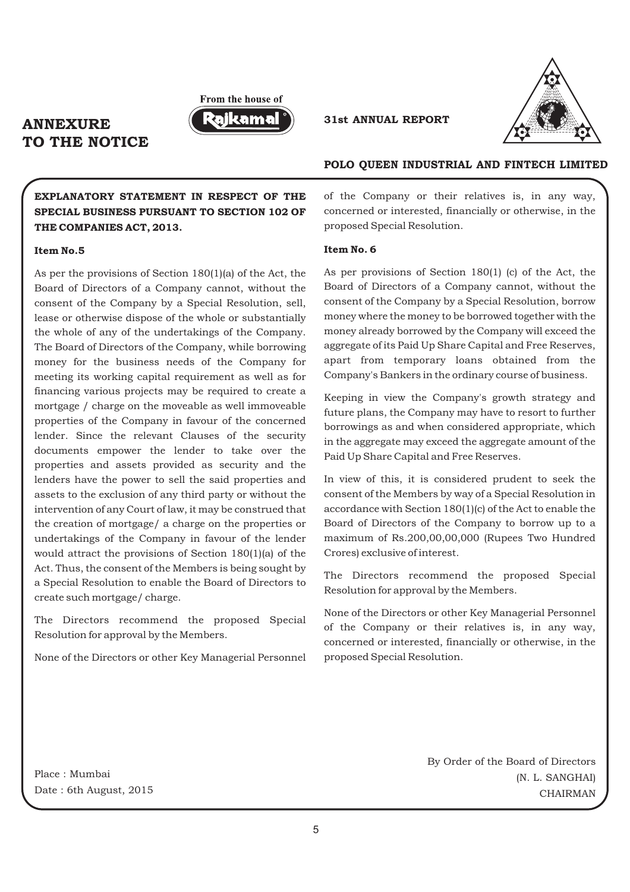# ANNEXURE TO THE NOTICE

## EXPLANATORY STATEMENT IN RESPECT OF THE SPECIAL BUSINESS PURSUANT TO SECTION 102 OF THE COMPANIES ACT, 2013.

### Item No.5

As per the provisions of Section 180(1)(a) of the Act, the Board of Directors of a Company cannot, without the consent of the Company by a Special Resolution, sell, lease or otherwise dispose of the whole or substantially the whole of any of the undertakings of the Company. The Board of Directors of the Company, while borrowing money for the business needs of the Company for meeting its working capital requirement as well as for financing various projects may be required to create a mortgage / charge on the moveable as well immoveable properties of the Company in favour of the concerned lender. Since the relevant Clauses of the security documents empower the lender to take over the properties and assets provided as security and the lenders have the power to sell the said properties and assets to the exclusion of any third party or without the intervention of any Court of law, it may be construed that the creation of mortgage/ a charge on the properties or undertakings of the Company in favour of the lender would attract the provisions of Section 180(1)(a) of the Act. Thus, the consent of the Members is being sought by a Special Resolution to enable the Board of Directors to create such mortgage/ charge.

The Directors recommend the proposed Special Resolution for approval by the Members.

None of the Directors or other Key Managerial Personnel of the Company or their relatives is, in any way, concerned or interested, financially or otherwise, in the proposed Special Resolution.

### Item No. 6

As per provisions of Section 180(1) (c) of the Act, the Board of Directors of a Company cannot, without the consent of the Company by a Special Resolution, borrow money where the money to be borrowed together with the money already borrowed by the Company will exceed the aggregate of its Paid Up Share Capital and Free Reserves, apart from temporary loans obtained from the Company's Bankers in the ordinary course of business.

Keeping in view the Company's growth strategy and future plans, the Company may have to resort to further borrowings as and when considered appropriate, which in the aggregate may exceed the aggregate amount of the Paid Up Share Capital and Free Reserves.

In view of this, it is considered prudent to seek the consent of the Members by way of a Special Resolution in accordance with Section 180(1)(c) of the Act to enable the Board of Directors of the Company to borrow up to a maximum of Rs.200,00,00,000 (Rupees Two Hundred Crores) exclusive of interest.

The Directors recommend the proposed Special Resolution for approval by the Members.

None of the Directors or other Key Managerial Personnel of the Company or their relatives is, in any way, concerned or interested, financially or otherwise, in the proposed Special Resolution.

By Order of the Board of Directors
(N. L. SANGHAI)
CHAIRMAN

Place : Mumbai
Date : 6th August, 2015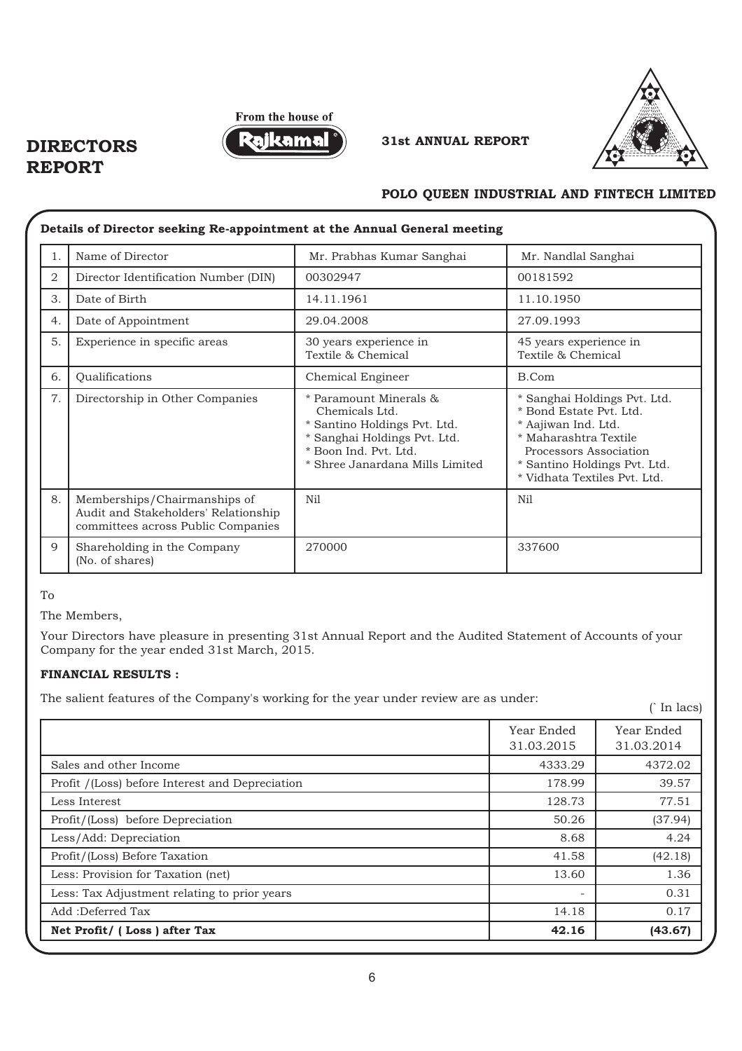# DIRECTORS REPORT

**Details of Director seeking Re-appointment at the Annual General meeting**

| | | | |
|---|---|---|---|
| 1. | Name of Director | Mr. Prabhas Kumar Sanghai | Mr. Nandlal Sanghai |
| 2 | Director Identification Number (DIN) | 00302947 | 00181592 |
| 3. | Date of Birth | 14.11.1961 | 11.10.1950 |
| 4. | Date of Appointment | 29.04.2008 | 27.09.1993 |
| 5. | Experience in specific areas | 30 years experience in Textile & Chemical | 45 years experience in Textile & Chemical |
| 6. | Qualifications | Chemical Engineer | B.Com |
| 7. | Directorship in Other Companies | * Paramount Minerals & Chemicals Ltd.<br>* Santino Holdings Pvt. Ltd.<br>* Sanghai Holdings Pvt. Ltd.<br>* Boon Ind. Pvt. Ltd.<br>* Shree Janardana Mills Limited | * Sanghai Holdings Pvt. Ltd.<br>* Bond Estate Pvt. Ltd.<br>* Aajiwan Ind. Ltd.<br>* Maharashtra Textile Processors Association<br>* Santino Holdings Pvt. Ltd.<br>* Vidhata Textiles Pvt. Ltd. |
| 8. | Memberships/Chairmanships of Audit and Stakeholders' Relationship committees across Public Companies | Nil | Nil |
| 9 | Shareholding in the Company (No. of shares) | 270000 | 337600 |

To

The Members,

Your Directors have pleasure in presenting 31st Annual Report and the Audited Statement of Accounts of your Company for the year ended 31st March, 2015.

**FINANCIAL RESULTS :**

The salient features of the Company's working for the year under review are as under:

(` In lacs)

| | Year Ended 31.03.2015 | Year Ended 31.03.2014 |
|---|---|---|
| Sales and other Income | 4333.29 | 4372.02 |
| Profit /(Loss) before Interest and Depreciation | 178.99 | 39.57 |
| Less Interest | 128.73 | 77.51 |
| Profit/(Loss) before Depreciation | 50.26 | (37.94) |
| Less/Add: Depreciation | 8.68 | 4.24 |
| Profit/(Loss) Before Taxation | 41.58 | (42.18) |
| Less: Provision for Taxation (net) | 13.60 | 1.36 |
| Less: Tax Adjustment relating to prior years | - | 0.31 |
| Add :Deferred Tax | 14.18 | 0.17 |
| **Net Profit/ ( Loss ) after Tax** | **42.16** | **(43.67)** |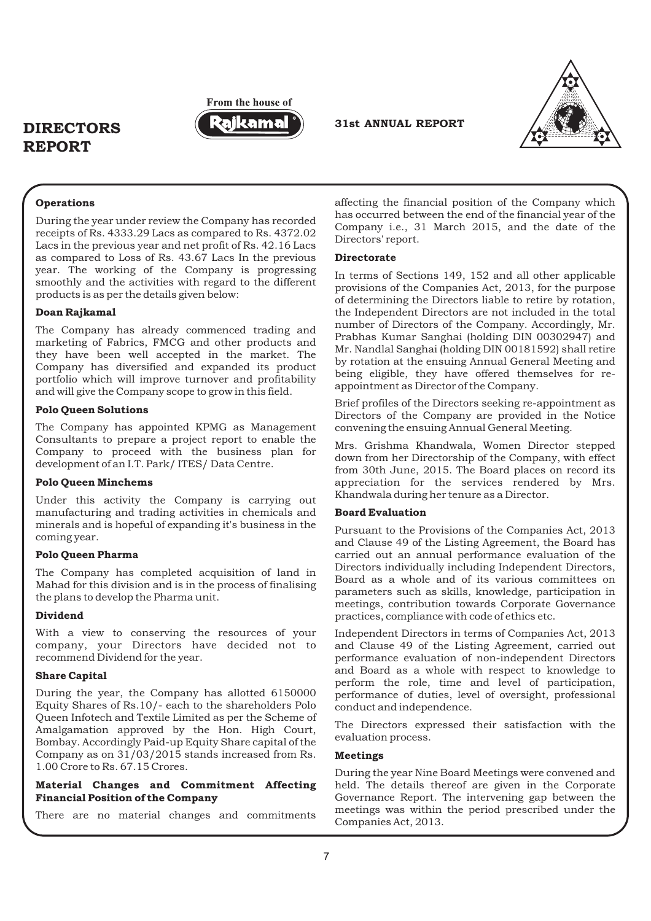# DIRECTORS REPORT

### Operations

During the year under review the Company has recorded receipts of Rs. 4333.29 Lacs as compared to Rs. 4372.02 Lacs in the previous year and net profit of Rs. 42.16 Lacs as compared to Loss of Rs. 43.67 Lacs In the previous year. The working of the Company is progressing smoothly and the activities with regard to the different products is as per the details given below:

### Doan Rajkamal

The Company has already commenced trading and marketing of Fabrics, FMCG and other products and they have been well accepted in the market. The Company has diversified and expanded its product portfolio which will improve turnover and profitability and will give the Company scope to grow in this field.

### Polo Queen Solutions

The Company has appointed KPMG as Management Consultants to prepare a project report to enable the Company to proceed with the business plan for development of an I.T. Park/ ITES/ Data Centre.

### Polo Queen Minchems

Under this activity the Company is carrying out manufacturing and trading activities in chemicals and minerals and is hopeful of expanding it's business in the coming year.

### Polo Queen Pharma

The Company has completed acquisition of land in Mahad for this division and is in the process of finalising the plans to develop the Pharma unit.

### Dividend

With a view to conserving the resources of your company, your Directors have decided not to recommend Dividend for the year.

### Share Capital

During the year, the Company has allotted 6150000 Equity Shares of Rs.10/- each to the shareholders Polo Queen Infotech and Textile Limited as per the Scheme of Amalgamation approved by the Hon. High Court, Bombay. Accordingly Paid-up Equity Share capital of the Company as on 31/03/2015 stands increased from Rs. 1.00 Crore to Rs. 67.15 Crores.

### Material Changes and Commitment Affecting Financial Position of the Company

There are no material changes and commitments affecting the financial position of the Company which has occurred between the end of the financial year of the Company i.e., 31 March 2015, and the date of the Directors' report.

### Directorate

In terms of Sections 149, 152 and all other applicable provisions of the Companies Act, 2013, for the purpose of determining the Directors liable to retire by rotation, the Independent Directors are not included in the total number of Directors of the Company. Accordingly, Mr. Prabhas Kumar Sanghai (holding DIN 00302947) and Mr. Nandlal Sanghai (holding DIN 00181592) shall retire by rotation at the ensuing Annual General Meeting and being eligible, they have offered themselves for re-appointment as Director of the Company.

Brief profiles of the Directors seeking re-appointment as Directors of the Company are provided in the Notice convening the ensuing Annual General Meeting.

Mrs. Grishma Khandwala, Women Director stepped down from her Directorship of the Company, with effect from 30th June, 2015. The Board places on record its appreciation for the services rendered by Mrs. Khandwala during her tenure as a Director.

### Board Evaluation

Pursuant to the Provisions of the Companies Act, 2013 and Clause 49 of the Listing Agreement, the Board has carried out an annual performance evaluation of the Directors individually including Independent Directors, Board as a whole and of its various committees on parameters such as skills, knowledge, participation in meetings, contribution towards Corporate Governance practices, compliance with code of ethics etc.

Independent Directors in terms of Companies Act, 2013 and Clause 49 of the Listing Agreement, carried out performance evaluation of non-independent Directors and Board as a whole with respect to knowledge to perform the role, time and level of participation, performance of duties, level of oversight, professional conduct and independence.

The Directors expressed their satisfaction with the evaluation process.

### Meetings

During the year Nine Board Meetings were convened and held. The details thereof are given in the Corporate Governance Report. The intervening gap between the meetings was within the period prescribed under the Companies Act, 2013.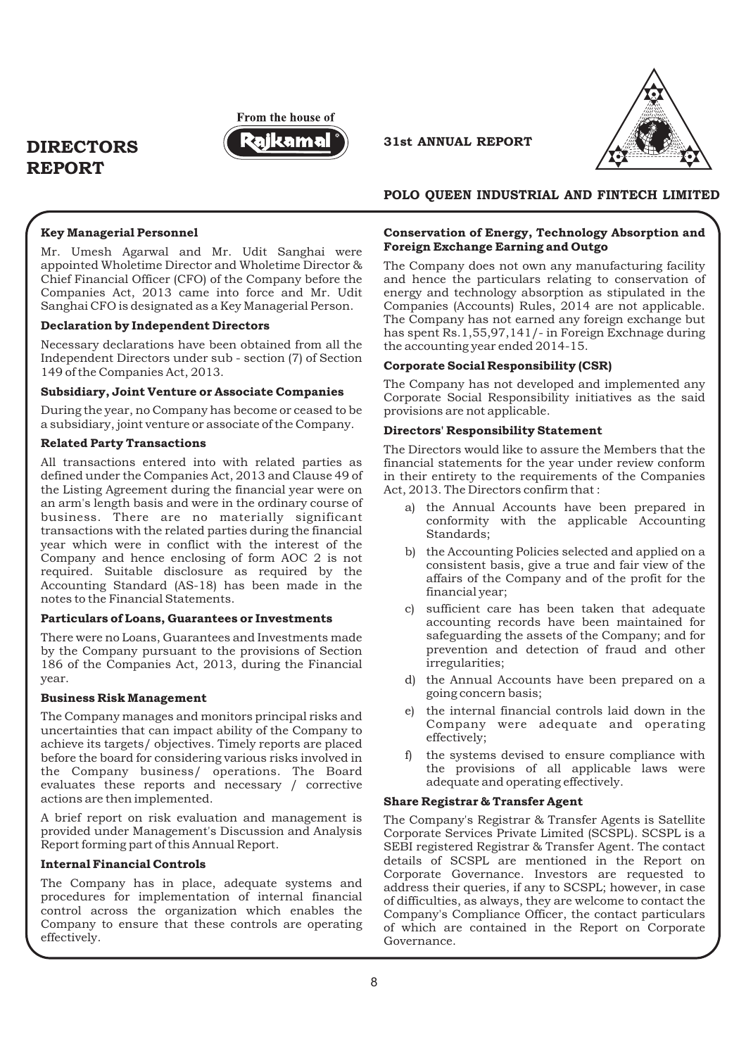### Key Managerial Personnel

Mr. Umesh Agarwal and Mr. Udit Sanghai were appointed Wholetime Director and Wholetime Director & Chief Financial Officer (CFO) of the Company before the Companies Act, 2013 came into force and Mr. Udit Sanghai CFO is designated as a Key Managerial Person.

### Declaration by Independent Directors

Necessary declarations have been obtained from all the Independent Directors under sub - section (7) of Section 149 of the Companies Act, 2013.

### Subsidiary, Joint Venture or Associate Companies

During the year, no Company has become or ceased to be a subsidiary, joint venture or associate of the Company.

### Related Party Transactions

All transactions entered into with related parties as defined under the Companies Act, 2013 and Clause 49 of the Listing Agreement during the financial year were on an arm's length basis and were in the ordinary course of business. There are no materially significant transactions with the related parties during the financial year which were in conflict with the interest of the Company and hence enclosing of form AOC 2 is not required. Suitable disclosure as required by the Accounting Standard (AS-18) has been made in the notes to the Financial Statements.

### Particulars of Loans, Guarantees or Investments

There were no Loans, Guarantees and Investments made by the Company pursuant to the provisions of Section 186 of the Companies Act, 2013, during the Financial year.

### Business Risk Management

The Company manages and monitors principal risks and uncertainties that can impact ability of the Company to achieve its targets/ objectives. Timely reports are placed before the board for considering various risks involved in the Company business/ operations. The Board evaluates these reports and necessary / corrective actions are then implemented.

A brief report on risk evaluation and management is provided under Management's Discussion and Analysis Report forming part of this Annual Report.

### Internal Financial Controls

The Company has in place, adequate systems and procedures for implementation of internal financial control across the organization which enables the Company to ensure that these controls are operating effectively.

### Conservation of Energy, Technology Absorption and Foreign Exchange Earning and Outgo

The Company does not own any manufacturing facility and hence the particulars relating to conservation of energy and technology absorption as stipulated in the Companies (Accounts) Rules, 2014 are not applicable. The Company has not earned any foreign exchange but has spent Rs.1,55,97,141/- in Foreign Exchnage during the accounting year ended 2014-15.

### Corporate Social Responsibility (CSR)

The Company has not developed and implemented any Corporate Social Responsibility initiatives as the said provisions are not applicable.

### Directors' Responsibility Statement

The Directors would like to assure the Members that the financial statements for the year under review conform in their entirety to the requirements of the Companies Act, 2013. The Directors confirm that :

a) the Annual Accounts have been prepared in conformity with the applicable Accounting Standards;

b) the Accounting Policies selected and applied on a consistent basis, give a true and fair view of the affairs of the Company and of the profit for the financial year;

c) sufficient care has been taken that adequate accounting records have been maintained for safeguarding the assets of the Company; and for prevention and detection of fraud and other irregularities;

d) the Annual Accounts have been prepared on a going concern basis;

e) the internal financial controls laid down in the Company were adequate and operating effectively;

f) the systems devised to ensure compliance with the provisions of all applicable laws were adequate and operating effectively.

### Share Registrar & Transfer Agent

The Company's Registrar & Transfer Agents is Satellite Corporate Services Private Limited (SCSPL). SCSPL is a SEBI registered Registrar & Transfer Agent. The contact details of SCSPL are mentioned in the Report on Corporate Governance. Investors are requested to address their queries, if any to SCSPL; however, in case of difficulties, as always, they are welcome to contact the Company's Compliance Officer, the contact particulars of which are contained in the Report on Corporate Governance.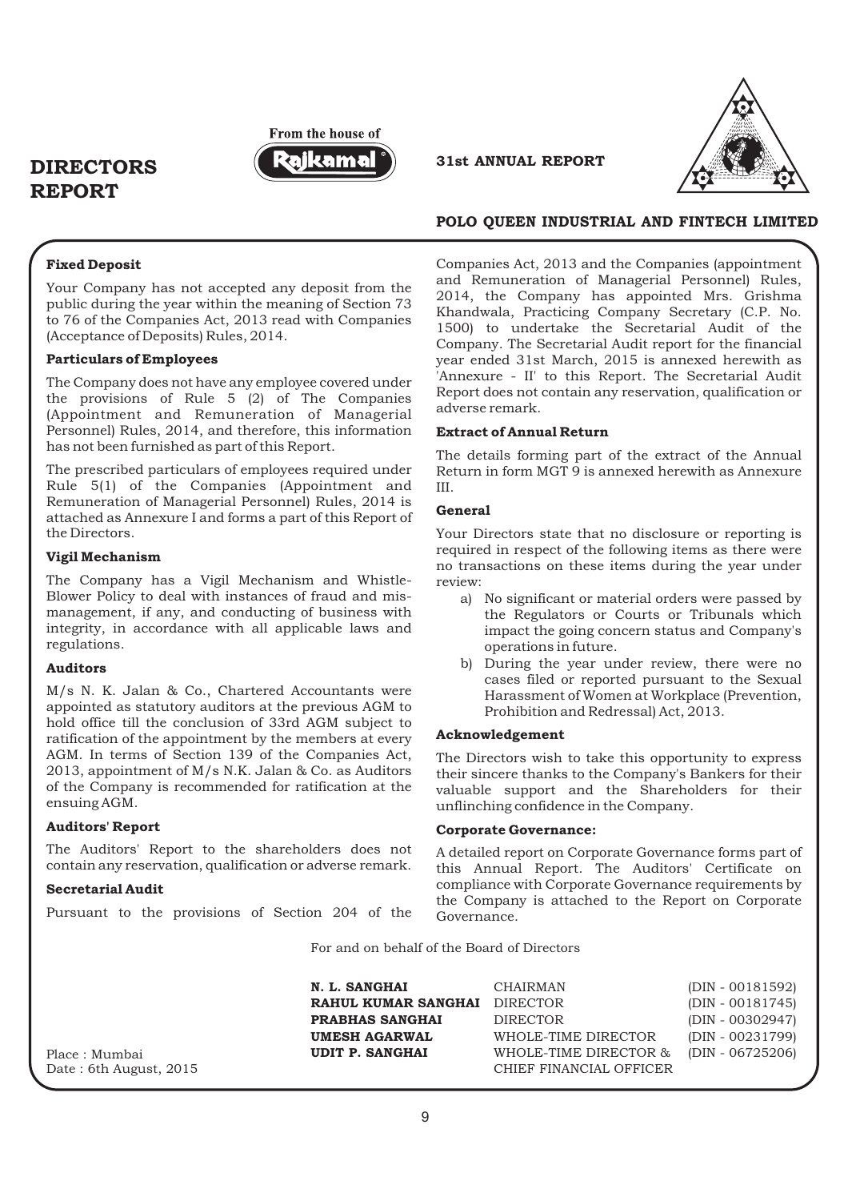### Fixed Deposit

Your Company has not accepted any deposit from the public during the year within the meaning of Section 73 to 76 of the Companies Act, 2013 read with Companies (Acceptance of Deposits) Rules, 2014.

### Particulars of Employees

The Company does not have any employee covered under the provisions of Rule 5 (2) of The Companies (Appointment and Remuneration of Managerial Personnel) Rules, 2014, and therefore, this information has not been furnished as part of this Report.

The prescribed particulars of employees required under Rule 5(1) of the Companies (Appointment and Remuneration of Managerial Personnel) Rules, 2014 is attached as Annexure I and forms a part of this Report of the Directors.

### Vigil Mechanism

The Company has a Vigil Mechanism and Whistle-Blower Policy to deal with instances of fraud and mismanagement, if any, and conducting of business with integrity, in accordance with all applicable laws and regulations.

### Auditors

M/s N. K. Jalan & Co., Chartered Accountants were appointed as statutory auditors at the previous AGM to hold office till the conclusion of 33rd AGM subject to ratification of the appointment by the members at every AGM. In terms of Section 139 of the Companies Act, 2013, appointment of M/s N.K. Jalan & Co. as Auditors of the Company is recommended for ratification at the ensuing AGM.

### Auditors' Report

The Auditors' Report to the shareholders does not contain any reservation, qualification or adverse remark.

### Secretarial Audit

Pursuant to the provisions of Section 204 of the Companies Act, 2013 and the Companies (appointment and Remuneration of Managerial Personnel) Rules, 2014, the Company has appointed Mrs. Grishma Khandwala, Practicing Company Secretary (C.P. No. 1500) to undertake the Secretarial Audit of the Company. The Secretarial Audit report for the financial year ended 31st March, 2015 is annexed herewith as 'Annexure - II' to this Report. The Secretarial Audit Report does not contain any reservation, qualification or adverse remark.

### Extract of Annual Return

The details forming part of the extract of the Annual Return in form MGT 9 is annexed herewith as Annexure III.

### General

Your Directors state that no disclosure or reporting is required in respect of the following items as there were no transactions on these items during the year under review:

a) No significant or material orders were passed by the Regulators or Courts or Tribunals which impact the going concern status and Company's operations in future.

b) During the year under review, there were no cases filed or reported pursuant to the Sexual Harassment of Women at Workplace (Prevention, Prohibition and Redressal) Act, 2013.

### Acknowledgement

The Directors wish to take this opportunity to express their sincere thanks to the Company's Bankers for their valuable support and the Shareholders for their unflinching confidence in the Company.

### Corporate Governance:

A detailed report on Corporate Governance forms part of this Annual Report. The Auditors' Certificate on compliance with Corporate Governance requirements by the Company is attached to the Report on Corporate Governance.

For and on behalf of the Board of Directors

| | | |
|---|---|---|
| **N. L. SANGHAI** | CHAIRMAN | (DIN - 00181592) |
| **RAHUL KUMAR SANGHAI** | DIRECTOR | (DIN - 00181745) |
| **PRABHAS SANGHAI** | DIRECTOR | (DIN - 00302947) |
| **UMESH AGARWAL** | WHOLE-TIME DIRECTOR | (DIN - 00231799) |
| **UDIT P. SANGHAI** | WHOLE-TIME DIRECTOR & CHIEF FINANCIAL OFFICER | (DIN - 06725206) |

Place : Mumbai
Date : 6th August, 2015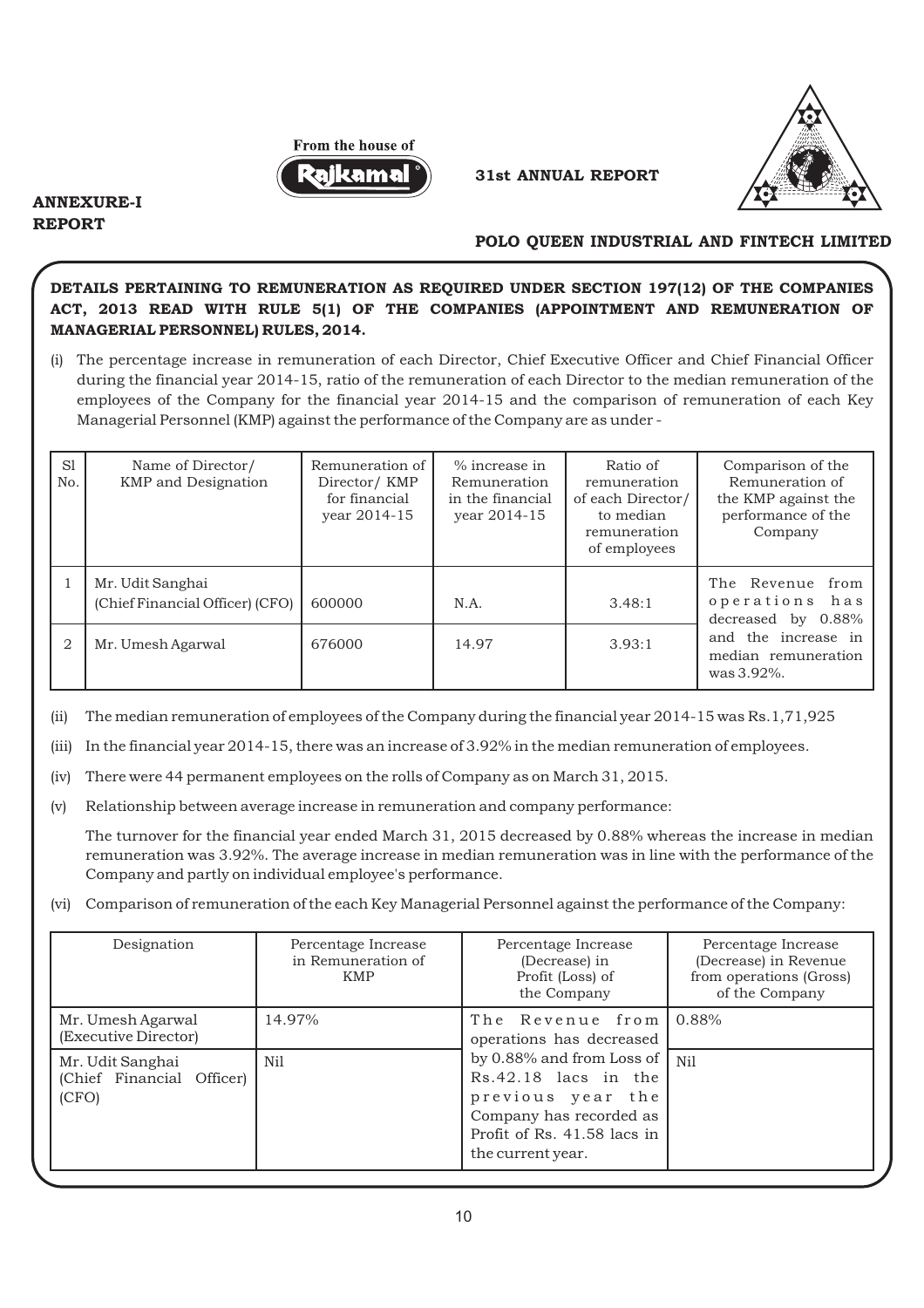## ANNEXURE-I REPORT

**DETAILS PERTAINING TO REMUNERATION AS REQUIRED UNDER SECTION 197(12) OF THE COMPANIES ACT, 2013 READ WITH RULE 5(1) OF THE COMPANIES (APPOINTMENT AND REMUNERATION OF MANAGERIAL PERSONNEL) RULES, 2014.**

(i) The percentage increase in remuneration of each Director, Chief Executive Officer and Chief Financial Officer during the financial year 2014-15, ratio of the remuneration of each Director to the median remuneration of the employees of the Company for the financial year 2014-15 and the comparison of remuneration of each Key Managerial Personnel (KMP) against the performance of the Company are as under -

| Sl No. | Name of Director/ KMP and Designation | Remuneration of Director/ KMP for financial year 2014-15 | % increase in Remuneration in the financial year 2014-15 | Ratio of remuneration of each Director/ to median remuneration of employees | Comparison of the Remuneration of the KMP against the performance of the Company |
|---|---|---|---|---|---|
| 1 | Mr. Udit Sanghai (Chief Financial Officer) (CFO) | 600000 | N.A. | 3.48:1 | The Revenue from operations has decreased by 0.88% and the increase in median remuneration was 3.92%. |
| 2 | Mr. Umesh Agarwal | 676000 | 14.97 | 3.93:1 | |

(ii) The median remuneration of employees of the Company during the financial year 2014-15 was Rs.1,71,925

(iii) In the financial year 2014-15, there was an increase of 3.92% in the median remuneration of employees.

(iv) There were 44 permanent employees on the rolls of Company as on March 31, 2015.

(v) Relationship between average increase in remuneration and company performance:

The turnover for the financial year ended March 31, 2015 decreased by 0.88% whereas the increase in median remuneration was 3.92%. The average increase in median remuneration was in line with the performance of the Company and partly on individual employee's performance.

(vi) Comparison of remuneration of the each Key Managerial Personnel against the performance of the Company:

| Designation | Percentage Increase in Remuneration of KMP | Percentage Increase (Decrease) in Profit (Loss) of the Company | Percentage Increase (Decrease) in Revenue from operations (Gross) of the Company |
|---|---|---|---|
| Mr. Umesh Agarwal (Executive Director) | 14.97% | The Revenue from operations has decreased by 0.88% and from Loss of Rs.42.18 lacs in the previous year the Company has recorded as Profit of Rs. 41.58 lacs in the current year. | 0.88% |
| Mr. Udit Sanghai (Chief Financial Officer) (CFO) | Nil | | Nil |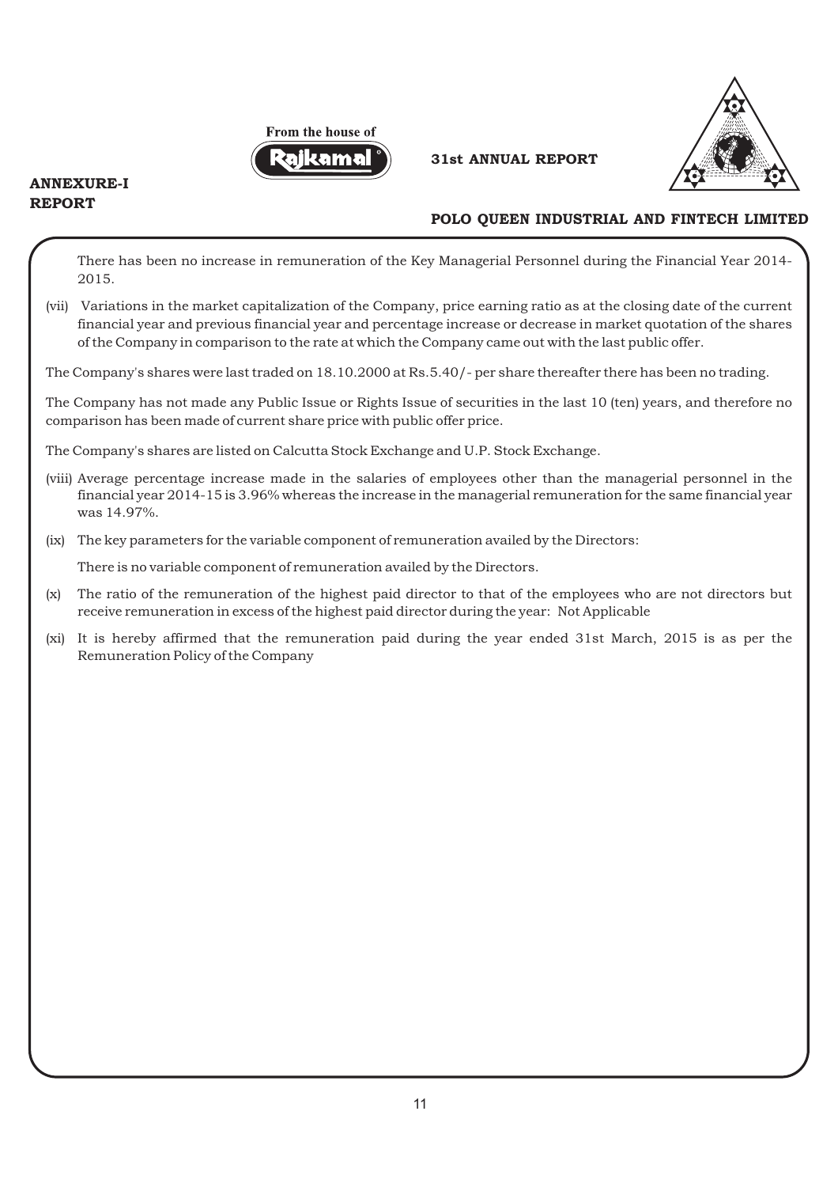There has been no increase in remuneration of the Key Managerial Personnel during the Financial Year 2014-2015.

(vii) Variations in the market capitalization of the Company, price earning ratio as at the closing date of the current financial year and previous financial year and percentage increase or decrease in market quotation of the shares of the Company in comparison to the rate at which the Company came out with the last public offer.

The Company's shares were last traded on 18.10.2000 at Rs.5.40/- per share thereafter there has been no trading.

The Company has not made any Public Issue or Rights Issue of securities in the last 10 (ten) years, and therefore no comparison has been made of current share price with public offer price.

The Company's shares are listed on Calcutta Stock Exchange and U.P. Stock Exchange.

(viii) Average percentage increase made in the salaries of employees other than the managerial personnel in the financial year 2014-15 is 3.96% whereas the increase in the managerial remuneration for the same financial year was 14.97%.

(ix) The key parameters for the variable component of remuneration availed by the Directors:

There is no variable component of remuneration availed by the Directors.

(x) The ratio of the remuneration of the highest paid director to that of the employees who are not directors but receive remuneration in excess of the highest paid director during the year: Not Applicable

(xi) It is hereby affirmed that the remuneration paid during the year ended 31st March, 2015 is as per the Remuneration Policy of the Company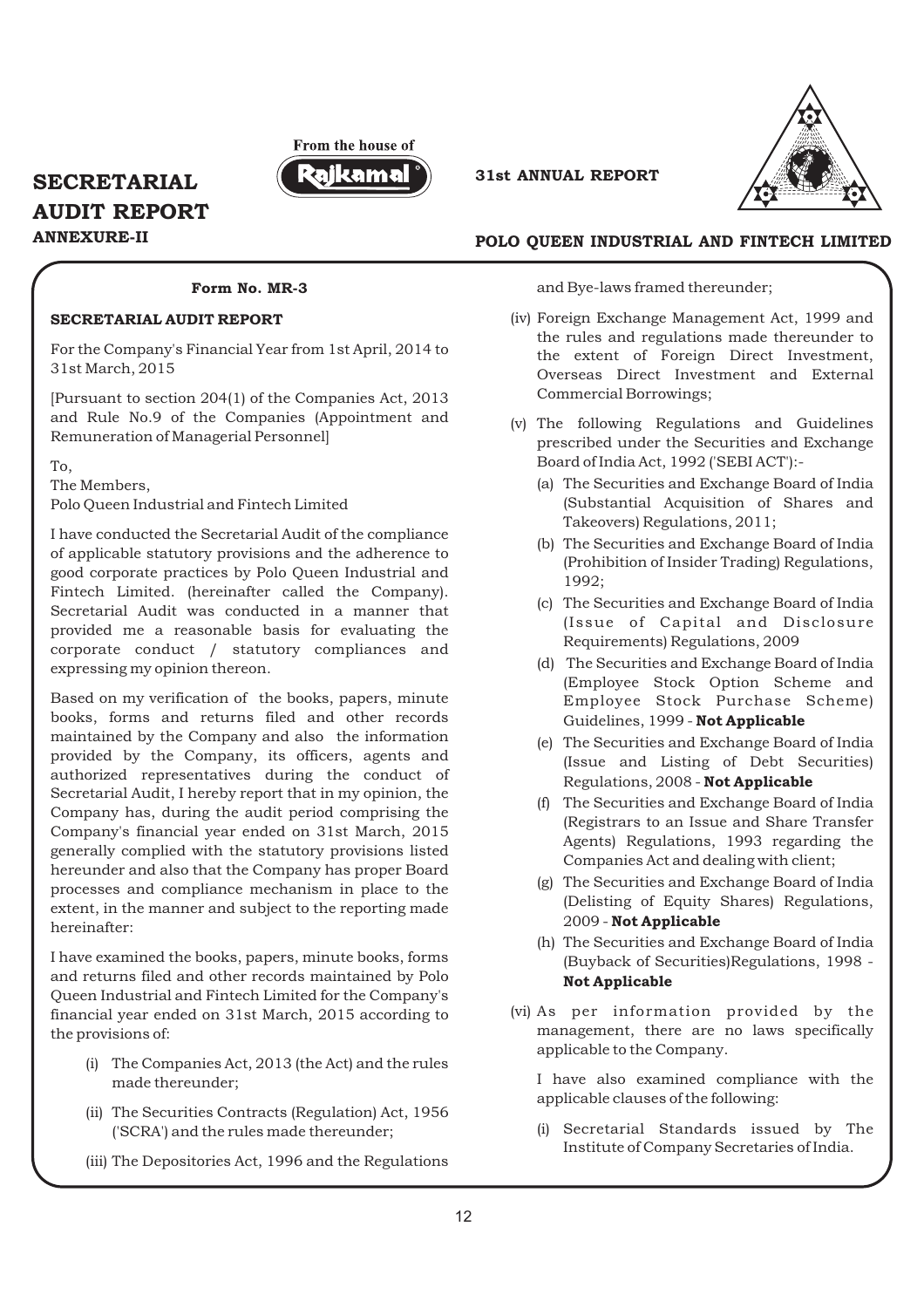# SECRETARIAL AUDIT REPORT

## ANNEXURE-II

**Form No. MR-3**

**SECRETARIAL AUDIT REPORT**

For the Company's Financial Year from 1st April, 2014 to 31st March, 2015

[Pursuant to section 204(1) of the Companies Act, 2013 and Rule No.9 of the Companies (Appointment and Remuneration of Managerial Personnel]

To,
The Members,
Polo Queen Industrial and Fintech Limited

I have conducted the Secretarial Audit of the compliance of applicable statutory provisions and the adherence to good corporate practices by Polo Queen Industrial and Fintech Limited. (hereinafter called the Company). Secretarial Audit was conducted in a manner that provided me a reasonable basis for evaluating the corporate conduct / statutory compliances and expressing my opinion thereon.

Based on my verification of the books, papers, minute books, forms and returns filed and other records maintained by the Company and also the information provided by the Company, its officers, agents and authorized representatives during the conduct of Secretarial Audit, I hereby report that in my opinion, the Company has, during the audit period comprising the Company's financial year ended on 31st March, 2015 generally complied with the statutory provisions listed hereunder and also that the Company has proper Board processes and compliance mechanism in place to the extent, in the manner and subject to the reporting made hereinafter:

I have examined the books, papers, minute books, forms and returns filed and other records maintained by Polo Queen Industrial and Fintech Limited for the Company's financial year ended on 31st March, 2015 according to the provisions of:

(i) The Companies Act, 2013 (the Act) and the rules made thereunder;

(ii) The Securities Contracts (Regulation) Act, 1956 ('SCRA') and the rules made thereunder;

(iii) The Depositories Act, 1996 and the Regulations and Bye-laws framed thereunder;

(iv) Foreign Exchange Management Act, 1999 and the rules and regulations made thereunder to the extent of Foreign Direct Investment, Overseas Direct Investment and External Commercial Borrowings;

(v) The following Regulations and Guidelines prescribed under the Securities and Exchange Board of India Act, 1992 ('SEBI ACT'):-

(a) The Securities and Exchange Board of India (Substantial Acquisition of Shares and Takeovers) Regulations, 2011;

(b) The Securities and Exchange Board of India (Prohibition of Insider Trading) Regulations, 1992;

(c) The Securities and Exchange Board of India (Issue of Capital and Disclosure Requirements) Regulations, 2009

(d) The Securities and Exchange Board of India (Employee Stock Option Scheme and Employee Stock Purchase Scheme) Guidelines, 1999 - **Not Applicable**

(e) The Securities and Exchange Board of India (Issue and Listing of Debt Securities) Regulations, 2008 - **Not Applicable**

(f) The Securities and Exchange Board of India (Registrars to an Issue and Share Transfer Agents) Regulations, 1993 regarding the Companies Act and dealing with client;

(g) The Securities and Exchange Board of India (Delisting of Equity Shares) Regulations, 2009 - **Not Applicable**

(h) The Securities and Exchange Board of India (Buyback of Securities)Regulations, 1998 - **Not Applicable**

(vi) As per information provided by the management, there are no laws specifically applicable to the Company.

I have also examined compliance with the applicable clauses of the following:

(i) Secretarial Standards issued by The Institute of Company Secretaries of India.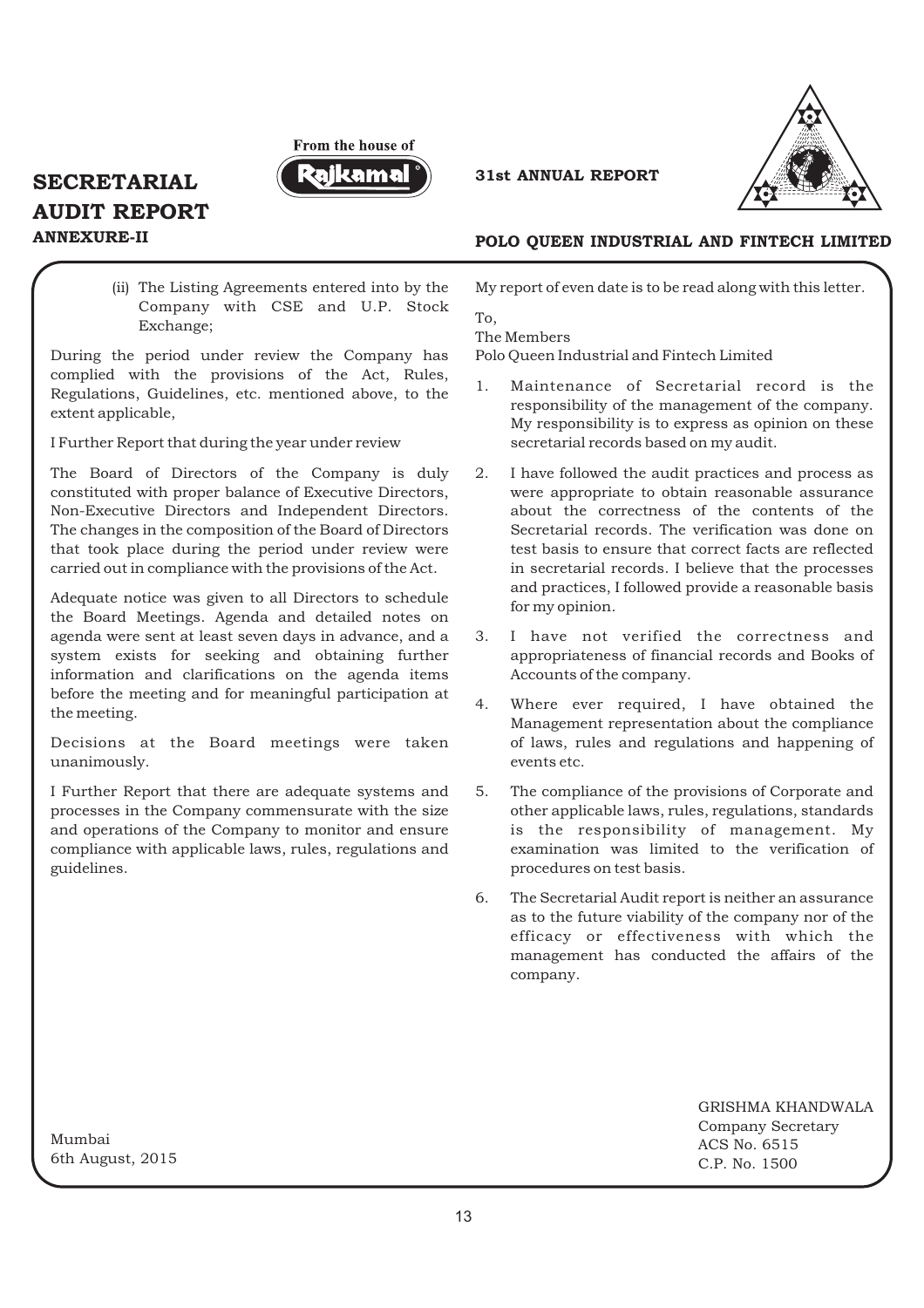(ii) The Listing Agreements entered into by the Company with CSE and U.P. Stock Exchange;

During the period under review the Company has complied with the provisions of the Act, Rules, Regulations, Guidelines, etc. mentioned above, to the extent applicable,

I Further Report that during the year under review

The Board of Directors of the Company is duly constituted with proper balance of Executive Directors, Non-Executive Directors and Independent Directors. The changes in the composition of the Board of Directors that took place during the period under review were carried out in compliance with the provisions of the Act.

Adequate notice was given to all Directors to schedule the Board Meetings. Agenda and detailed notes on agenda were sent at least seven days in advance, and a system exists for seeking and obtaining further information and clarifications on the agenda items before the meeting and for meaningful participation at the meeting.

Decisions at the Board meetings were taken unanimously.

I Further Report that there are adequate systems and processes in the Company commensurate with the size and operations of the Company to monitor and ensure compliance with applicable laws, rules, regulations and guidelines.

My report of even date is to be read along with this letter.

To,
The Members
Polo Queen Industrial and Fintech Limited

1. Maintenance of Secretarial record is the responsibility of the management of the company. My responsibility is to express as opinion on these secretarial records based on my audit.
2. I have followed the audit practices and process as were appropriate to obtain reasonable assurance about the correctness of the contents of the Secretarial records. The verification was done on test basis to ensure that correct facts are reflected in secretarial records. I believe that the processes and practices, I followed provide a reasonable basis for my opinion.
3. I have not verified the correctness and appropriateness of financial records and Books of Accounts of the company.
4. Where ever required, I have obtained the Management representation about the compliance of laws, rules and regulations and happening of events etc.
5. The compliance of the provisions of Corporate and other applicable laws, rules, regulations, standards is the responsibility of management. My examination was limited to the verification of procedures on test basis.
6. The Secretarial Audit report is neither an assurance as to the future viability of the company nor of the efficacy or effectiveness with which the management has conducted the affairs of the company.

Mumbai
6th August, 2015

GRISHMA KHANDWALA
Company Secretary
ACS No. 6515
C.P. No. 1500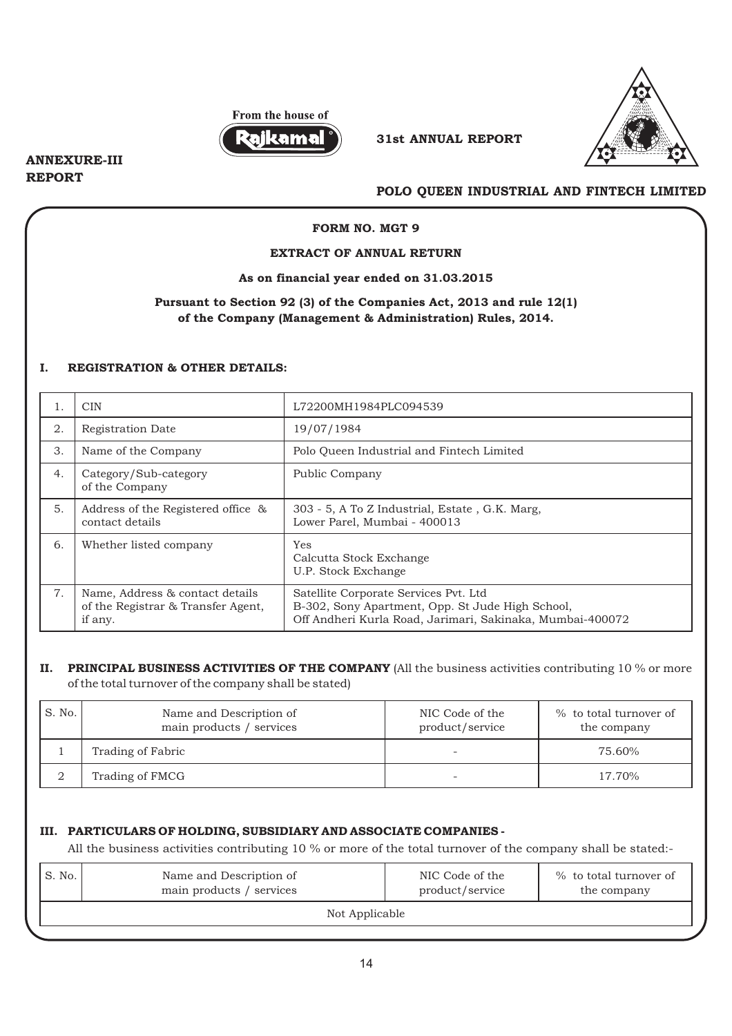ANNEXURE-III
REPORT

# FORM NO. MGT 9

## EXTRACT OF ANNUAL RETURN

**As on financial year ended on 31.03.2015**

**Pursuant to Section 92 (3) of the Companies Act, 2013 and rule 12(1) of the Company (Management & Administration) Rules, 2014.**

### I. REGISTRATION & OTHER DETAILS:

| | | |
|---|---|---|
| 1. | CIN | L72200MH1984PLC094539 |
| 2. | Registration Date | 19/07/1984 |
| 3. | Name of the Company | Polo Queen Industrial and Fintech Limited |
| 4. | Category/Sub-category of the Company | Public Company |
| 5. | Address of the Registered office & contact details | 303 - 5, A To Z Industrial, Estate , G.K. Marg, Lower Parel, Mumbai - 400013 |
| 6. | Whether listed company | Yes<br>Calcutta Stock Exchange<br>U.P. Stock Exchange |
| 7. | Name, Address & contact details of the Registrar & Transfer Agent, if any. | Satellite Corporate Services Pvt. Ltd<br>B-302, Sony Apartment, Opp. St Jude High School,<br>Off Andheri Kurla Road, Jarimari, Sakinaka, Mumbai-400072 |

### II. PRINCIPAL BUSINESS ACTIVITIES OF THE COMPANY (All the business activities contributing 10 % or more of the total turnover of the company shall be stated)

| S. No. | Name and Description of main products / services | NIC Code of the product/service | % to total turnover of the company |
|---|---|---|---|
| 1 | Trading of Fabric | - | 75.60% |
| 2 | Trading of FMCG | - | 17.70% |

### III. PARTICULARS OF HOLDING, SUBSIDIARY AND ASSOCIATE COMPANIES -

All the business activities contributing 10 % or more of the total turnover of the company shall be stated:-

| S. No. | Name and Description of main products / services | NIC Code of the product/service | % to total turnover of the company |
|---|---|---|---|
| Not Applicable | | | |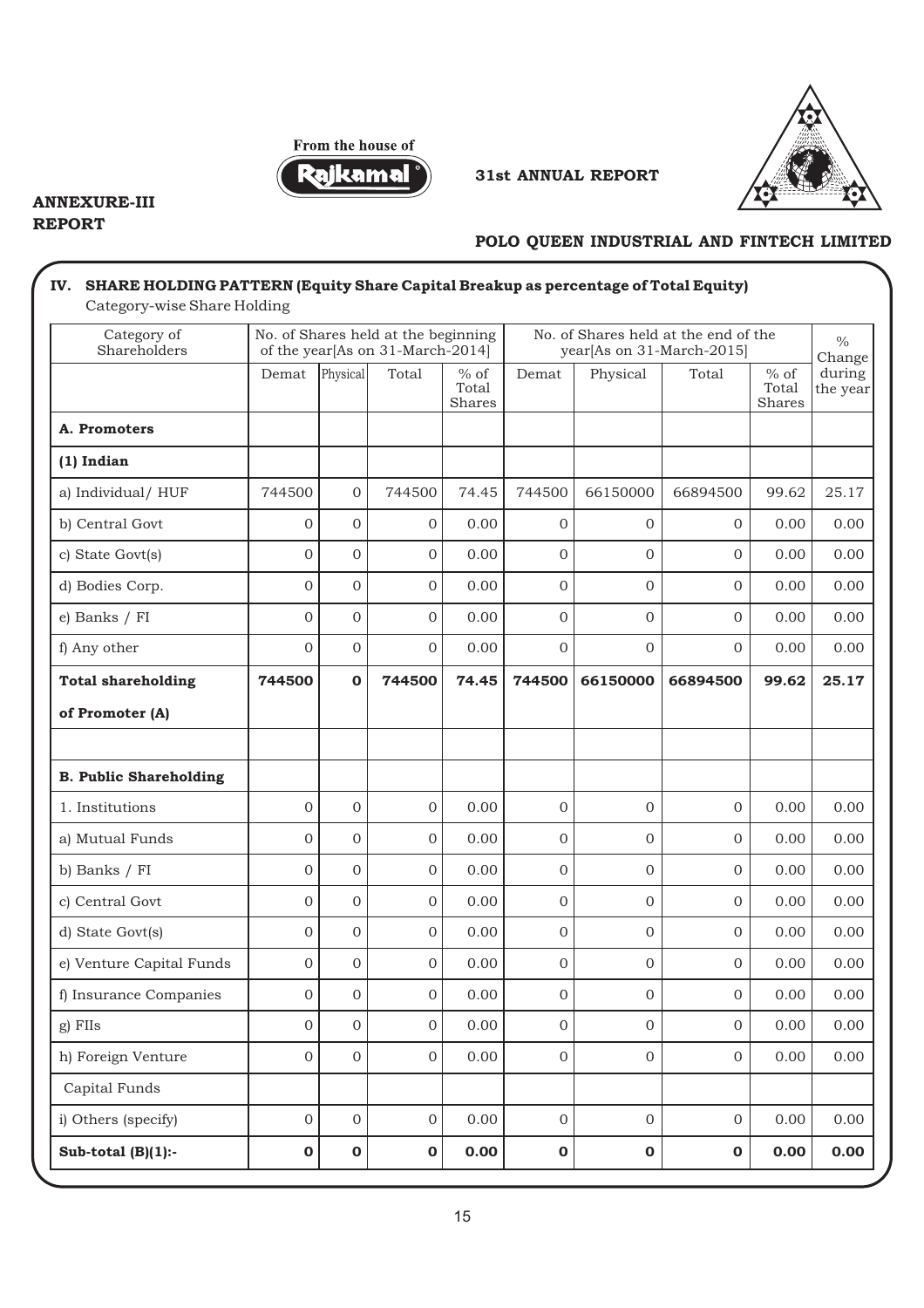# ANNEXURE-III REPORT

## IV. SHARE HOLDING PATTERN (Equity Share Capital Breakup as percentage of Total Equity)

Category-wise Share Holding

| Category of Shareholders | No. of Shares held at the beginning of the year[As on 31-March-2014] | | | | No. of Shares held at the end of the year[As on 31-March-2015] | | | | % Change during the year |
|---|---|---|---|---|---|---|---|---|---|
| | Demat | Physical | Total | % of Total Shares | Demat | Physical | Total | % of Total Shares | |
| **A. Promoters** | | | | | | | | | |
| **(1) Indian** | | | | | | | | | |
| a) Individual/ HUF | 744500 | 0 | 744500 | 74.45 | 744500 | 66150000 | 66894500 | 99.62 | 25.17 |
| b) Central Govt | 0 | 0 | 0 | 0.00 | 0 | 0 | 0 | 0.00 | 0.00 |
| c) State Govt(s) | 0 | 0 | 0 | 0.00 | 0 | 0 | 0 | 0.00 | 0.00 |
| d) Bodies Corp. | 0 | 0 | 0 | 0.00 | 0 | 0 | 0 | 0.00 | 0.00 |
| e) Banks / FI | 0 | 0 | 0 | 0.00 | 0 | 0 | 0 | 0.00 | 0.00 |
| f) Any other | 0 | 0 | 0 | 0.00 | 0 | 0 | 0 | 0.00 | 0.00 |
| **Total shareholding of Promoter (A)** | **744500** | **0** | **744500** | **74.45** | **744500** | **66150000** | **66894500** | **99.62** | **25.17** |
| | | | | | | | | | |
| **B. Public Shareholding** | | | | | | | | | |
| 1. Institutions | 0 | 0 | 0 | 0.00 | 0 | 0 | 0 | 0.00 | 0.00 |
| a) Mutual Funds | 0 | 0 | 0 | 0.00 | 0 | 0 | 0 | 0.00 | 0.00 |
| b) Banks / FI | 0 | 0 | 0 | 0.00 | 0 | 0 | 0 | 0.00 | 0.00 |
| c) Central Govt | 0 | 0 | 0 | 0.00 | 0 | 0 | 0 | 0.00 | 0.00 |
| d) State Govt(s) | 0 | 0 | 0 | 0.00 | 0 | 0 | 0 | 0.00 | 0.00 |
| e) Venture Capital Funds | 0 | 0 | 0 | 0.00 | 0 | 0 | 0 | 0.00 | 0.00 |
| f) Insurance Companies | 0 | 0 | 0 | 0.00 | 0 | 0 | 0 | 0.00 | 0.00 |
| g) FIIs | 0 | 0 | 0 | 0.00 | 0 | 0 | 0 | 0.00 | 0.00 |
| h) Foreign Venture Capital Funds | 0 | 0 | 0 | 0.00 | 0 | 0 | 0 | 0.00 | 0.00 |
| i) Others (specify) | 0 | 0 | 0 | 0.00 | 0 | 0 | 0 | 0.00 | 0.00 |
| **Sub-total (B)(1):-** | **0** | **0** | **0** | **0.00** | **0** | **0** | **0** | **0.00** | **0.00** |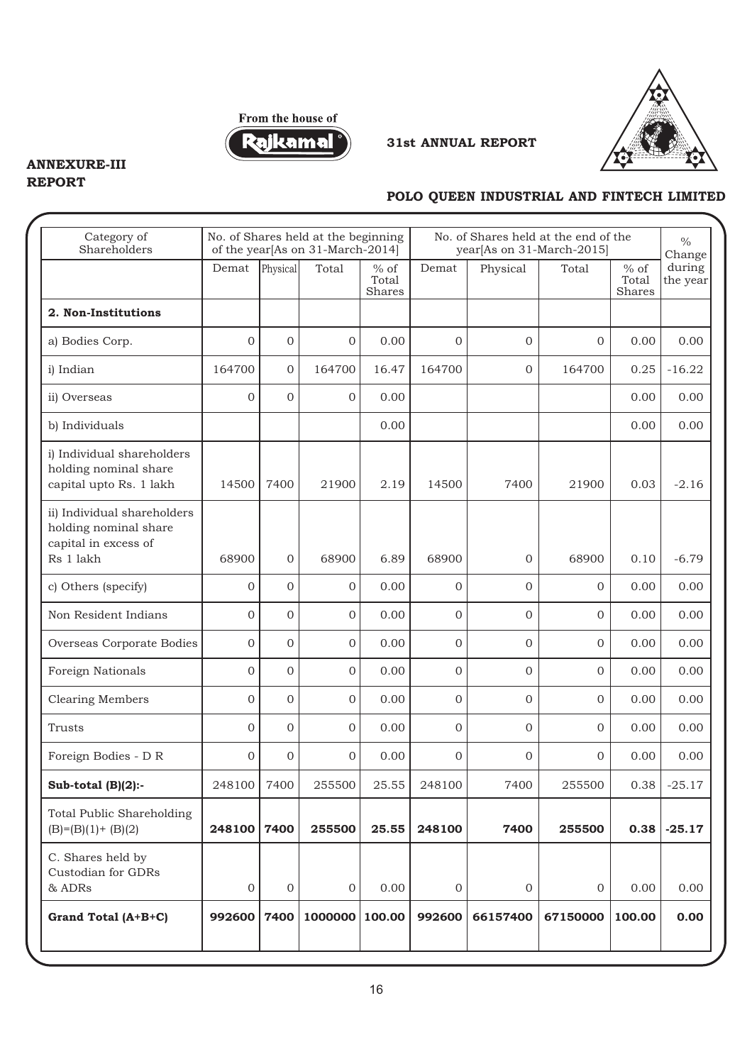**ANNEXURE-III**
**REPORT**

**POLO QUEEN INDUSTRIAL AND FINTECH LIMITED**

| Category of Shareholders | No. of Shares held at the beginning of the year[As on 31-March-2014] | | | | No. of Shares held at the end of the year[As on 31-March-2015] | | | | % Change during the year |
|---|---|---|---|---|---|---|---|---|---|
| | Demat | Physical | Total | % of Total Shares | Demat | Physical | Total | % of Total Shares | |
| **2. Non-Institutions** | | | | | | | | | |
| a) Bodies Corp. | 0 | 0 | 0 | 0.00 | 0 | 0 | 0 | 0.00 | 0.00 |
| i) Indian | 164700 | 0 | 164700 | 16.47 | 164700 | 0 | 164700 | 0.25 | -16.22 |
| ii) Overseas | 0 | 0 | 0 | 0.00 | | | | 0.00 | 0.00 |
| b) Individuals | | | | 0.00 | | | | 0.00 | 0.00 |
| i) Individual shareholders holding nominal share capital upto Rs. 1 lakh | 14500 | 7400 | 21900 | 2.19 | 14500 | 7400 | 21900 | 0.03 | -2.16 |
| ii) Individual shareholders holding nominal share capital in excess of Rs 1 lakh | 68900 | 0 | 68900 | 6.89 | 68900 | 0 | 68900 | 0.10 | -6.79 |
| c) Others (specify) | 0 | 0 | 0 | 0.00 | 0 | 0 | 0 | 0.00 | 0.00 |
| Non Resident Indians | 0 | 0 | 0 | 0.00 | 0 | 0 | 0 | 0.00 | 0.00 |
| Overseas Corporate Bodies | 0 | 0 | 0 | 0.00 | 0 | 0 | 0 | 0.00 | 0.00 |
| Foreign Nationals | 0 | 0 | 0 | 0.00 | 0 | 0 | 0 | 0.00 | 0.00 |
| Clearing Members | 0 | 0 | 0 | 0.00 | 0 | 0 | 0 | 0.00 | 0.00 |
| Trusts | 0 | 0 | 0 | 0.00 | 0 | 0 | 0 | 0.00 | 0.00 |
| Foreign Bodies - D R | 0 | 0 | 0 | 0.00 | 0 | 0 | 0 | 0.00 | 0.00 |
| **Sub-total (B)(2):-** | 248100 | 7400 | 255500 | 25.55 | 248100 | 7400 | 255500 | 0.38 | -25.17 |
| Total Public Shareholding (B)=(B)(1)+ (B)(2) | **248100** | **7400** | **255500** | **25.55** | **248100** | **7400** | **255500** | **0.38** | **-25.17** |
| C. Shares held by Custodian for GDRs & ADRs | 0 | 0 | 0 | 0.00 | 0 | 0 | 0 | 0.00 | 0.00 |
| **Grand Total (A+B+C)** | **992600** | **7400** | **1000000** | **100.00** | **992600** | **66157400** | **67150000** | **100.00** | **0.00** |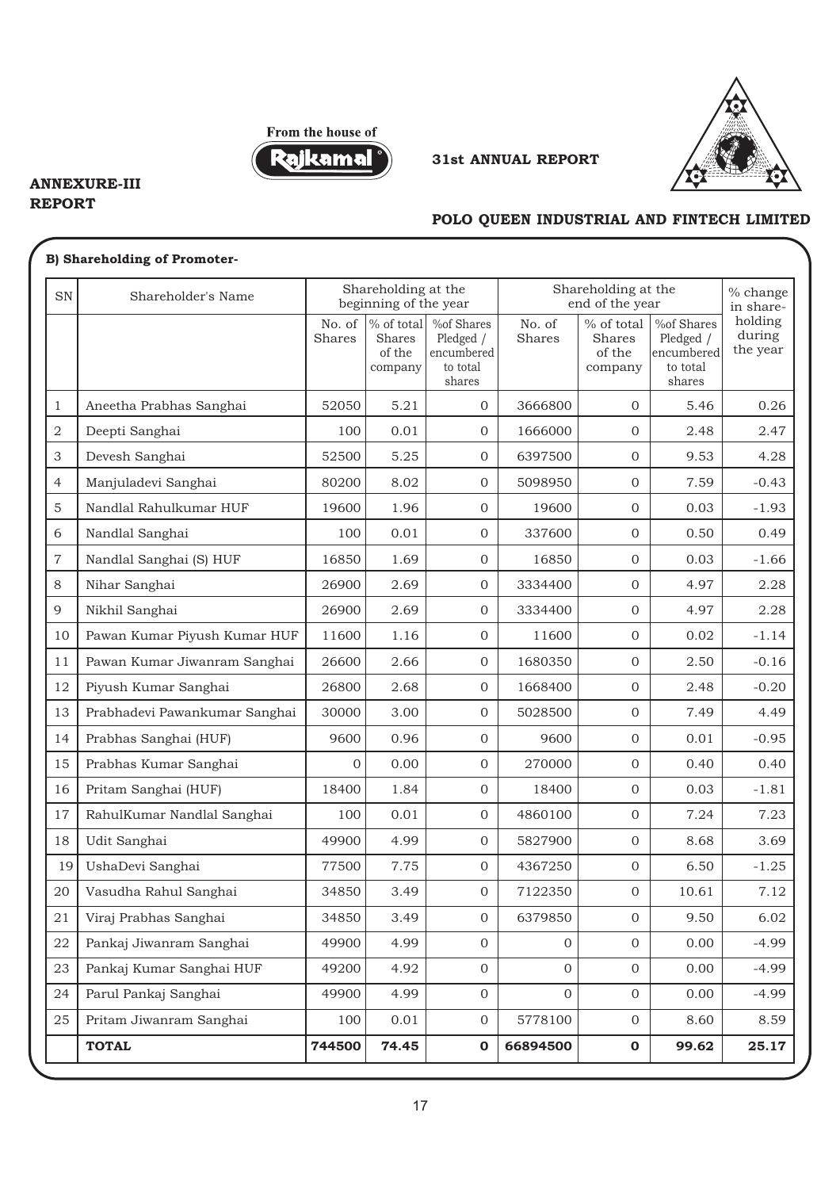# ANNEXURE-III REPORT

## POLO QUEEN INDUSTRIAL AND FINTECH LIMITED

### B) Shareholding of Promoter-

| SN | Shareholder's Name | Shareholding at the beginning of the year | | | Shareholding at the end of the year | | | % change in share-holding during the year |
|---|---|---|---|---|---|---|---|---|
| | | No. of Shares | % of total Shares of the company | %of Shares Pledged / encumbered to total shares | No. of Shares | % of total Shares of the company | %of Shares Pledged / encumbered to total shares | |
| 1 | Aneetha Prabhas Sanghai | 52050 | 5.21 | 0 | 3666800 | 0 | 5.46 | 0.26 |
| 2 | Deepti Sanghai | 100 | 0.01 | 0 | 1666000 | 0 | 2.48 | 2.47 |
| 3 | Devesh Sanghai | 52500 | 5.25 | 0 | 6397500 | 0 | 9.53 | 4.28 |
| 4 | Manjuladevi Sanghai | 80200 | 8.02 | 0 | 5098950 | 0 | 7.59 | -0.43 |
| 5 | Nandlal Rahulkumar HUF | 19600 | 1.96 | 0 | 19600 | 0 | 0.03 | -1.93 |
| 6 | Nandlal Sanghai | 100 | 0.01 | 0 | 337600 | 0 | 0.50 | 0.49 |
| 7 | Nandlal Sanghai (S) HUF | 16850 | 1.69 | 0 | 16850 | 0 | 0.03 | -1.66 |
| 8 | Nihar Sanghai | 26900 | 2.69 | 0 | 3334400 | 0 | 4.97 | 2.28 |
| 9 | Nikhil Sanghai | 26900 | 2.69 | 0 | 3334400 | 0 | 4.97 | 2.28 |
| 10 | Pawan Kumar Piyush Kumar HUF | 11600 | 1.16 | 0 | 11600 | 0 | 0.02 | -1.14 |
| 11 | Pawan Kumar Jiwanram Sanghai | 26600 | 2.66 | 0 | 1680350 | 0 | 2.50 | -0.16 |
| 12 | Piyush Kumar Sanghai | 26800 | 2.68 | 0 | 1668400 | 0 | 2.48 | -0.20 |
| 13 | Prabhadevi Pawankumar Sanghai | 30000 | 3.00 | 0 | 5028500 | 0 | 7.49 | 4.49 |
| 14 | Prabhas Sanghai (HUF) | 9600 | 0.96 | 0 | 9600 | 0 | 0.01 | -0.95 |
| 15 | Prabhas Kumar Sanghai | 0 | 0.00 | 0 | 270000 | 0 | 0.40 | 0.40 |
| 16 | Pritam Sanghai (HUF) | 18400 | 1.84 | 0 | 18400 | 0 | 0.03 | -1.81 |
| 17 | RahulKumar Nandlal Sanghai | 100 | 0.01 | 0 | 4860100 | 0 | 7.24 | 7.23 |
| 18 | Udit Sanghai | 49900 | 4.99 | 0 | 5827900 | 0 | 8.68 | 3.69 |
| 19 | UshaDevi Sanghai | 77500 | 7.75 | 0 | 4367250 | 0 | 6.50 | -1.25 |
| 20 | Vasudha Rahul Sanghai | 34850 | 3.49 | 0 | 7122350 | 0 | 10.61 | 7.12 |
| 21 | Viraj Prabhas Sanghai | 34850 | 3.49 | 0 | 6379850 | 0 | 9.50 | 6.02 |
| 22 | Pankaj Jiwanram Sanghai | 49900 | 4.99 | 0 | 0 | 0 | 0.00 | -4.99 |
| 23 | Pankaj Kumar Sanghai HUF | 49200 | 4.92 | 0 | 0 | 0 | 0.00 | -4.99 |
| 24 | Parul Pankaj Sanghai | 49900 | 4.99 | 0 | 0 | 0 | 0.00 | -4.99 |
| 25 | Pritam Jiwanram Sanghai | 100 | 0.01 | 0 | 5778100 | 0 | 8.60 | 8.59 |
| | **TOTAL** | **744500** | **74.45** | **0** | **66894500** | **0** | **99.62** | **25.17** |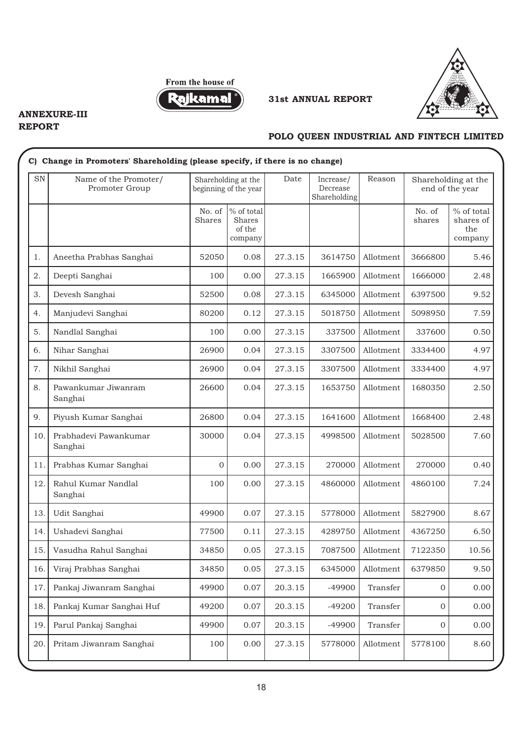**ANNEXURE-III**
**REPORT**

**POLO QUEEN INDUSTRIAL AND FINTECH LIMITED**

**C) Change in Promoters' Shareholding (please specify, if there is no change)**

| SN | Name of the Promoter/ Promoter Group | Shareholding at the beginning of the year | | Date | Increase/ Decrease Shareholding | Reason | Shareholding at the end of the year | |
|---|---|---|---|---|---|---|---|---|
| | | No. of Shares | % of total Shares of the company | | | | No. of shares | % of total shares of the company |
| 1. | Aneetha Prabhas Sanghai | 52050 | 0.08 | 27.3.15 | 3614750 | Allotment | 3666800 | 5.46 |
| 2. | Deepti Sanghai | 100 | 0.00 | 27.3.15 | 1665900 | Allotment | 1666000 | 2.48 |
| 3. | Devesh Sanghai | 52500 | 0.08 | 27.3.15 | 6345000 | Allotment | 6397500 | 9.52 |
| 4. | Manjudevi Sanghai | 80200 | 0.12 | 27.3.15 | 5018750 | Allotment | 5098950 | 7.59 |
| 5. | Nandlal Sanghai | 100 | 0.00 | 27.3.15 | 337500 | Allotment | 337600 | 0.50 |
| 6. | Nihar Sanghai | 26900 | 0.04 | 27.3.15 | 3307500 | Allotment | 3334400 | 4.97 |
| 7. | Nikhil Sanghai | 26900 | 0.04 | 27.3.15 | 3307500 | Allotment | 3334400 | 4.97 |
| 8. | Pawankumar Jiwanram Sanghai | 26600 | 0.04 | 27.3.15 | 1653750 | Allotment | 1680350 | 2.50 |
| 9. | Piyush Kumar Sanghai | 26800 | 0.04 | 27.3.15 | 1641600 | Allotment | 1668400 | 2.48 |
| 10. | Prabhadevi Pawankumar Sanghai | 30000 | 0.04 | 27.3.15 | 4998500 | Allotment | 5028500 | 7.60 |
| 11. | Prabhas Kumar Sanghai | 0 | 0.00 | 27.3.15 | 270000 | Allotment | 270000 | 0.40 |
| 12. | Rahul Kumar Nandlal Sanghai | 100 | 0.00 | 27.3.15 | 4860000 | Allotment | 4860100 | 7.24 |
| 13. | Udit Sanghai | 49900 | 0.07 | 27.3.15 | 5778000 | Allotment | 5827900 | 8.67 |
| 14. | Ushadevi Sanghai | 77500 | 0.11 | 27.3.15 | 4289750 | Allotment | 4367250 | 6.50 |
| 15. | Vasudha Rahul Sanghai | 34850 | 0.05 | 27.3.15 | 7087500 | Allotment | 7122350 | 10.56 |
| 16. | Viraj Prabhas Sanghai | 34850 | 0.05 | 27.3.15 | 6345000 | Allotment | 6379850 | 9.50 |
| 17. | Pankaj Jiwanram Sanghai | 49900 | 0.07 | 20.3.15 | -49900 | Transfer | 0 | 0.00 |
| 18. | Pankaj Kumar Sanghai Huf | 49200 | 0.07 | 20.3.15 | -49200 | Transfer | 0 | 0.00 |
| 19. | Parul Pankaj Sanghai | 49900 | 0.07 | 20.3.15 | -49900 | Transfer | 0 | 0.00 |
| 20. | Pritam Jiwanram Sanghai | 100 | 0.00 | 27.3.15 | 5778000 | Allotment | 5778100 | 8.60 |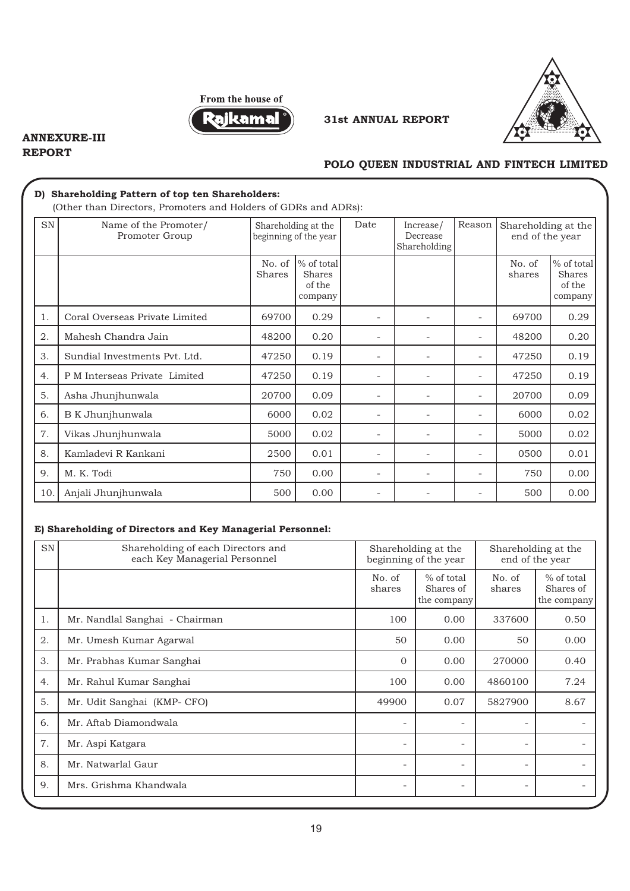ANNEXURE-III
REPORT

### D) Shareholding Pattern of top ten Shareholders:

(Other than Directors, Promoters and Holders of GDRs and ADRs):

| SN | Name of the Promoter/ Promoter Group | Shareholding at the beginning of the year | | Date | Increase/ Decrease Shareholding | Reason | Shareholding at the end of the year | |
|---|---|---|---|---|---|---|---|---|
| | | No. of Shares | % of total Shares of the company | | | | No. of shares | % of total Shares of the company |
| 1. | Coral Overseas Private Limited | 69700 | 0.29 | - | - | - | 69700 | 0.29 |
| 2. | Mahesh Chandra Jain | 48200 | 0.20 | - | - | - | 48200 | 0.20 |
| 3. | Sundial Investments Pvt. Ltd. | 47250 | 0.19 | - | - | - | 47250 | 0.19 |
| 4. | P M Interseas Private Limited | 47250 | 0.19 | - | - | - | 47250 | 0.19 |
| 5. | Asha Jhunjhunwala | 20700 | 0.09 | - | - | - | 20700 | 0.09 |
| 6. | B K Jhunjhunwala | 6000 | 0.02 | - | - | - | 6000 | 0.02 |
| 7. | Vikas Jhunjhunwala | 5000 | 0.02 | - | - | - | 5000 | 0.02 |
| 8. | Kamladevi R Kankani | 2500 | 0.01 | - | - | - | 0500 | 0.01 |
| 9. | M. K. Todi | 750 | 0.00 | - | - | - | 750 | 0.00 |
| 10. | Anjali Jhunjhunwala | 500 | 0.00 | - | - | - | 500 | 0.00 |

### E) Shareholding of Directors and Key Managerial Personnel:

| SN | Shareholding of each Directors and each Key Managerial Personnel | Shareholding at the beginning of the year | | Shareholding at the end of the year | |
|---|---|---|---|---|---|
| | | No. of shares | % of total Shares of the company | No. of shares | % of total Shares of the company |
| 1. | Mr. Nandlal Sanghai - Chairman | 100 | 0.00 | 337600 | 0.50 |
| 2. | Mr. Umesh Kumar Agarwal | 50 | 0.00 | 50 | 0.00 |
| 3. | Mr. Prabhas Kumar Sanghai | 0 | 0.00 | 270000 | 0.40 |
| 4. | Mr. Rahul Kumar Sanghai | 100 | 0.00 | 4860100 | 7.24 |
| 5. | Mr. Udit Sanghai (KMP- CFO) | 49900 | 0.07 | 5827900 | 8.67 |
| 6. | Mr. Aftab Diamondwala | - | - | - | - |
| 7. | Mr. Aspi Katgara | - | - | - | - |
| 8. | Mr. Natwarlal Gaur | - | - | - | - |
| 9. | Mrs. Grishma Khandwala | - | - | - | - |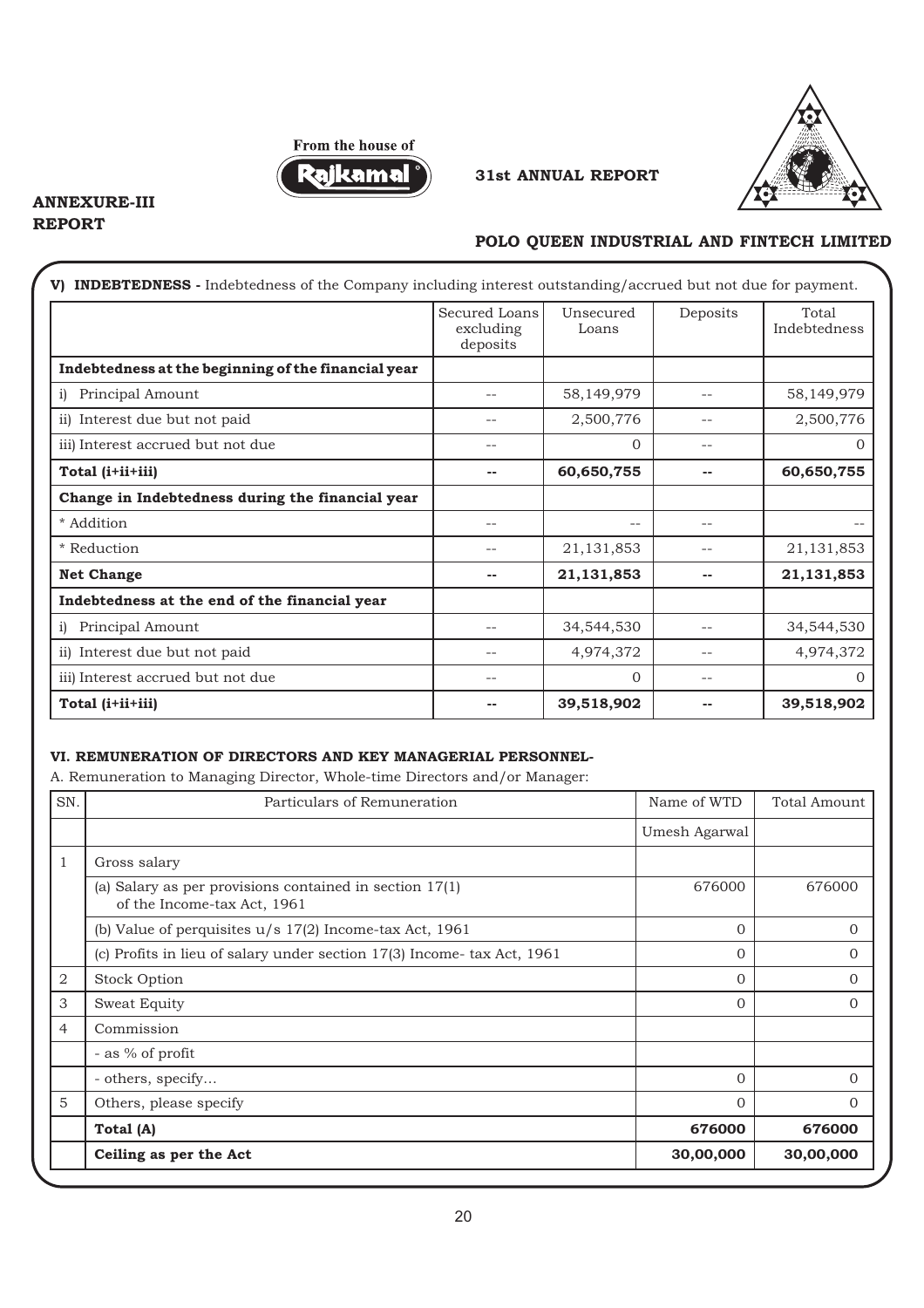## ANNEXURE-III REPORT

**V) INDEBTEDNESS -** Indebtedness of the Company including interest outstanding/accrued but not due for payment.

| | Secured Loans excluding deposits | Unsecured Loans | Deposits | Total Indebtedness |
|---|---|---|---|---|
| **Indebtedness at the beginning of the financial year** | | | | |
| i) Principal Amount | -- | 58,149,979 | -- | 58,149,979 |
| ii) Interest due but not paid | -- | 2,500,776 | -- | 2,500,776 |
| iii) Interest accrued but not due | -- | 0 | -- | 0 |
| **Total (i+ii+iii)** | **--** | **60,650,755** | **--** | **60,650,755** |
| **Change in Indebtedness during the financial year** | | | | |
| * Addition | -- | -- | -- | -- |
| * Reduction | -- | 21,131,853 | -- | 21,131,853 |
| **Net Change** | **--** | **21,131,853** | **--** | **21,131,853** |
| **Indebtedness at the end of the financial year** | | | | |
| i) Principal Amount | -- | 34,544,530 | -- | 34,544,530 |
| ii) Interest due but not paid | -- | 4,974,372 | -- | 4,974,372 |
| iii) Interest accrued but not due | -- | 0 | -- | 0 |
| **Total (i+ii+iii)** | **--** | **39,518,902** | **--** | **39,518,902** |

### VI. REMUNERATION OF DIRECTORS AND KEY MANAGERIAL PERSONNEL-

A. Remuneration to Managing Director, Whole-time Directors and/or Manager:

| SN. | Particulars of Remuneration | Name of WTD | Total Amount |
|---|---|---|---|
| | | Umesh Agarwal | |
| 1 | Gross salary | | |
| | (a) Salary as per provisions contained in section 17(1) of the Income-tax Act, 1961 | 676000 | 676000 |
| | (b) Value of perquisites u/s 17(2) Income-tax Act, 1961 | 0 | 0 |
| | (c) Profits in lieu of salary under section 17(3) Income- tax Act, 1961 | 0 | 0 |
| 2 | Stock Option | 0 | 0 |
| 3 | Sweat Equity | 0 | 0 |
| 4 | Commission | | |
| | - as % of profit | | |
| | - others, specify… | 0 | 0 |
| 5 | Others, please specify | 0 | 0 |
| | **Total (A)** | **676000** | **676000** |
| | **Ceiling as per the Act** | **30,00,000** | **30,00,000** |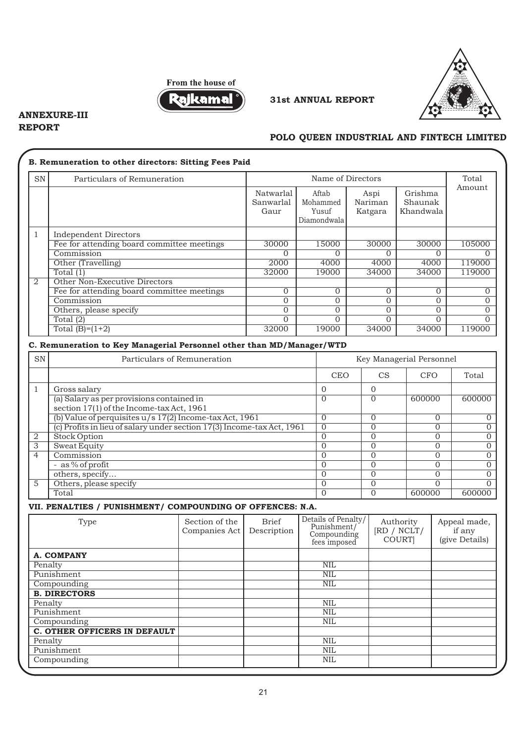**ANNEXURE-III REPORT**

**POLO QUEEN INDUSTRIAL AND FINTECH LIMITED**

**B. Remuneration to other directors: Sitting Fees Paid**

| SN | Particulars of Remuneration | Name of Directors | | | | Total Amount |
|---|---|---|---|---|---|---|
| | | Natwarlal Sanwarlal Gaur | Aftab Mohammed Yusuf Diamondwala | Aspi Nariman Katgara | Grishma Shaunak Khandwala | |
| 1 | Independent Directors | | | | | |
| | Fee for attending board committee meetings | 30000 | 15000 | 30000 | 30000 | 105000 |
| | Commission | 0 | 0 | 0 | 0 | 0 |
| | Other (Travelling) | 2000 | 4000 | 4000 | 4000 | 119000 |
| | Total (1) | 32000 | 19000 | 34000 | 34000 | 119000 |
| 2 | Other Non-Executive Directors | | | | | |
| | Fee for attending board committee meetings | 0 | 0 | 0 | 0 | 0 |
| | Commission | 0 | 0 | 0 | 0 | 0 |
| | Others, please specify | 0 | 0 | 0 | 0 | 0 |
| | Total (2) | 0 | 0 | 0 | 0 | 0 |
| | Total (B)=(1+2) | 32000 | 19000 | 34000 | 34000 | 119000 |

**C. Remuneration to Key Managerial Personnel other than MD/Manager/WTD**

| SN | Particulars of Remuneration | Key Managerial Personnel | | | |
|---|---|---|---|---|---|
| | | CEO | CS | CFO | Total |
| 1 | Gross salary | 0 | 0 | | |
| | (a) Salary as per provisions contained in section 17(1) of the Income-tax Act, 1961 | 0 | 0 | 600000 | 600000 |
| | (b) Value of perquisites u/s 17(2) Income-tax Act, 1961 | 0 | 0 | 0 | 0 |
| | (c) Profits in lieu of salary under section 17(3) Income-tax Act, 1961 | 0 | 0 | 0 | 0 |
| 2 | Stock Option | 0 | 0 | 0 | 0 |
| 3 | Sweat Equity | 0 | 0 | 0 | 0 |
| 4 | Commission | 0 | 0 | 0 | 0 |
| | - as % of profit | 0 | 0 | 0 | 0 |
| | others, specify... | 0 | 0 | 0 | 0 |
| 5 | Others, please specify | 0 | 0 | 0 | 0 |
| | Total | 0 | 0 | 600000 | 600000 |

**VII. PENALTIES / PUNISHMENT/ COMPOUNDING OF OFFENCES: N.A.**

| Type | Section of the Companies Act | Brief Description | Details of Penalty/ Punishment/ Compounding fees imposed | Authority [RD / NCLT/ COURT] | Appeal made, if any (give Details) |
|---|---|---|---|---|---|
| **A. COMPANY** | | | | | |
| Penalty | | | NIL | | |
| Punishment | | | NIL | | |
| Compounding | | | NIL | | |
| **B. DIRECTORS** | | | | | |
| Penalty | | | NIL | | |
| Punishment | | | NIL | | |
| Compounding | | | NIL | | |
| **C. OTHER OFFICERS IN DEFAULT** | | | | | |
| Penalty | | | NIL | | |
| Punishment | | | NIL | | |
| Compounding | | | NIL | | |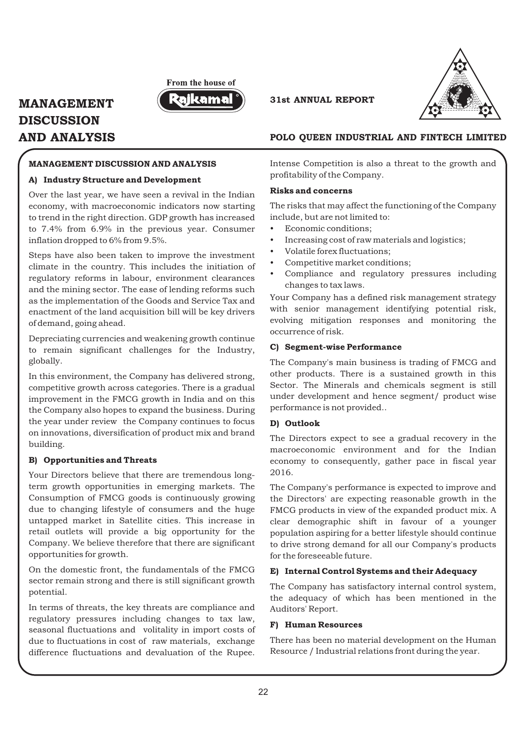# MANAGEMENT DISCUSSION AND ANALYSIS

## MANAGEMENT DISCUSSION AND ANALYSIS

### A) Industry Structure and Development

Over the last year, we have seen a revival in the Indian economy, with macroeconomic indicators now starting to trend in the right direction. GDP growth has increased to 7.4% from 6.9% in the previous year. Consumer inflation dropped to 6% from 9.5%.

Steps have also been taken to improve the investment climate in the country. This includes the initiation of regulatory reforms in labour, environment clearances and the mining sector. The ease of lending reforms such as the implementation of the Goods and Service Tax and enactment of the land acquisition bill will be key drivers of demand, going ahead.

Depreciating currencies and weakening growth continue to remain significant challenges for the Industry, globally.

In this environment, the Company has delivered strong, competitive growth across categories. There is a gradual improvement in the FMCG growth in India and on this the Company also hopes to expand the business. During the year under review the Company continues to focus on innovations, diversification of product mix and brand building.

### B) Opportunities and Threats

Your Directors believe that there are tremendous long-term growth opportunities in emerging markets. The Consumption of FMCG goods is continuously growing due to changing lifestyle of consumers and the huge untapped market in Satellite cities. This increase in retail outlets will provide a big opportunity for the Company. We believe therefore that there are significant opportunities for growth.

On the domestic front, the fundamentals of the FMCG sector remain strong and there is still significant growth potential.

In terms of threats, the key threats are compliance and regulatory pressures including changes to tax law, seasonal fluctuations and volitality in import costs of due to fluctuations in cost of raw materials, exchange difference fluctuations and devaluation of the Rupee. Intense Competition is also a threat to the growth and profitability of the Company.

**Risks and concerns**

The risks that may affect the functioning of the Company include, but are not limited to:

- Economic conditions;
- Increasing cost of raw materials and logistics;
- Volatile forex fluctuations;
- Competitive market conditions;
- Compliance and regulatory pressures including changes to tax laws.

Your Company has a defined risk management strategy with senior management identifying potential risk, evolving mitigation responses and monitoring the occurrence of risk.

### C) Segment-wise Performance

The Company's main business is trading of FMCG and other products. There is a sustained growth in this Sector. The Minerals and chemicals segment is still under development and hence segment/ product wise performance is not provided..

### D) Outlook

The Directors expect to see a gradual recovery in the macroeconomic environment and for the Indian economy to consequently, gather pace in fiscal year 2016.

The Company's performance is expected to improve and the Directors' are expecting reasonable growth in the FMCG products in view of the expanded product mix. A clear demographic shift in favour of a younger population aspiring for a better lifestyle should continue to drive strong demand for all our Company's products for the foreseeable future.

### E) Internal Control Systems and their Adequacy

The Company has satisfactory internal control system, the adequacy of which has been mentioned in the Auditors' Report.

### F) Human Resources

There has been no material development on the Human Resource / Industrial relations front during the year.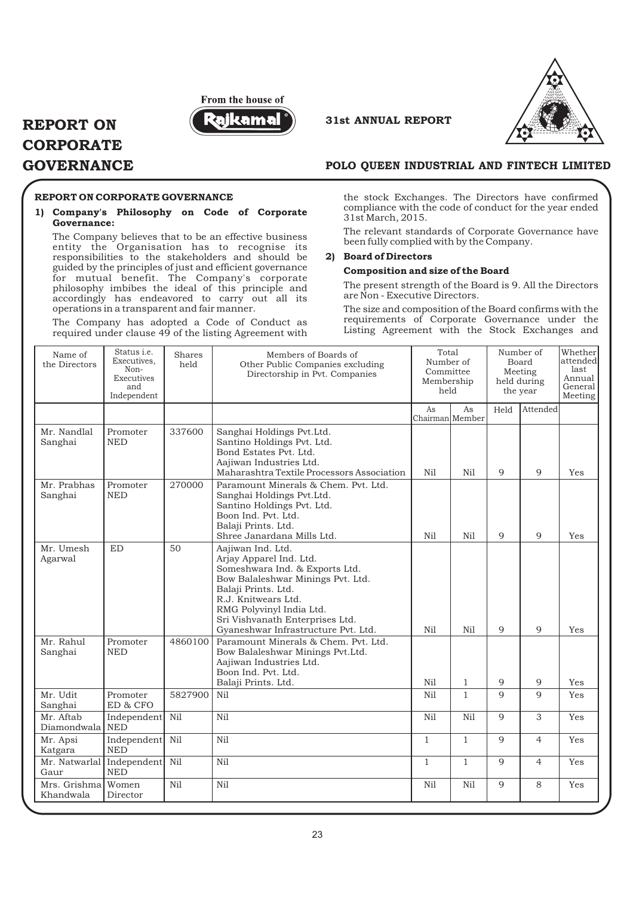# REPORT ON CORPORATE GOVERNANCE

## REPORT ON CORPORATE GOVERNANCE

**1) Company's Philosophy on Code of Corporate Governance:**

The Company believes that to be an effective business entity the Organisation has to recognise its responsibilities to the stakeholders and should be guided by the principles of just and efficient governance for mutual benefit. The Company's corporate philosophy imbibes the ideal of this principle and accordingly has endeavored to carry out all its operations in a transparent and fair manner.

The Company has adopted a Code of Conduct as required under clause 49 of the listing Agreement with the stock Exchanges. The Directors have confirmed compliance with the code of conduct for the year ended 31st March, 2015.

The relevant standards of Corporate Governance have been fully complied with by the Company.

**2) Board of Directors**

**Composition and size of the Board**

The present strength of the Board is 9. All the Directors are Non - Executive Directors.

The size and composition of the Board confirms with the requirements of Corporate Governance under the Listing Agreement with the Stock Exchanges and

| Name of the Directors | Status i.e. Executives, Non-Executives and Independent | Shares held | Members of Boards of Other Public Companies excluding Directorship in Pvt. Companies | Total Number of Committee Membership held | | Number of Board Meeting held during the year | | Whether attended last Annual General Meeting |
|---|---|---|---|---|---|---|---|---|
| | | | | As Chairman | As Member | Held | Attended | |
| Mr. Nandlal Sanghai | Promoter NED | 337600 | Sanghai Holdings Pvt.Ltd.<br>Santino Holdings Pvt. Ltd.<br>Bond Estates Pvt. Ltd.<br>Aajiwan Industries Ltd.<br>Maharashtra Textile Processors Association | Nil | Nil | 9 | 9 | Yes |
| Mr. Prabhas Sanghai | Promoter NED | 270000 | Paramount Minerals & Chem. Pvt. Ltd.<br>Sanghai Holdings Pvt.Ltd.<br>Santino Holdings Pvt. Ltd.<br>Boon Ind. Pvt. Ltd.<br>Balaji Prints. Ltd.<br>Shree Janardana Mills Ltd. | Nil | Nil | 9 | 9 | Yes |
| Mr. Umesh Agarwal | ED | 50 | Aajiwan Ind. Ltd.<br>Arjay Apparel Ind. Ltd.<br>Someshwara Ind. & Exports Ltd.<br>Bow Balaleshwar Minings Pvt. Ltd.<br>Balaji Prints. Ltd.<br>R.J. Knitwears Ltd.<br>RMG Polyvinyl India Ltd.<br>Sri Vishvanath Enterprises Ltd.<br>Gyaneshwar Infrastructure Pvt. Ltd. | Nil | Nil | 9 | 9 | Yes |
| Mr. Rahul Sanghai | Promoter NED | 4860100 | Paramount Minerals & Chem. Pvt. Ltd.<br>Bow Balaleshwar Minings Pvt.Ltd.<br>Aajiwan Industries Ltd.<br>Boon Ind. Pvt. Ltd.<br>Balaji Prints. Ltd. | Nil | 1 | 9 | 9 | Yes |
| Mr. Udit Sanghai | Promoter ED & CFO | 5827900 | Nil | Nil | 1 | 9 | 9 | Yes |
| Mr. Aftab Diamondwala | Independent NED | Nil | Nil | Nil | Nil | 9 | 3 | Yes |
| Mr. Apsi Katgara | Independent NED | Nil | Nil | 1 | 1 | 9 | 4 | Yes |
| Mr. Natwarlal Gaur | Independent NED | Nil | Nil | 1 | 1 | 9 | 4 | Yes |
| Mrs. Grishma Khandwala | Women Director | Nil | Nil | Nil | Nil | 9 | 8 | Yes |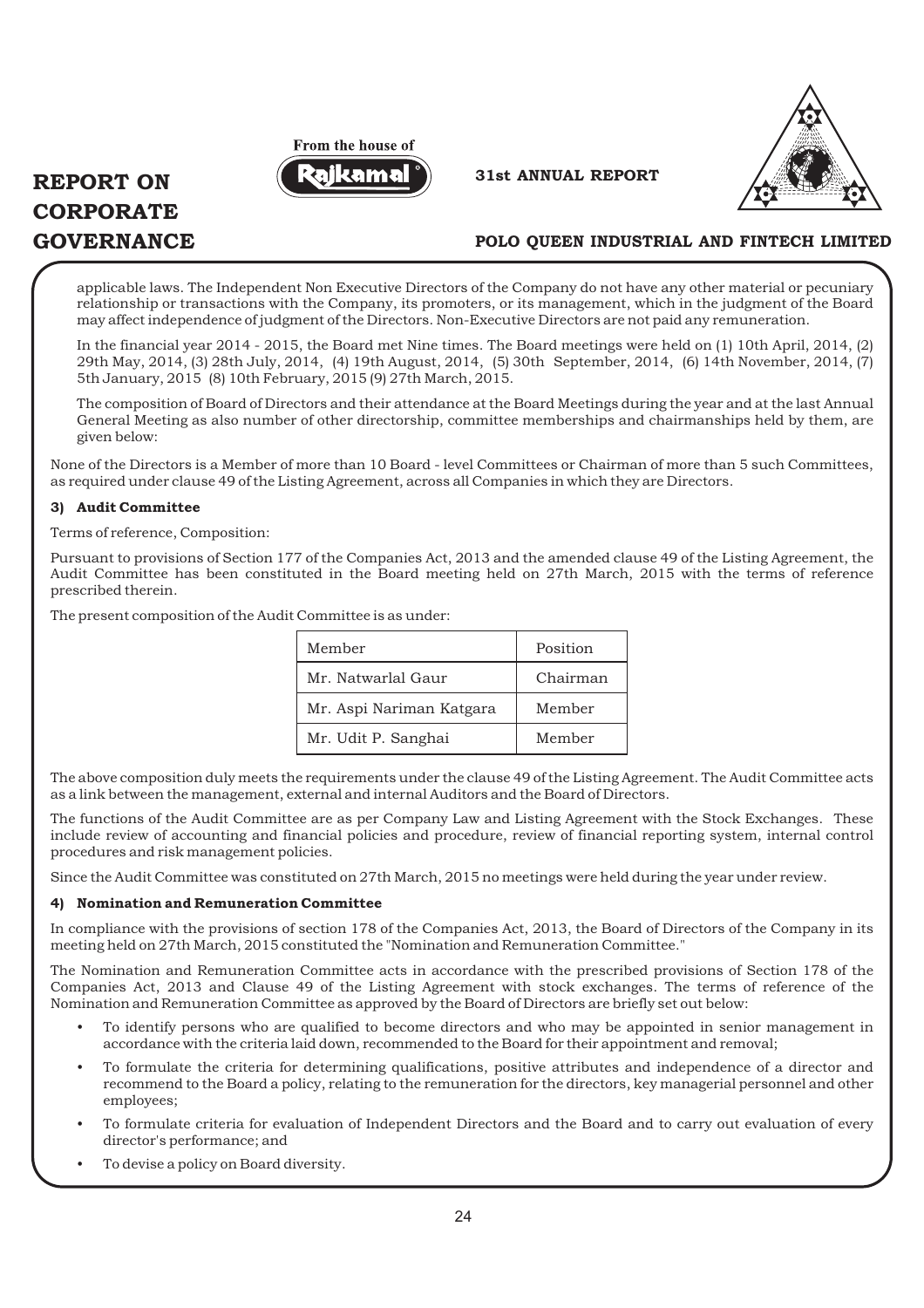applicable laws. The Independent Non Executive Directors of the Company do not have any other material or pecuniary relationship or transactions with the Company, its promoters, or its management, which in the judgment of the Board may affect independence of judgment of the Directors. Non-Executive Directors are not paid any remuneration.

In the financial year 2014 - 2015, the Board met Nine times. The Board meetings were held on (1) 10th April, 2014, (2) 29th May, 2014, (3) 28th July, 2014, (4) 19th August, 2014, (5) 30th September, 2014, (6) 14th November, 2014, (7) 5th January, 2015 (8) 10th February, 2015 (9) 27th March, 2015.

The composition of Board of Directors and their attendance at the Board Meetings during the year and at the last Annual General Meeting as also number of other directorship, committee memberships and chairmanships held by them, are given below:

None of the Directors is a Member of more than 10 Board - level Committees or Chairman of more than 5 such Committees, as required under clause 49 of the Listing Agreement, across all Companies in which they are Directors.

### 3) Audit Committee

Terms of reference, Composition:

Pursuant to provisions of Section 177 of the Companies Act, 2013 and the amended clause 49 of the Listing Agreement, the Audit Committee has been constituted in the Board meeting held on 27th March, 2015 with the terms of reference prescribed therein.

The present composition of the Audit Committee is as under:

| Member | Position |
|---|---|
| Mr. Natwarlal Gaur | Chairman |
| Mr. Aspi Nariman Katgara | Member |
| Mr. Udit P. Sanghai | Member |

The above composition duly meets the requirements under the clause 49 of the Listing Agreement. The Audit Committee acts as a link between the management, external and internal Auditors and the Board of Directors.

The functions of the Audit Committee are as per Company Law and Listing Agreement with the Stock Exchanges. These include review of accounting and financial policies and procedure, review of financial reporting system, internal control procedures and risk management policies.

Since the Audit Committee was constituted on 27th March, 2015 no meetings were held during the year under review.

### 4) Nomination and Remuneration Committee

In compliance with the provisions of section 178 of the Companies Act, 2013, the Board of Directors of the Company in its meeting held on 27th March, 2015 constituted the "Nomination and Remuneration Committee."

The Nomination and Remuneration Committee acts in accordance with the prescribed provisions of Section 178 of the Companies Act, 2013 and Clause 49 of the Listing Agreement with stock exchanges. The terms of reference of the Nomination and Remuneration Committee as approved by the Board of Directors are briefly set out below:

- To identify persons who are qualified to become directors and who may be appointed in senior management in accordance with the criteria laid down, recommended to the Board for their appointment and removal;
- To formulate the criteria for determining qualifications, positive attributes and independence of a director and recommend to the Board a policy, relating to the remuneration for the directors, key managerial personnel and other employees;
- To formulate criteria for evaluation of Independent Directors and the Board and to carry out evaluation of every director's performance; and
- To devise a policy on Board diversity.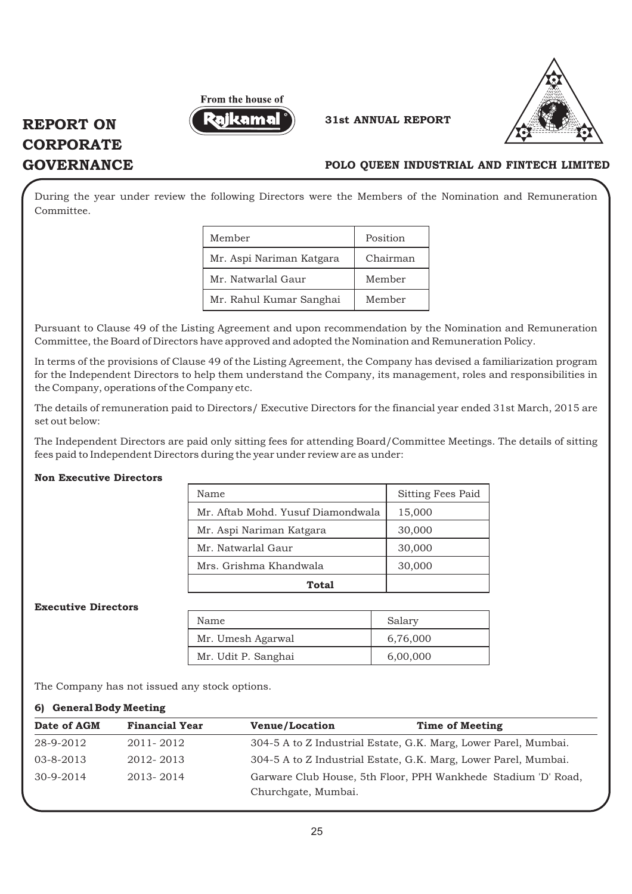During the year under review the following Directors were the Members of the Nomination and Remuneration Committee.

| Member | Position |
|---|---|
| Mr. Aspi Nariman Katgara | Chairman |
| Mr. Natwarlal Gaur | Member |
| Mr. Rahul Kumar Sanghai | Member |

Pursuant to Clause 49 of the Listing Agreement and upon recommendation by the Nomination and Remuneration Committee, the Board of Directors have approved and adopted the Nomination and Remuneration Policy.

In terms of the provisions of Clause 49 of the Listing Agreement, the Company has devised a familiarization program for the Independent Directors to help them understand the Company, its management, roles and responsibilities in the Company, operations of the Company etc.

The details of remuneration paid to Directors/ Executive Directors for the financial year ended 31st March, 2015 are set out below:

The Independent Directors are paid only sitting fees for attending Board/Committee Meetings. The details of sitting fees paid to Independent Directors during the year under review are as under:

**Non Executive Directors**

| Name | Sitting Fees Paid |
|---|---|
| Mr. Aftab Mohd. Yusuf Diamondwala | 15,000 |
| Mr. Aspi Nariman Katgara | 30,000 |
| Mr. Natwarlal Gaur | 30,000 |
| Mrs. Grishma Khandwala | 30,000 |
| **Total** | |

**Executive Directors**

| Name | Salary |
|---|---|
| Mr. Umesh Agarwal | 6,76,000 |
| Mr. Udit P. Sanghai | 6,00,000 |

The Company has not issued any stock options.

#### 6) General Body Meeting

| Date of AGM | Financial Year | Venue/Location | Time of Meeting |
|---|---|---|---|
| 28-9-2012 | 2011- 2012 | 304-5 A to Z Industrial Estate, G.K. Marg, Lower Parel, Mumbai. | |
| 03-8-2013 | 2012- 2013 | 304-5 A to Z Industrial Estate, G.K. Marg, Lower Parel, Mumbai. | |
| 30-9-2014 | 2013- 2014 | Garware Club House, 5th Floor, PPH Wankhede Stadium 'D' Road, Churchgate, Mumbai. | |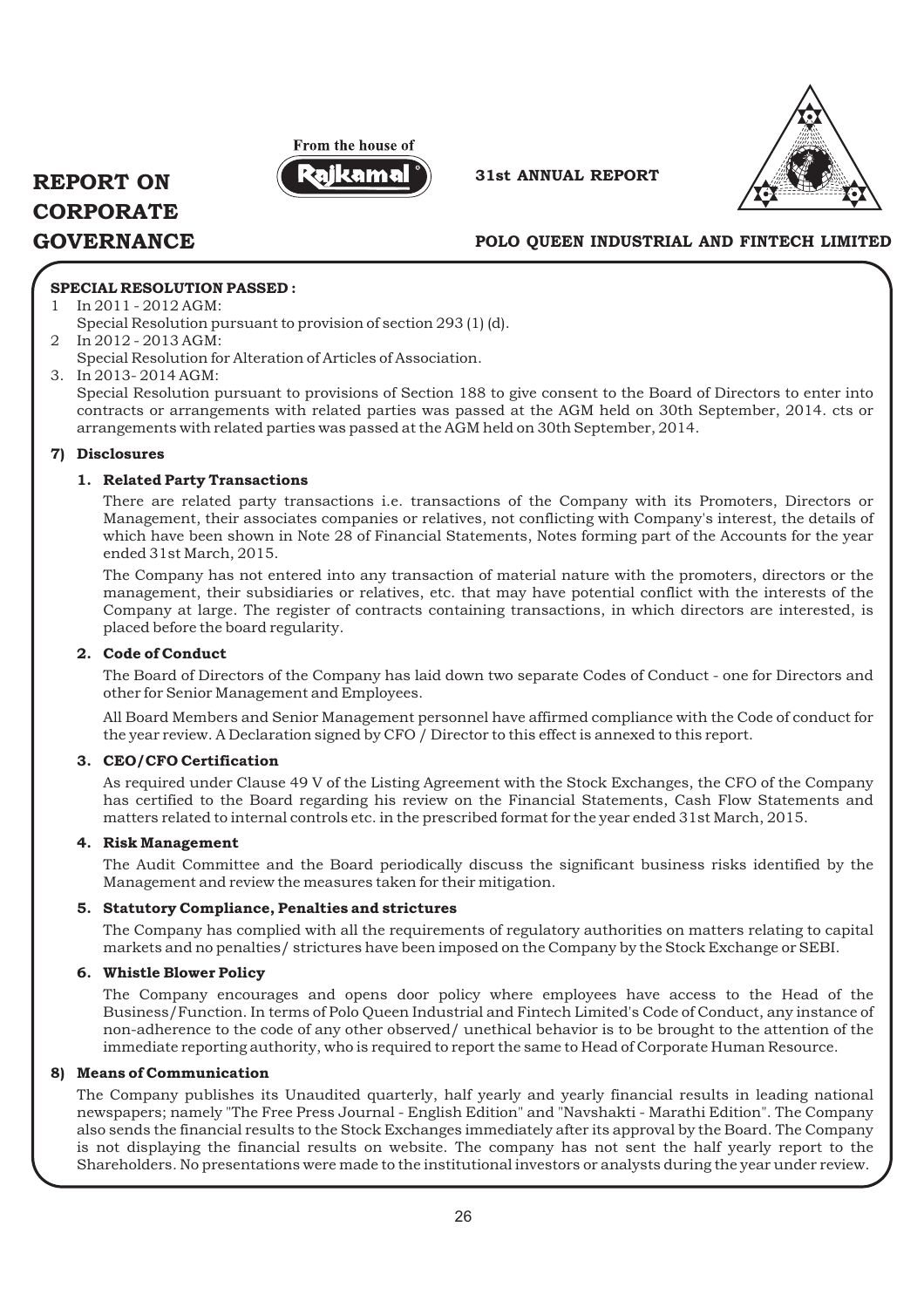**SPECIAL RESOLUTION PASSED :**

1 In 2011 - 2012 AGM:
   Special Resolution pursuant to provision of section 293 (1) (d).
2 In 2012 - 2013 AGM:
   Special Resolution for Alteration of Articles of Association.
3. In 2013- 2014 AGM:
   Special Resolution pursuant to provisions of Section 188 to give consent to the Board of Directors to enter into contracts or arrangements with related parties was passed at the AGM held on 30th September, 2014. cts or arrangements with related parties was passed at the AGM held on 30th September, 2014.

## 7) Disclosures

### 1. Related Party Transactions

There are related party transactions i.e. transactions of the Company with its Promoters, Directors or Management, their associates companies or relatives, not conflicting with Company's interest, the details of which have been shown in Note 28 of Financial Statements, Notes forming part of the Accounts for the year ended 31st March, 2015.

The Company has not entered into any transaction of material nature with the promoters, directors or the management, their subsidiaries or relatives, etc. that may have potential conflict with the interests of the Company at large. The register of contracts containing transactions, in which directors are interested, is placed before the board regularity.

### 2. Code of Conduct

The Board of Directors of the Company has laid down two separate Codes of Conduct - one for Directors and other for Senior Management and Employees.

All Board Members and Senior Management personnel have affirmed compliance with the Code of conduct for the year review. A Declaration signed by CFO / Director to this effect is annexed to this report.

### 3. CEO/CFO Certification

As required under Clause 49 V of the Listing Agreement with the Stock Exchanges, the CFO of the Company has certified to the Board regarding his review on the Financial Statements, Cash Flow Statements and matters related to internal controls etc. in the prescribed format for the year ended 31st March, 2015.

### 4. Risk Management

The Audit Committee and the Board periodically discuss the significant business risks identified by the Management and review the measures taken for their mitigation.

### 5. Statutory Compliance, Penalties and strictures

The Company has complied with all the requirements of regulatory authorities on matters relating to capital markets and no penalties/ strictures have been imposed on the Company by the Stock Exchange or SEBI.

### 6. Whistle Blower Policy

The Company encourages and opens door policy where employees have access to the Head of the Business/Function. In terms of Polo Queen Industrial and Fintech Limited's Code of Conduct, any instance of non-adherence to the code of any other observed/ unethical behavior is to be brought to the attention of the immediate reporting authority, who is required to report the same to Head of Corporate Human Resource.

## 8) Means of Communication

The Company publishes its Unaudited quarterly, half yearly and yearly financial results in leading national newspapers; namely "The Free Press Journal - English Edition" and "Navshakti - Marathi Edition". The Company also sends the financial results to the Stock Exchanges immediately after its approval by the Board. The Company is not displaying the financial results on website. The company has not sent the half yearly report to the Shareholders. No presentations were made to the institutional investors or analysts during the year under review.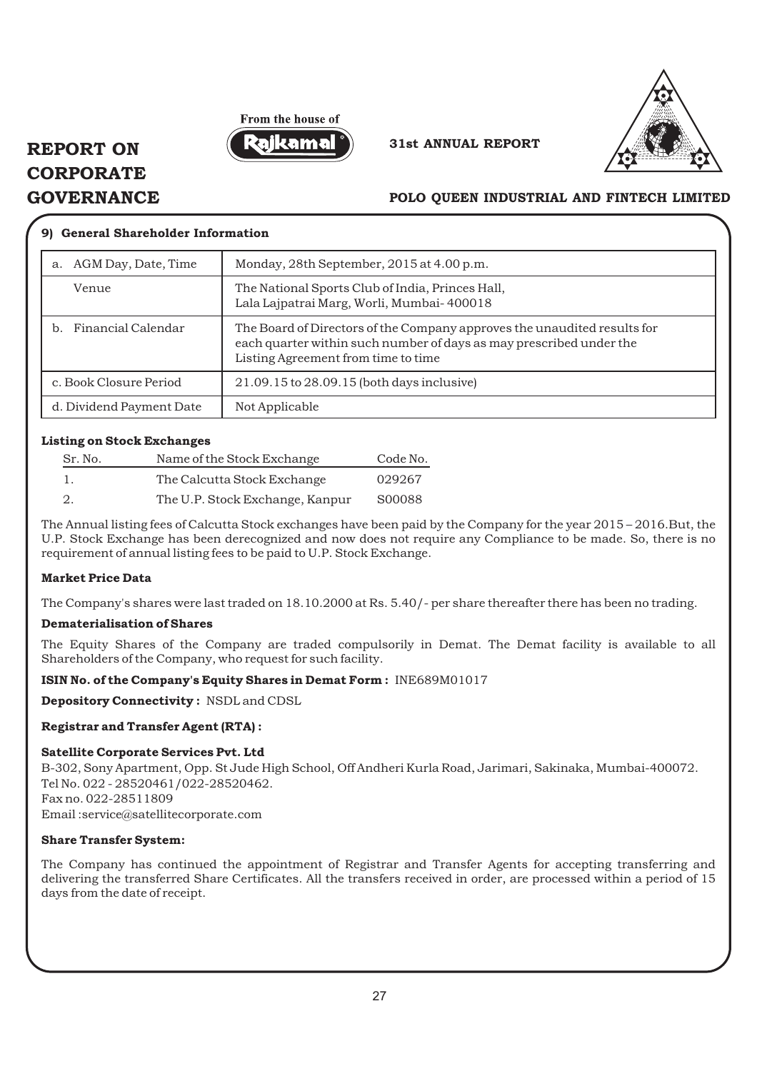### 9) General Shareholder Information

| | |
|---|---|
| a. AGM Day, Date, Time | Monday, 28th September, 2015 at 4.00 p.m. |
| Venue | The National Sports Club of India, Princes Hall, Lala Lajpatrai Marg, Worli, Mumbai- 400018 |
| b. Financial Calendar | The Board of Directors of the Company approves the unaudited results for each quarter within such number of days as may prescribed under the Listing Agreement from time to time |
| c. Book Closure Period | 21.09.15 to 28.09.15 (both days inclusive) |
| d. Dividend Payment Date | Not Applicable |

**Listing on Stock Exchanges**

| Sr. No. | Name of the Stock Exchange | Code No. |
|---|---|---|
| 1. | The Calcutta Stock Exchange | 029267 |
| 2. | The U.P. Stock Exchange, Kanpur | S00088 |

The Annual listing fees of Calcutta Stock exchanges have been paid by the Company for the year 2015 – 2016.But, the U.P. Stock Exchange has been derecognized and now does not require any Compliance to be made. So, there is no requirement of annual listing fees to be paid to U.P. Stock Exchange.

**Market Price Data**

The Company's shares were last traded on 18.10.2000 at Rs. 5.40/- per share thereafter there has been no trading.

**Dematerialisation of Shares**

The Equity Shares of the Company are traded compulsorily in Demat. The Demat facility is available to all Shareholders of the Company, who request for such facility.

**ISIN No. of the Company's Equity Shares in Demat Form :** INE689M01017

**Depository Connectivity :** NSDL and CDSL

**Registrar and Transfer Agent (RTA) :**

**Satellite Corporate Services Pvt. Ltd**
B-302, Sony Apartment, Opp. St Jude High School, Off Andheri Kurla Road, Jarimari, Sakinaka, Mumbai-400072.
Tel No. 022 - 28520461/022-28520462.
Fax no. 022-28511809
Email :service@satellitecorporate.com

**Share Transfer System:**

The Company has continued the appointment of Registrar and Transfer Agents for accepting transferring and delivering the transferred Share Certificates. All the transfers received in order, are processed within a period of 15 days from the date of receipt.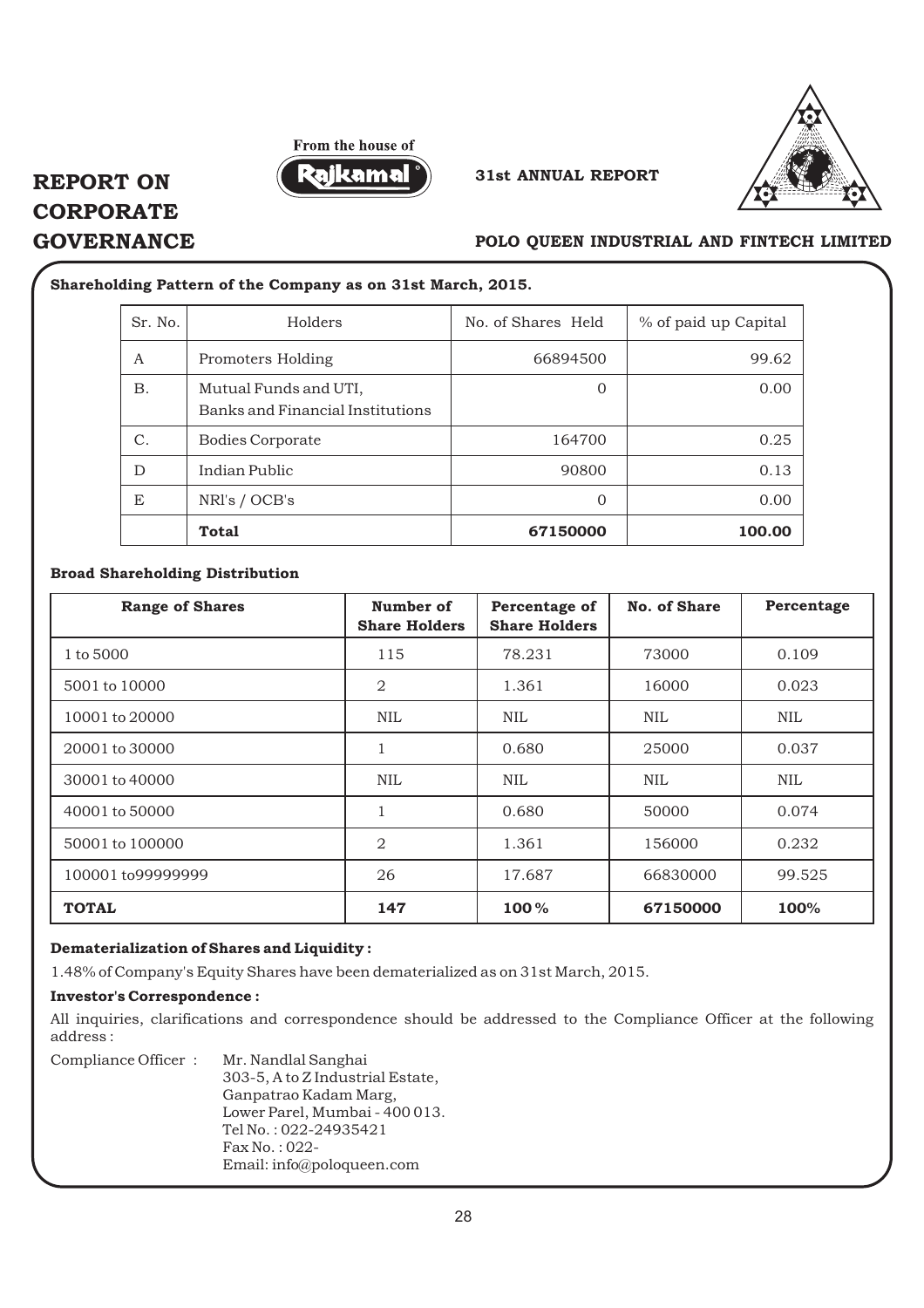**Shareholding Pattern of the Company as on 31st March, 2015.**

| Sr. No. | Holders | No. of Shares Held | % of paid up Capital |
|---|---|---|---|
| A | Promoters Holding | 66894500 | 99.62 |
| B. | Mutual Funds and UTI, Banks and Financial Institutions | 0 | 0.00 |
| C. | Bodies Corporate | 164700 | 0.25 |
| D | Indian Public | 90800 | 0.13 |
| E | NRI's / OCB's | 0 | 0.00 |
| | **Total** | **67150000** | **100.00** |

**Broad Shareholding Distribution**

| Range of Shares | Number of Share Holders | Percentage of Share Holders | No. of Share | Percentage |
|---|---|---|---|---|
| 1 to 5000 | 115 | 78.231 | 73000 | 0.109 |
| 5001 to 10000 | 2 | 1.361 | 16000 | 0.023 |
| 10001 to 20000 | NIL | NIL | NIL | NIL |
| 20001 to 30000 | 1 | 0.680 | 25000 | 0.037 |
| 30001 to 40000 | NIL | NIL | NIL | NIL |
| 40001 to 50000 | 1 | 0.680 | 50000 | 0.074 |
| 50001 to 100000 | 2 | 1.361 | 156000 | 0.232 |
| 100001 to99999999 | 26 | 17.687 | 66830000 | 99.525 |
| **TOTAL** | **147** | **100%** | **67150000** | **100%** |

**Dematerialization of Shares and Liquidity :**

1.48% of Company's Equity Shares have been dematerialized as on 31st March, 2015.

**Investor's Correspondence :**

All inquiries, clarifications and correspondence should be addressed to the Compliance Officer at the following address :

Compliance Officer : Mr. Nandlal Sanghai
303-5, A to Z Industrial Estate,
Ganpatrao Kadam Marg,
Lower Parel, Mumbai - 400 013.
Tel No. : 022-24935421
Fax No. : 022-
Email: info@poloqueen.com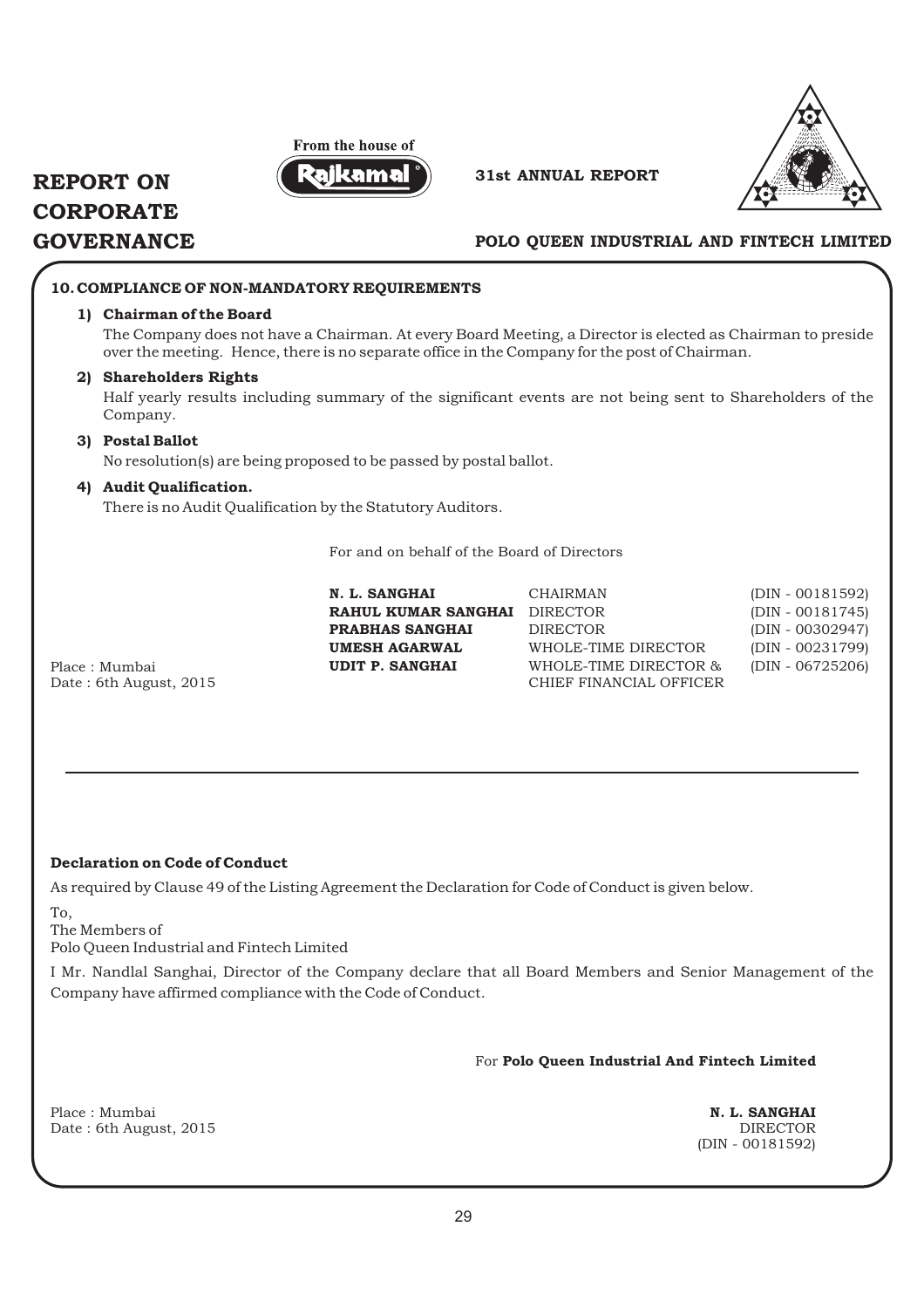### 10. COMPLIANCE OF NON-MANDATORY REQUIREMENTS

**1) Chairman of the Board**

The Company does not have a Chairman. At every Board Meeting, a Director is elected as Chairman to preside over the meeting. Hence, there is no separate office in the Company for the post of Chairman.

**2) Shareholders Rights**

Half yearly results including summary of the significant events are not being sent to Shareholders of the Company.

**3) Postal Ballot**

No resolution(s) are being proposed to be passed by postal ballot.

**4) Audit Qualification.**

There is no Audit Qualification by the Statutory Auditors.

For and on behalf of the Board of Directors

| | | |
|---|---|---|
| **N. L. SANGHAI** | CHAIRMAN | (DIN - 00181592) |
| **RAHUL KUMAR SANGHAI** | DIRECTOR | (DIN - 00181745) |
| **PRABHAS SANGHAI** | DIRECTOR | (DIN - 00302947) |
| **UMESH AGARWAL** | WHOLE-TIME DIRECTOR | (DIN - 00231799) |
| **UDIT P. SANGHAI** | WHOLE-TIME DIRECTOR & CHIEF FINANCIAL OFFICER | (DIN - 06725206) |

Place : Mumbai
Date : 6th August, 2015

---

### Declaration on Code of Conduct

As required by Clause 49 of the Listing Agreement the Declaration for Code of Conduct is given below.

To,
The Members of
Polo Queen Industrial and Fintech Limited

I Mr. Nandlal Sanghai, Director of the Company declare that all Board Members and Senior Management of the Company have affirmed compliance with the Code of Conduct.

For **Polo Queen Industrial And Fintech Limited**

Place : Mumbai
Date : 6th August, 2015

**N. L. SANGHAI**
DIRECTOR
(DIN - 00181592)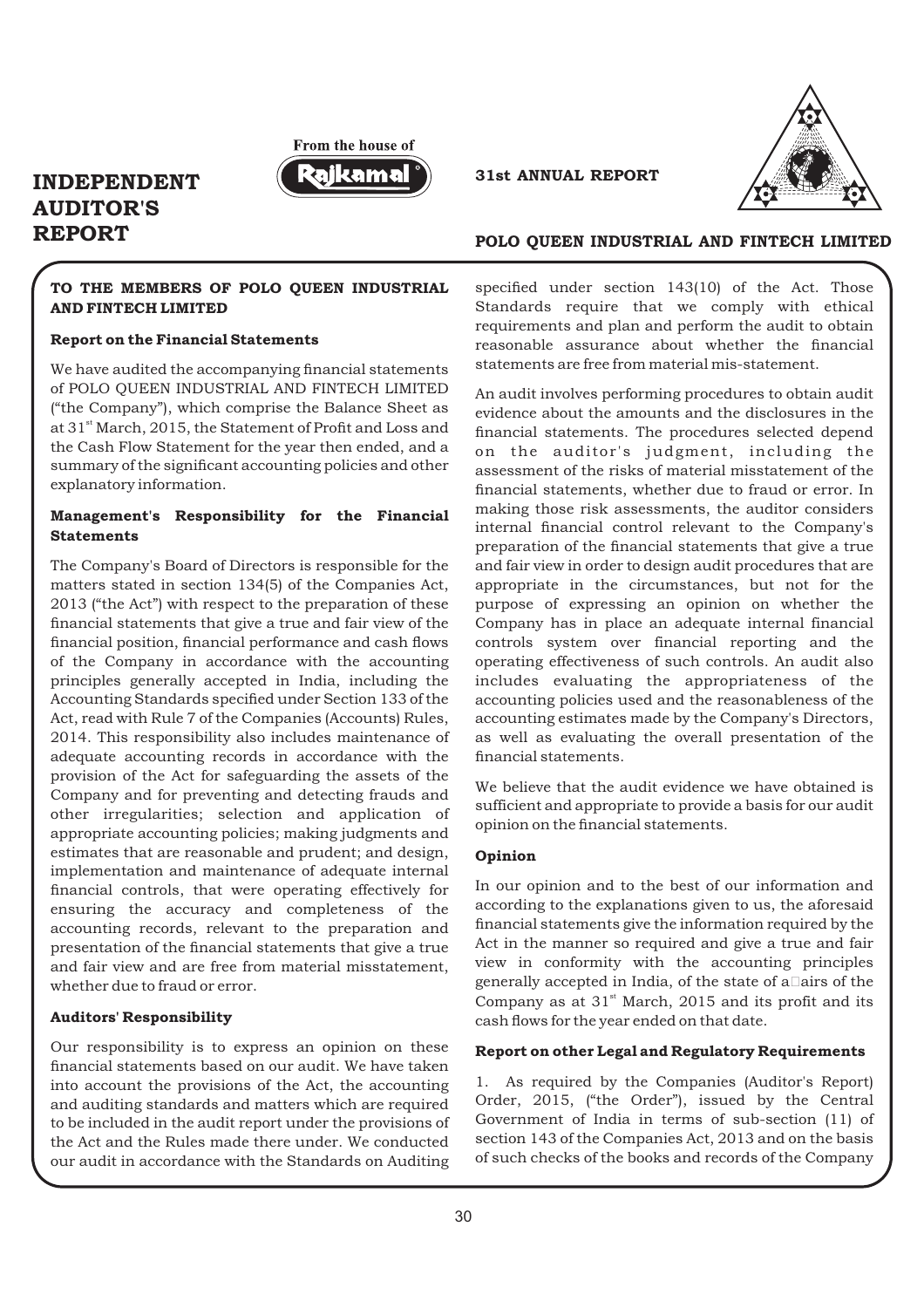# INDEPENDENT AUDITOR'S REPORT

**TO THE MEMBERS OF POLO QUEEN INDUSTRIAL AND FINTECH LIMITED**

### Report on the Financial Statements

We have audited the accompanying financial statements of POLO QUEEN INDUSTRIAL AND FINTECH LIMITED ("the Company"), which comprise the Balance Sheet as at 31st March, 2015, the Statement of Profit and Loss and the Cash Flow Statement for the year then ended, and a summary of the significant accounting policies and other explanatory information.

### Management's Responsibility for the Financial Statements

The Company's Board of Directors is responsible for the matters stated in section 134(5) of the Companies Act, 2013 ("the Act") with respect to the preparation of these financial statements that give a true and fair view of the financial position, financial performance and cash flows of the Company in accordance with the accounting principles generally accepted in India, including the Accounting Standards specified under Section 133 of the Act, read with Rule 7 of the Companies (Accounts) Rules, 2014. This responsibility also includes maintenance of adequate accounting records in accordance with the provision of the Act for safeguarding the assets of the Company and for preventing and detecting frauds and other irregularities; selection and application of appropriate accounting policies; making judgments and estimates that are reasonable and prudent; and design, implementation and maintenance of adequate internal financial controls, that were operating effectively for ensuring the accuracy and completeness of the accounting records, relevant to the preparation and presentation of the financial statements that give a true and fair view and are free from material misstatement, whether due to fraud or error.

### Auditors' Responsibility

Our responsibility is to express an opinion on these financial statements based on our audit. We have taken into account the provisions of the Act, the accounting and auditing standards and matters which are required to be included in the audit report under the provisions of the Act and the Rules made there under. We conducted our audit in accordance with the Standards on Auditing specified under section 143(10) of the Act. Those Standards require that we comply with ethical requirements and plan and perform the audit to obtain reasonable assurance about whether the financial statements are free from material mis-statement.

An audit involves performing procedures to obtain audit evidence about the amounts and the disclosures in the financial statements. The procedures selected depend on the auditor's judgment, including the assessment of the risks of material misstatement of the financial statements, whether due to fraud or error. In making those risk assessments, the auditor considers internal financial control relevant to the Company's preparation of the financial statements that give a true and fair view in order to design audit procedures that are appropriate in the circumstances, but not for the purpose of expressing an opinion on whether the Company has in place an adequate internal financial controls system over financial reporting and the operating effectiveness of such controls. An audit also includes evaluating the appropriateness of the accounting policies used and the reasonableness of the accounting estimates made by the Company's Directors, as well as evaluating the overall presentation of the financial statements.

We believe that the audit evidence we have obtained is sufficient and appropriate to provide a basis for our audit opinion on the financial statements.

### Opinion

In our opinion and to the best of our information and according to the explanations given to us, the aforesaid financial statements give the information required by the Act in the manner so required and give a true and fair view in conformity with the accounting principles generally accepted in India, of the state of affairs of the Company as at 31st March, 2015 and its profit and its cash flows for the year ended on that date.

### Report on other Legal and Regulatory Requirements

1. As required by the Companies (Auditor's Report) Order, 2015, ("the Order"), issued by the Central Government of India in terms of sub-section (11) of section 143 of the Companies Act, 2013 and on the basis of such checks of the books and records of the Company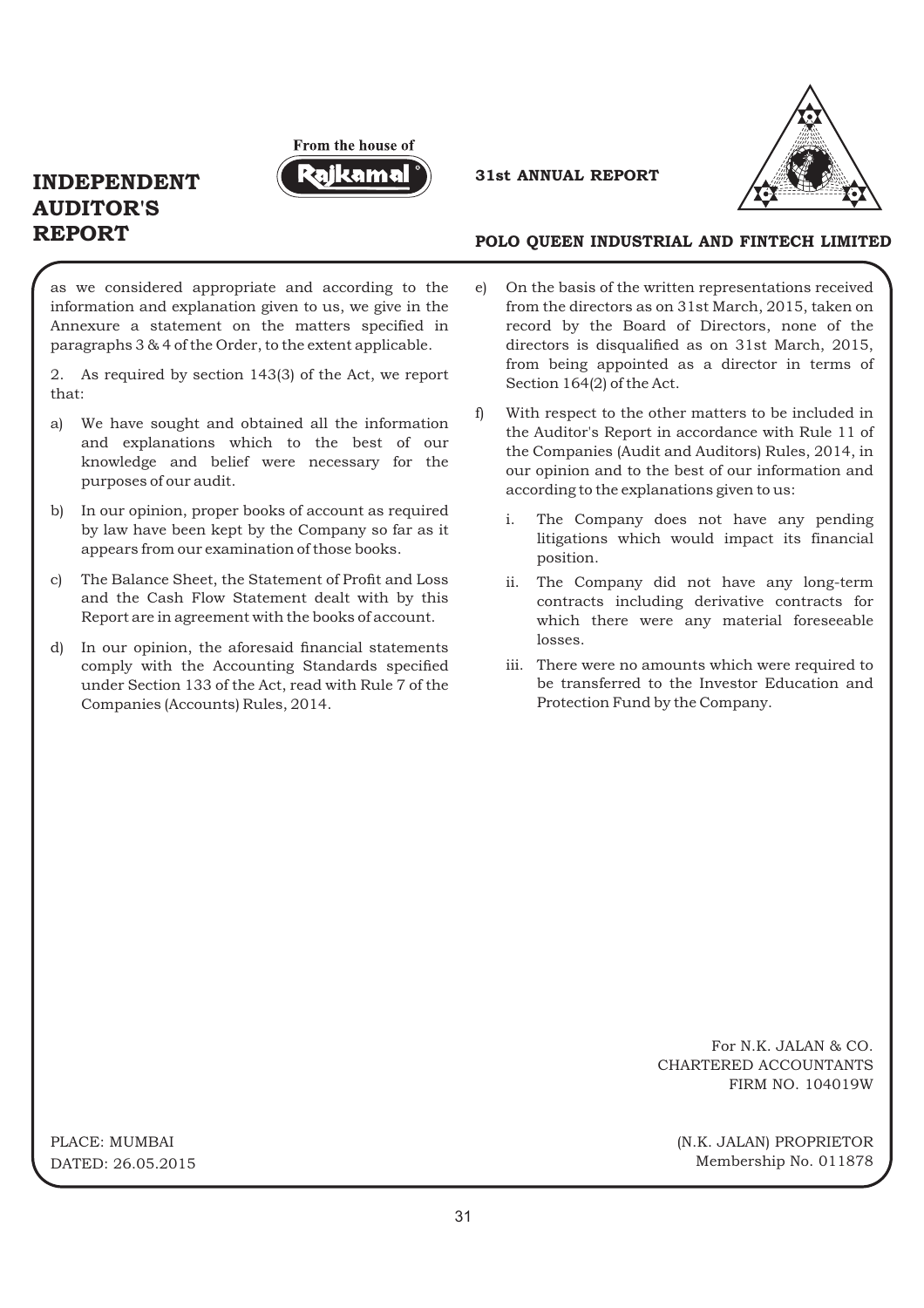as we considered appropriate and according to the information and explanation given to us, we give in the Annexure a statement on the matters specified in paragraphs 3 & 4 of the Order, to the extent applicable.

2. As required by section 143(3) of the Act, we report that:

a) We have sought and obtained all the information and explanations which to the best of our knowledge and belief were necessary for the purposes of our audit.

b) In our opinion, proper books of account as required by law have been kept by the Company so far as it appears from our examination of those books.

c) The Balance Sheet, the Statement of Profit and Loss and the Cash Flow Statement dealt with by this Report are in agreement with the books of account.

d) In our opinion, the aforesaid financial statements comply with the Accounting Standards specified under Section 133 of the Act, read with Rule 7 of the Companies (Accounts) Rules, 2014.

e) On the basis of the written representations received from the directors as on 31st March, 2015, taken on record by the Board of Directors, none of the directors is disqualified as on 31st March, 2015, from being appointed as a director in terms of Section 164(2) of the Act.

f) With respect to the other matters to be included in the Auditor's Report in accordance with Rule 11 of the Companies (Audit and Auditors) Rules, 2014, in our opinion and to the best of our information and according to the explanations given to us:

   i. The Company does not have any pending litigations which would impact its financial position.

   ii. The Company did not have any long-term contracts including derivative contracts for which there were any material foreseeable losses.

   iii. There were no amounts which were required to be transferred to the Investor Education and Protection Fund by the Company.

For N.K. JALAN & CO.
CHARTERED ACCOUNTANTS
FIRM NO. 104019W

PLACE: MUMBAI
DATED: 26.05.2015

(N.K. JALAN) PROPRIETOR
Membership No. 011878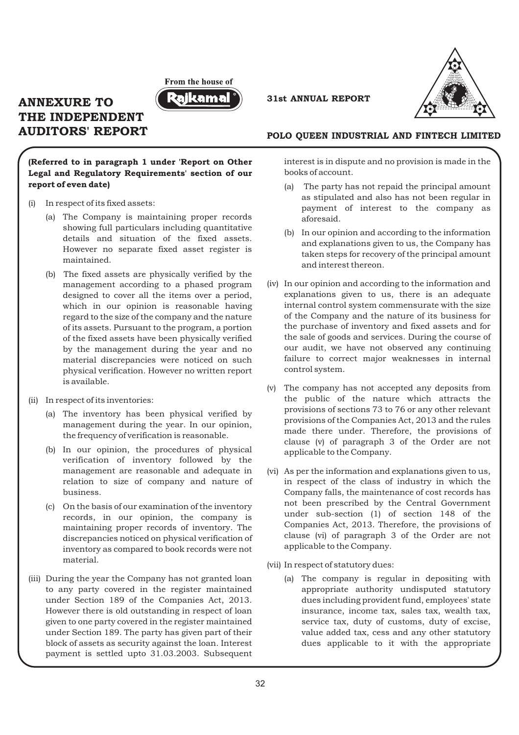# ANNEXURE TO THE INDEPENDENT AUDITORS' REPORT

**(Referred to in paragraph 1 under 'Report on Other Legal and Regulatory Requirements' section of our report of even date)**

(i) In respect of its fixed assets:

   (a) The Company is maintaining proper records showing full particulars including quantitative details and situation of the fixed assets. However no separate fixed asset register is maintained.

   (b) The fixed assets are physically verified by the management according to a phased program designed to cover all the items over a period, which in our opinion is reasonable having regard to the size of the company and the nature of its assets. Pursuant to the program, a portion of the fixed assets have been physically verified by the management during the year and no material discrepancies were noticed on such physical verification. However no written report is available.

(ii) In respect of its inventories:

   (a) The inventory has been physical verified by management during the year. In our opinion, the frequency of verification is reasonable.

   (b) In our opinion, the procedures of physical verification of inventory followed by the management are reasonable and adequate in relation to size of company and nature of business.

   (c) On the basis of our examination of the inventory records, in our opinion, the company is maintaining proper records of inventory. The discrepancies noticed on physical verification of inventory as compared to book records were not material.

(iii) During the year the Company has not granted loan to any party covered in the register maintained under Section 189 of the Companies Act, 2013. However there is old outstanding in respect of loan given to one party covered in the register maintained under Section 189. The party has given part of their block of assets as security against the loan. Interest payment is settled upto 31.03.2003. Subsequent interest is in dispute and no provision is made in the books of account.

   (a) The party has not repaid the principal amount as stipulated and also has not been regular in payment of interest to the company as aforesaid.

   (b) In our opinion and according to the information and explanations given to us, the Company has taken steps for recovery of the principal amount and interest thereon.

(iv) In our opinion and according to the information and explanations given to us, there is an adequate internal control system commensurate with the size of the Company and the nature of its business for the purchase of inventory and fixed assets and for the sale of goods and services. During the course of our audit, we have not observed any continuing failure to correct major weaknesses in internal control system.

(v) The company has not accepted any deposits from the public of the nature which attracts the provisions of sections 73 to 76 or any other relevant provisions of the Companies Act, 2013 and the rules made there under. Therefore, the provisions of clause (v) of paragraph 3 of the Order are not applicable to the Company.

(vi) As per the information and explanations given to us, in respect of the class of industry in which the Company falls, the maintenance of cost records has not been prescribed by the Central Government under sub-section (1) of section 148 of the Companies Act, 2013. Therefore, the provisions of clause (vi) of paragraph 3 of the Order are not applicable to the Company.

(vii) In respect of statutory dues:

   (a) The company is regular in depositing with appropriate authority undisputed statutory dues including provident fund, employees' state insurance, income tax, sales tax, wealth tax, service tax, duty of customs, duty of excise, value added tax, cess and any other statutory dues applicable to it with the appropriate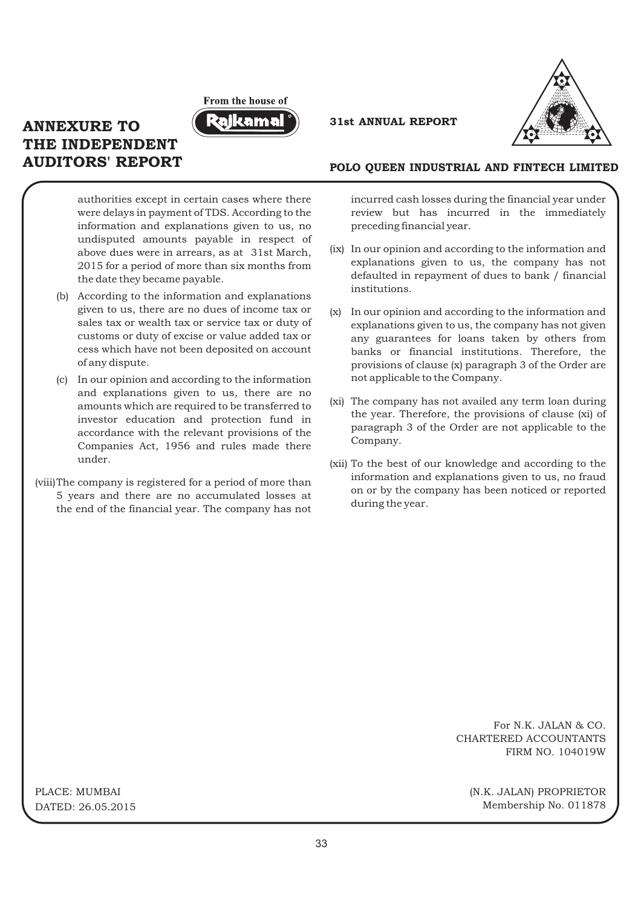## ANNEXURE TO THE INDEPENDENT AUDITORS' REPORT

authorities except in certain cases where there were delays in payment of TDS. According to the information and explanations given to us, no undisputed amounts payable in respect of above dues were in arrears, as at 31st March, 2015 for a period of more than six months from the date they became payable.

(b) According to the information and explanations given to us, there are no dues of income tax or sales tax or wealth tax or service tax or duty of customs or duty of excise or value added tax or cess which have not been deposited on account of any dispute.

(c) In our opinion and according to the information and explanations given to us, there are no amounts which are required to be transferred to investor education and protection fund in accordance with the relevant provisions of the Companies Act, 1956 and rules made there under.

(viii) The company is registered for a period of more than 5 years and there are no accumulated losses at the end of the financial year. The company has not incurred cash losses during the financial year under review but has incurred in the immediately preceding financial year.

(ix) In our opinion and according to the information and explanations given to us, the company has not defaulted in repayment of dues to bank / financial institutions.

(x) In our opinion and according to the information and explanations given to us, the company has not given any guarantees for loans taken by others from banks or financial institutions. Therefore, the provisions of clause (x) paragraph 3 of the Order are not applicable to the Company.

(xi) The company has not availed any term loan during the year. Therefore, the provisions of clause (xi) of paragraph 3 of the Order are not applicable to the Company.

(xii) To the best of our knowledge and according to the information and explanations given to us, no fraud on or by the company has been noticed or reported during the year.

For N.K. JALAN & CO.
CHARTERED ACCOUNTANTS
FIRM NO. 104019W

PLACE: MUMBAI
DATED: 26.05.2015

(N.K. JALAN) PROPRIETOR
Membership No. 011878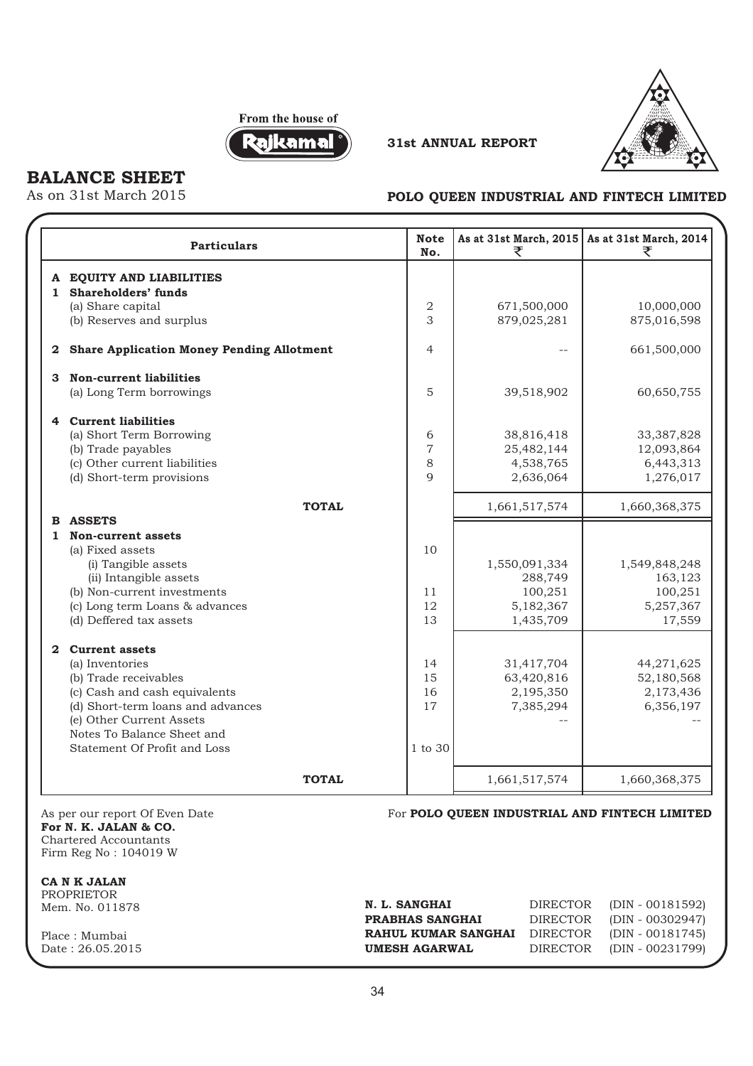From the house of Rajkamal

31st ANNUAL REPORT

# BALANCE SHEET

As on 31st March 2015

**POLO QUEEN INDUSTRIAL AND FINTECH LIMITED**

| Particulars | Note No. | As at 31st March, 2015 ₹ | As at 31st March, 2014 ₹ |
|---|---|---|---|
| **A EQUITY AND LIABILITIES** | | | |
| **1 Shareholders' funds** | | | |
| (a) Share capital | 2 | 671,500,000 | 10,000,000 |
| (b) Reserves and surplus | 3 | 879,025,281 | 875,016,598 |
| **2 Share Application Money Pending Allotment** | 4 | -- | 661,500,000 |
| **3 Non-current liabilities** | | | |
| (a) Long Term borrowings | 5 | 39,518,902 | 60,650,755 |
| **4 Current liabilities** | | | |
| (a) Short Term Borrowing | 6 | 38,816,418 | 33,387,828 |
| (b) Trade payables | 7 | 25,482,144 | 12,093,864 |
| (c) Other current liabilities | 8 | 4,538,765 | 6,443,313 |
| (d) Short-term provisions | 9 | 2,636,064 | 1,276,017 |
| **TOTAL** | | 1,661,517,574 | 1,660,368,375 |
| **B ASSETS** | | | |
| **1 Non-current assets** | | | |
| (a) Fixed assets | 10 | | |
| (i) Tangible assets | | 1,550,091,334 | 1,549,848,248 |
| (ii) Intangible assets | | 288,749 | 163,123 |
| (b) Non-current investments | 11 | 100,251 | 100,251 |
| (c) Long term Loans & advances | 12 | 5,182,367 | 5,257,367 |
| (d) Deffered tax assets | 13 | 1,435,709 | 17,559 |
| **2 Current assets** | | | |
| (a) Inventories | 14 | 31,417,704 | 44,271,625 |
| (b) Trade receivables | 15 | 63,420,816 | 52,180,568 |
| (c) Cash and cash equivalents | 16 | 2,195,350 | 2,173,436 |
| (d) Short-term loans and advances | 17 | 7,385,294 | 6,356,197 |
| (e) Other Current Assets | | -- | -- |
| Notes To Balance Sheet and Statement Of Profit and Loss | 1 to 30 | | |
| **TOTAL** | | 1,661,517,574 | 1,660,368,375 |

As per our report Of Even Date
**For N. K. JALAN & CO.**
Chartered Accountants
Firm Reg No : 104019 W

**CA N K JALAN**
PROPRIETOR
Mem. No. 011878

Place : Mumbai
Date : 26.05.2015

For **POLO QUEEN INDUSTRIAL AND FINTECH LIMITED**

| | | |
|---|---|---|
| **N. L. SANGHAI** | DIRECTOR | (DIN - 00181592) |
| **PRABHAS SANGHAI** | DIRECTOR | (DIN - 00302947) |
| **RAHUL KUMAR SANGHAI** | DIRECTOR | (DIN - 00181745) |
| **UMESH AGARWAL** | DIRECTOR | (DIN - 00231799) |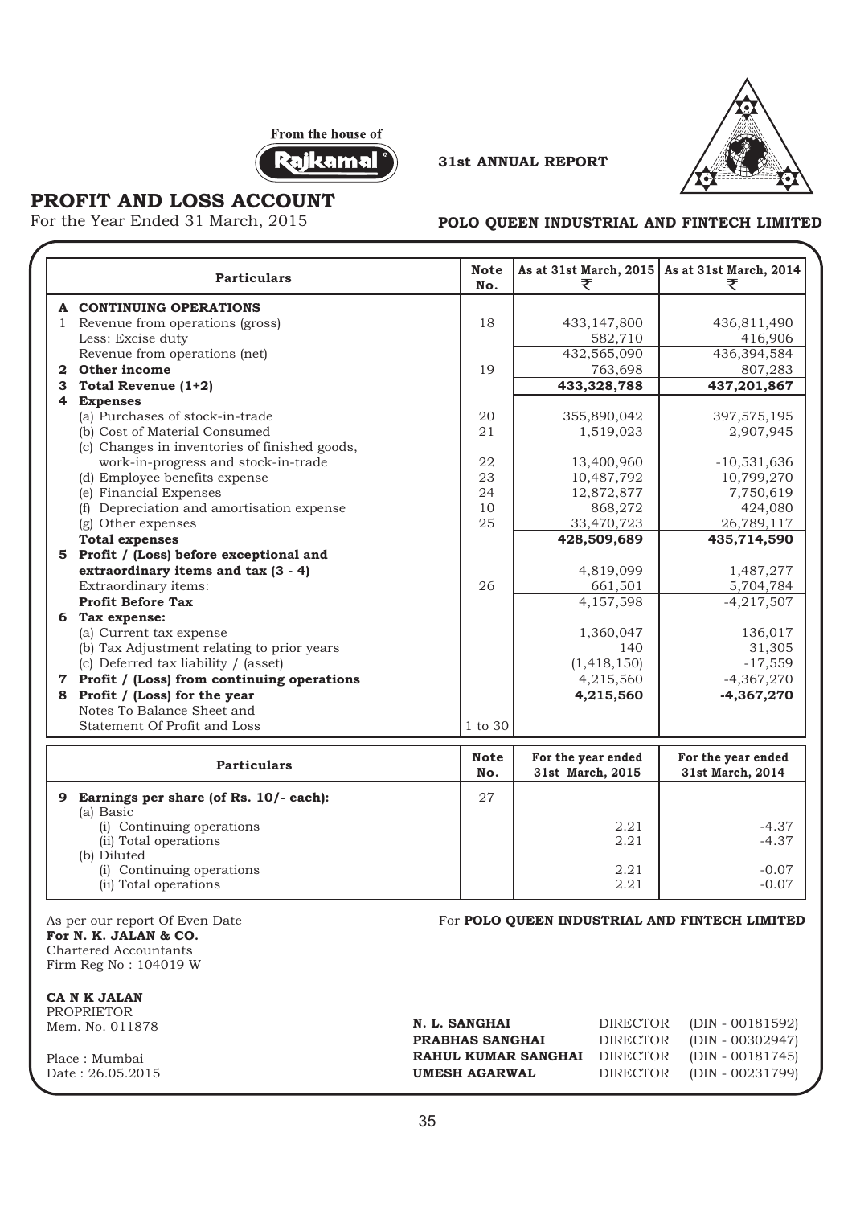From the house of Rajkamal

31st ANNUAL REPORT

# PROFIT AND LOSS ACCOUNT

For the Year Ended 31 March, 2015

**POLO QUEEN INDUSTRIAL AND FINTECH LIMITED**

| | Particulars | Note No. | As at 31st March, 2015 ₹ | As at 31st March, 2014 ₹ |
|---|---|---|---|---|
| **A** | **CONTINUING OPERATIONS** | | | |
| 1 | Revenue from operations (gross) | 18 | 433,147,800 | 436,811,490 |
| | Less: Excise duty | | 582,710 | 416,906 |
| | Revenue from operations (net) | | 432,565,090 | 436,394,584 |
| **2** | **Other income** | 19 | 763,698 | 807,283 |
| **3** | **Total Revenue (1+2)** | | **433,328,788** | **437,201,867** |
| **4** | **Expenses** | | | |
| | (a) Purchases of stock-in-trade | 20 | 355,890,042 | 397,575,195 |
| | (b) Cost of Material Consumed | 21 | 1,519,023 | 2,907,945 |
| | (c) Changes in inventories of finished goods, work-in-progress and stock-in-trade | 22 | 13,400,960 | -10,531,636 |
| | (d) Employee benefits expense | 23 | 10,487,792 | 10,799,270 |
| | (e) Financial Expenses | 24 | 12,872,877 | 7,750,619 |
| | (f) Depreciation and amortisation expense | 10 | 868,272 | 424,080 |
| | (g) Other expenses | 25 | 33,470,723 | 26,789,117 |
| | **Total expenses** | | **428,509,689** | **435,714,590** |
| **5** | **Profit / (Loss) before exceptional and extraordinary items and tax (3 - 4)** | | 4,819,099 | 1,487,277 |
| | Extraordinary items: | 26 | 661,501 | 5,704,784 |
| | **Profit Before Tax** | | 4,157,598 | -4,217,507 |
| **6** | **Tax expense:** | | | |
| | (a) Current tax expense | | 1,360,047 | 136,017 |
| | (b) Tax Adjustment relating to prior years | | 140 | 31,305 |
| | (c) Deferred tax liability / (asset) | | (1,418,150) | -17,559 |
| **7** | **Profit / (Loss) from continuing operations** | | 4,215,560 | -4,367,270 |
| **8** | **Profit / (Loss) for the year** | | **4,215,560** | **-4,367,270** |
| | Notes To Balance Sheet and Statement Of Profit and Loss | 1 to 30 | | |

| | Particulars | Note No. | For the year ended 31st March, 2015 | For the year ended 31st March, 2014 |
|---|---|---|---|---|
| **9** | **Earnings per share (of Rs. 10/- each):** | 27 | | |
| | (a) Basic | | | |
| | (i) Continuing operations | | 2.21 | -4.37 |
| | (ii) Total operations | | 2.21 | -4.37 |
| | (b) Diluted | | | |
| | (i) Continuing operations | | 2.21 | -0.07 |
| | (ii) Total operations | | 2.21 | -0.07 |

As per our report Of Even Date
**For N. K. JALAN & CO.**
Chartered Accountants
Firm Reg No : 104019 W

**CA N K JALAN**
PROPRIETOR
Mem. No. 011878

Place : Mumbai
Date : 26.05.2015

For **POLO QUEEN INDUSTRIAL AND FINTECH LIMITED**

| | | |
|---|---|---|
| **N. L. SANGHAI** | DIRECTOR | (DIN - 00181592) |
| **PRABHAS SANGHAI** | DIRECTOR | (DIN - 00302947) |
| **RAHUL KUMAR SANGHAI** | DIRECTOR | (DIN - 00181745) |
| **UMESH AGARWAL** | DIRECTOR | (DIN - 00231799) |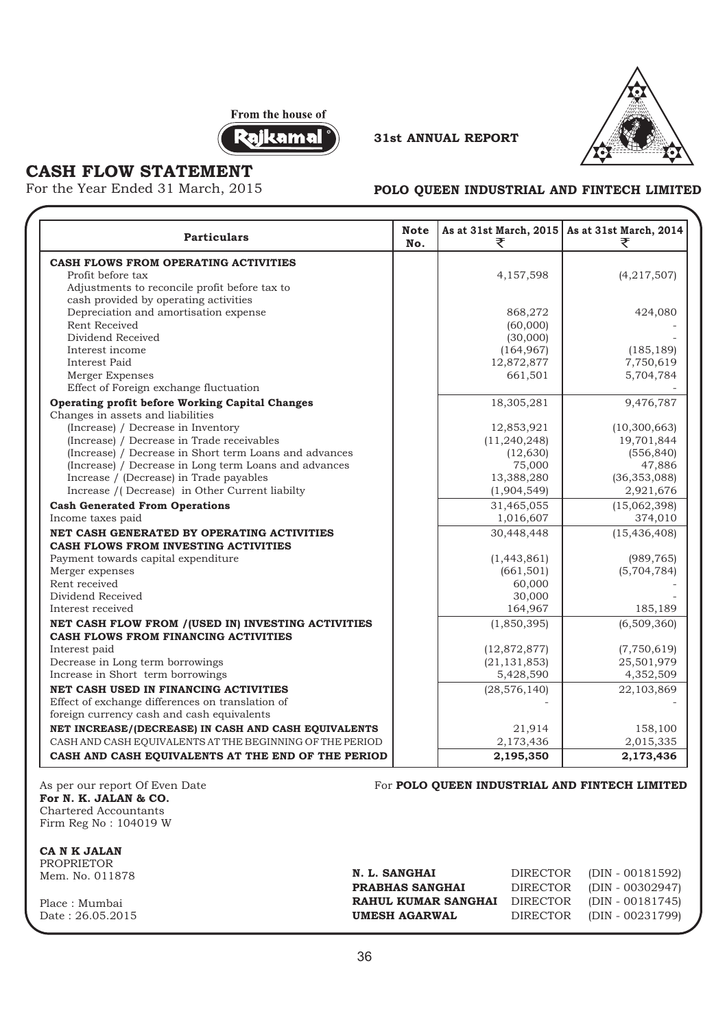From the house of Rajkamal

31st ANNUAL REPORT

# CASH FLOW STATEMENT

For the Year Ended 31 March, 2015

**POLO QUEEN INDUSTRIAL AND FINTECH LIMITED**

| Particulars | Note No. | As at 31st March, 2015 ₹ | As at 31st March, 2014 ₹ |
|---|---|---|---|
| **CASH FLOWS FROM OPERATING ACTIVITIES** | | | |
| Profit before tax | | 4,157,598 | (4,217,507) |
| Adjustments to reconcile profit before tax to cash provided by operating activities | | | |
| Depreciation and amortisation expense | | 868,272 | 424,080 |
| Rent Received | | (60,000) | - |
| Dividend Received | | (30,000) | - |
| Interest income | | (164,967) | (185,189) |
| Interest Paid | | 12,872,877 | 7,750,619 |
| Merger Expenses | | 661,501 | 5,704,784 |
| Effect of Foreign exchange fluctuation | | | - |
| **Operating profit before Working Capital Changes** | | 18,305,281 | 9,476,787 |
| Changes in assets and liabilities | | | |
| (Increase) / Decrease in Inventory | | 12,853,921 | (10,300,663) |
| (Increase) / Decrease in Trade receivables | | (11,240,248) | 19,701,844 |
| (Increase) / Decrease in Short term Loans and advances | | (12,630) | (556,840) |
| (Increase) / Decrease in Long term Loans and advances | | 75,000 | 47,886 |
| Increase / (Decrease) in Trade payables | | 13,388,280 | (36,353,088) |
| Increase /( Decrease) in Other Current liabilty | | (1,904,549) | 2,921,676 |
| **Cash Generated From Operations** | | 31,465,055 | (15,062,398) |
| Income taxes paid | | 1,016,607 | 374,010 |
| **NET CASH GENERATED BY OPERATING ACTIVITIES** | | 30,448,448 | (15,436,408) |
| **CASH FLOWS FROM INVESTING ACTIVITIES** | | | |
| Payment towards capital expenditure | | (1,443,861) | (989,765) |
| Merger expenses | | (661,501) | (5,704,784) |
| Rent received | | 60,000 | - |
| Dividend Received | | 30,000 | - |
| Interest received | | 164,967 | 185,189 |
| **NET CASH FLOW FROM /(USED IN) INVESTING ACTIVITIES** | | (1,850,395) | (6,509,360) |
| **CASH FLOWS FROM FINANCING ACTIVITIES** | | | |
| Interest paid | | (12,872,877) | (7,750,619) |
| Decrease in Long term borrowings | | (21,131,853) | 25,501,979 |
| Increase in Short term borrowings | | 5,428,590 | 4,352,509 |
| **NET CASH USED IN FINANCING ACTIVITIES** | | (28,576,140) | 22,103,869 |
| Effect of exchange differences on translation of foreign currency cash and cash equivalents | | - | - |
| **NET INCREASE/(DECREASE) IN CASH AND CASH EQUIVALENTS** | | 21,914 | 158,100 |
| CASH AND CASH EQUIVALENTS AT THE BEGINNING OF THE PERIOD | | 2,173,436 | 2,015,335 |
| **CASH AND CASH EQUIVALENTS AT THE END OF THE PERIOD** | | **2,195,350** | **2,173,436** |

As per our report Of Even Date
**For N. K. JALAN & CO.**
Chartered Accountants
Firm Reg No : 104019 W

**CA N K JALAN**
PROPRIETOR
Mem. No. 011878

Place : Mumbai
Date : 26.05.2015

For **POLO QUEEN INDUSTRIAL AND FINTECH LIMITED**

| | | |
|---|---|---|
| **N. L. SANGHAI** | DIRECTOR | (DIN - 00181592) |
| **PRABHAS SANGHAI** | DIRECTOR | (DIN - 00302947) |
| **RAHUL KUMAR SANGHAI** | DIRECTOR | (DIN - 00181745) |
| **UMESH AGARWAL** | DIRECTOR | (DIN - 00231799) |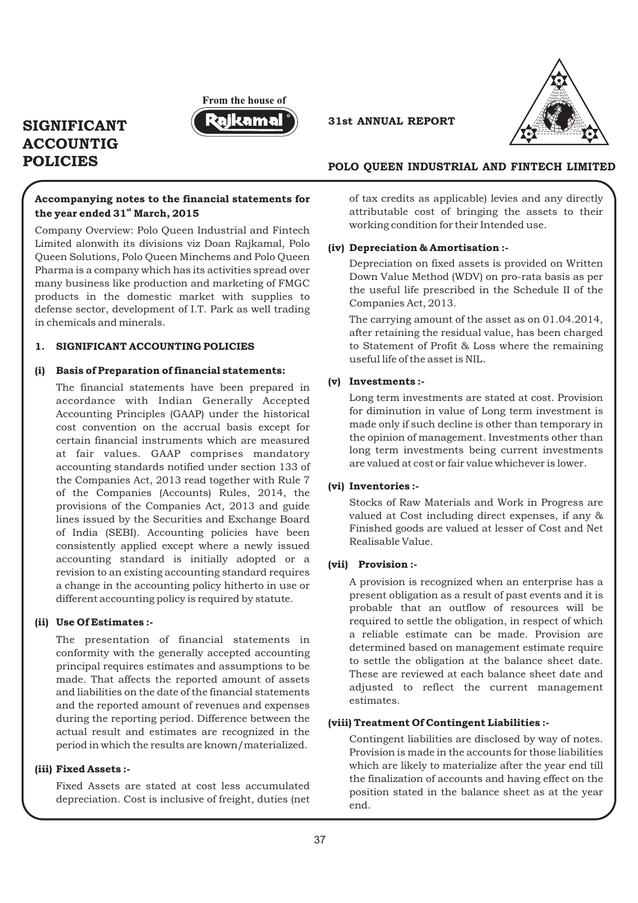# SIGNIFICANT ACCOUNTIG POLICIES

**Accompanying notes to the financial statements for the year ended 31st March, 2015**

Company Overview: Polo Queen Industrial and Fintech Limited alonwith its divisions viz Doan Rajkamal, Polo Queen Solutions, Polo Queen Minchems and Polo Queen Pharma is a company which has its activities spread over many business like production and marketing of FMGC products in the domestic market with supplies to defense sector, development of I.T. Park as well trading in chemicals and minerals.

## 1. SIGNIFICANT ACCOUNTING POLICIES

### (i) Basis of Preparation of financial statements:

The financial statements have been prepared in accordance with Indian Generally Accepted Accounting Principles (GAAP) under the historical cost convention on the accrual basis except for certain financial instruments which are measured at fair values. GAAP comprises mandatory accounting standards notified under section 133 of the Companies Act, 2013 read together with Rule 7 of the Companies (Accounts) Rules, 2014, the provisions of the Companies Act, 2013 and guide lines issued by the Securities and Exchange Board of India (SEBI). Accounting policies have been consistently applied except where a newly issued accounting standard is initially adopted or a revision to an existing accounting standard requires a change in the accounting policy hitherto in use or different accounting policy is required by statute.

### (ii) Use Of Estimates :-

The presentation of financial statements in conformity with the generally accepted accounting principal requires estimates and assumptions to be made. That affects the reported amount of assets and liabilities on the date of the financial statements and the reported amount of revenues and expenses during the reporting period. Difference between the actual result and estimates are recognized in the period in which the results are known/materialized.

### (iii) Fixed Assets :-

Fixed Assets are stated at cost less accumulated depreciation. Cost is inclusive of freight, duties (net of tax credits as applicable) levies and any directly attributable cost of bringing the assets to their working condition for their Intended use.

### (iv) Depreciation & Amortisation :-

Depreciation on fixed assets is provided on Written Down Value Method (WDV) on pro-rata basis as per the useful life prescribed in the Schedule II of the Companies Act, 2013.

The carrying amount of the asset as on 01.04.2014, after retaining the residual value, has been charged to Statement of Profit & Loss where the remaining useful life of the asset is NIL.

### (v) Investments :-

Long term investments are stated at cost. Provision for diminution in value of Long term investment is made only if such decline is other than temporary in the opinion of management. Investments other than long term investments being current investments are valued at cost or fair value whichever is lower.

### (vi) Inventories :-

Stocks of Raw Materials and Work in Progress are valued at Cost including direct expenses, if any & Finished goods are valued at lesser of Cost and Net Realisable Value.

### (vii) Provision :-

A provision is recognized when an enterprise has a present obligation as a result of past events and it is probable that an outflow of resources will be required to settle the obligation, in respect of which a reliable estimate can be made. Provision are determined based on management estimate require to settle the obligation at the balance sheet date. These are reviewed at each balance sheet date and adjusted to reflect the current management estimates.

### (viii) Treatment Of Contingent Liabilities :-

Contingent liabilities are disclosed by way of notes. Provision is made in the accounts for those liabilities which are likely to materialize after the year end till the finalization of accounts and having effect on the position stated in the balance sheet as at the year end.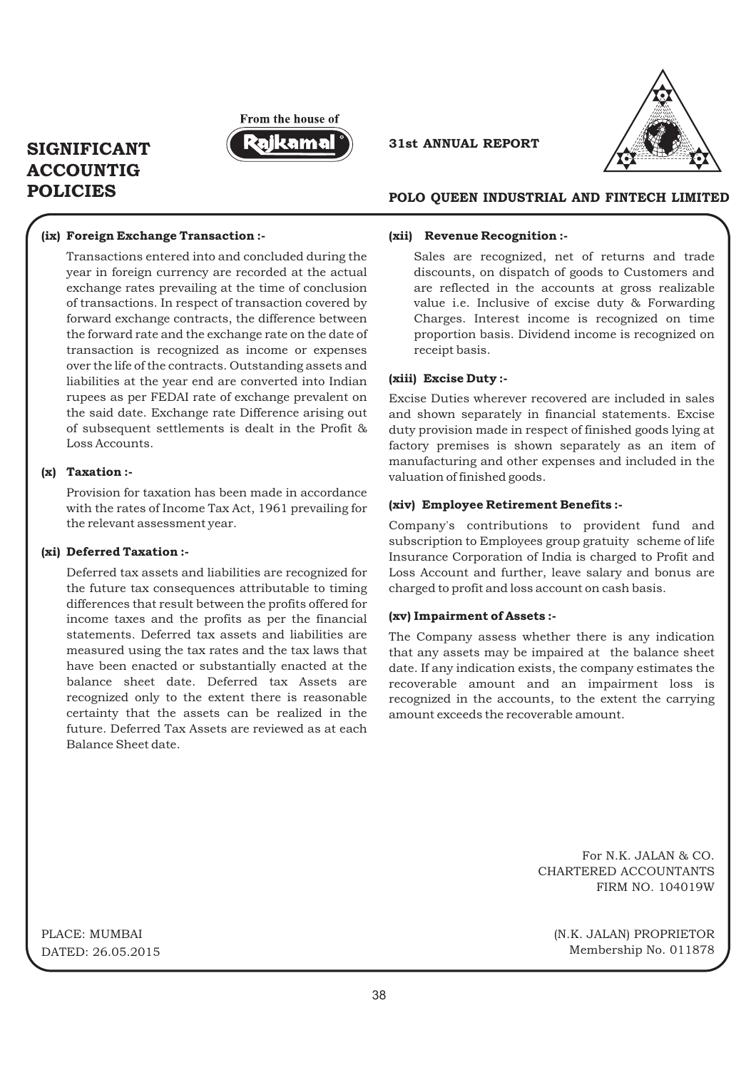# SIGNIFICANT ACCOUNTIG POLICIES

### (ix) Foreign Exchange Transaction :-

Transactions entered into and concluded during the year in foreign currency are recorded at the actual exchange rates prevailing at the time of conclusion of transactions. In respect of transaction covered by forward exchange contracts, the difference between the forward rate and the exchange rate on the date of transaction is recognized as income or expenses over the life of the contracts. Outstanding assets and liabilities at the year end are converted into Indian rupees as per FEDAI rate of exchange prevalent on the said date. Exchange rate Difference arising out of subsequent settlements is dealt in the Profit & Loss Accounts.

### (x) Taxation :-

Provision for taxation has been made in accordance with the rates of Income Tax Act, 1961 prevailing for the relevant assessment year.

### (xi) Deferred Taxation :-

Deferred tax assets and liabilities are recognized for the future tax consequences attributable to timing differences that result between the profits offered for income taxes and the profits as per the financial statements. Deferred tax assets and liabilities are measured using the tax rates and the tax laws that have been enacted or substantially enacted at the balance sheet date. Deferred tax Assets are recognized only to the extent there is reasonable certainty that the assets can be realized in the future. Deferred Tax Assets are reviewed as at each Balance Sheet date.

### (xii) Revenue Recognition :-

Sales are recognized, net of returns and trade discounts, on dispatch of goods to Customers and are reflected in the accounts at gross realizable value i.e. Inclusive of excise duty & Forwarding Charges. Interest income is recognized on time proportion basis. Dividend income is recognized on receipt basis.

### (xiii) Excise Duty :-

Excise Duties wherever recovered are included in sales and shown separately in financial statements. Excise duty provision made in respect of finished goods lying at factory premises is shown separately as an item of manufacturing and other expenses and included in the valuation of finished goods.

### (xiv) Employee Retirement Benefits :-

Company's contributions to provident fund and subscription to Employees group gratuity scheme of life Insurance Corporation of India is charged to Profit and Loss Account and further, leave salary and bonus are charged to profit and loss account on cash basis.

### (xv) Impairment of Assets :-

The Company assess whether there is any indication that any assets may be impaired at the balance sheet date. If any indication exists, the company estimates the recoverable amount and an impairment loss is recognized in the accounts, to the extent the carrying amount exceeds the recoverable amount.

For N.K. JALAN & CO.
CHARTERED ACCOUNTANTS
FIRM NO. 104019W

PLACE: MUMBAI
DATED: 26.05.2015

(N.K. JALAN) PROPRIETOR
Membership No. 011878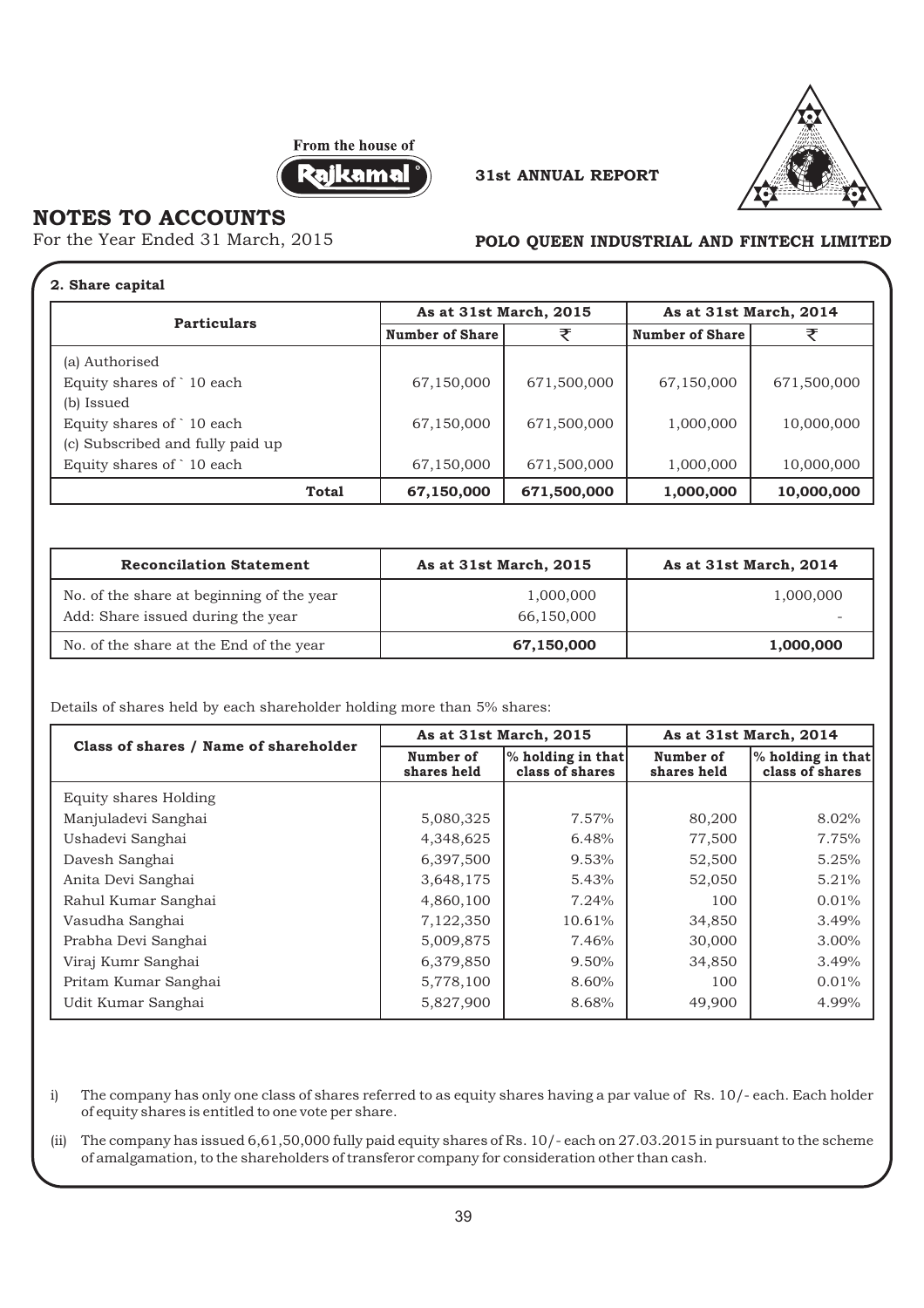# NOTES TO ACCOUNTS

For the Year Ended 31 March, 2015

**POLO QUEEN INDUSTRIAL AND FINTECH LIMITED**

**2. Share capital**

| Particulars | As at 31st March, 2015 | | As at 31st March, 2014 | |
|---|---|---|---|---|
| | Number of Share | ₹ | Number of Share | ₹ |
| (a) Authorised | | | | |
| Equity shares of ` 10 each | 67,150,000 | 671,500,000 | 67,150,000 | 671,500,000 |
| (b) Issued | | | | |
| Equity shares of ` 10 each | 67,150,000 | 671,500,000 | 1,000,000 | 10,000,000 |
| (c) Subscribed and fully paid up | | | | |
| Equity shares of ` 10 each | 67,150,000 | 671,500,000 | 1,000,000 | 10,000,000 |
| **Total** | **67,150,000** | **671,500,000** | **1,000,000** | **10,000,000** |

| Reconcilation Statement | As at 31st March, 2015 | As at 31st March, 2014 |
|---|---|---|
| No. of the share at beginning of the year | 1,000,000 | 1,000,000 |
| Add: Share issued during the year | 66,150,000 | - |
| No. of the share at the End of the year | **67,150,000** | **1,000,000** |

Details of shares held by each shareholder holding more than 5% shares:

| Class of shares / Name of shareholder | As at 31st March, 2015 | | As at 31st March, 2014 | |
|---|---|---|---|---|
| | Number of shares held | % holding in that class of shares | Number of shares held | % holding in that class of shares |
| Equity shares Holding | | | | |
| Manjuladevi Sanghai | 5,080,325 | 7.57% | 80,200 | 8.02% |
| Ushadevi Sanghai | 4,348,625 | 6.48% | 77,500 | 7.75% |
| Davesh Sanghai | 6,397,500 | 9.53% | 52,500 | 5.25% |
| Anita Devi Sanghai | 3,648,175 | 5.43% | 52,050 | 5.21% |
| Rahul Kumar Sanghai | 4,860,100 | 7.24% | 100 | 0.01% |
| Vasudha Sanghai | 7,122,350 | 10.61% | 34,850 | 3.49% |
| Prabha Devi Sanghai | 5,009,875 | 7.46% | 30,000 | 3.00% |
| Viraj Kumr Sanghai | 6,379,850 | 9.50% | 34,850 | 3.49% |
| Pritam Kumar Sanghai | 5,778,100 | 8.60% | 100 | 0.01% |
| Udit Kumar Sanghai | 5,827,900 | 8.68% | 49,900 | 4.99% |

i) The company has only one class of shares referred to as equity shares having a par value of Rs. 10/- each. Each holder of equity shares is entitled to one vote per share.

(ii) The company has issued 6,61,50,000 fully paid equity shares of Rs. 10/- each on 27.03.2015 in pursuant to the scheme of amalgamation, to the shareholders of transferor company for consideration other than cash.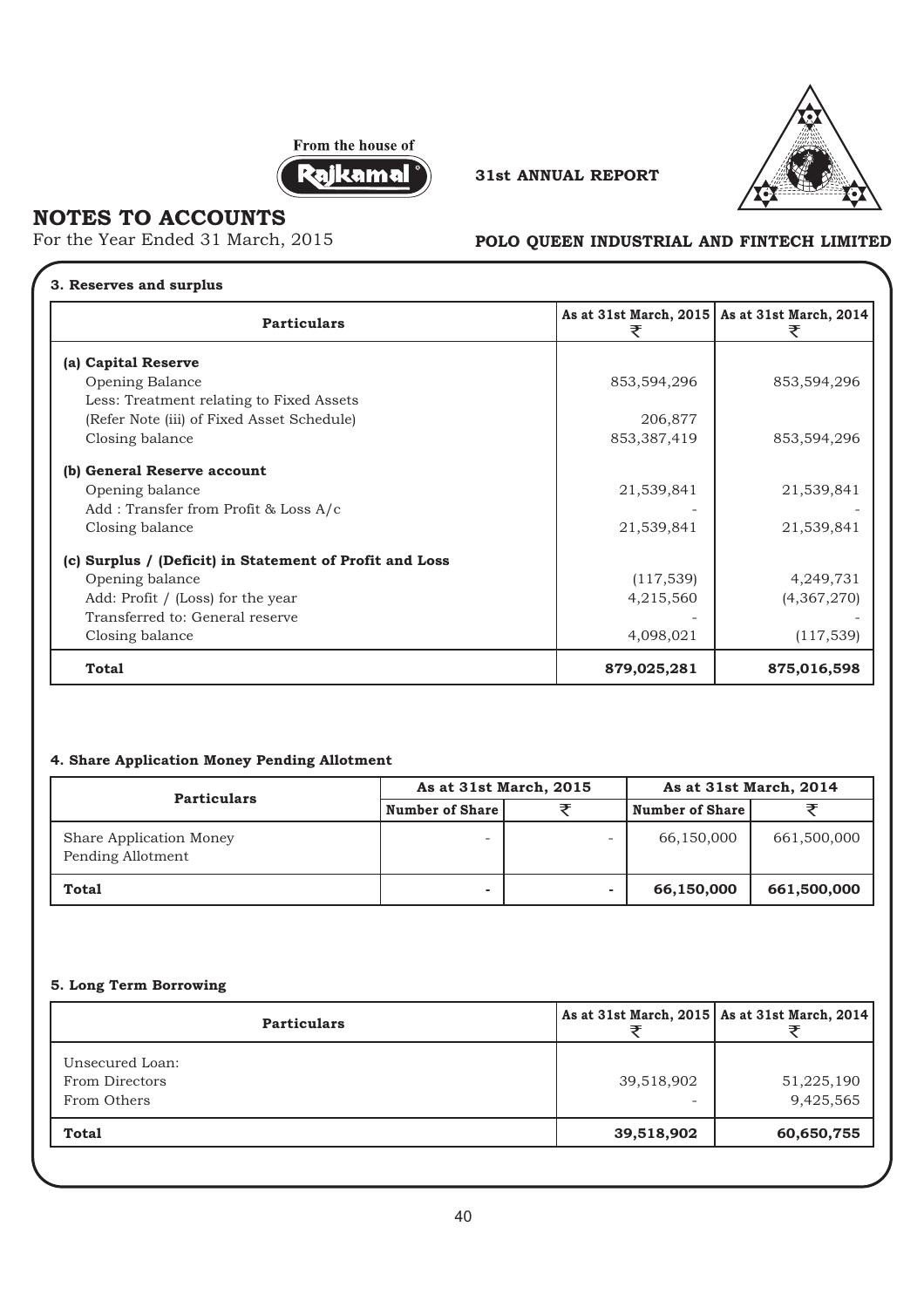## NOTES TO ACCOUNTS

For the Year Ended 31 March, 2015

### 3. Reserves and surplus

| Particulars | As at 31st March, 2015 ₹ | As at 31st March, 2014 ₹ |
|---|---|---|
| **(a) Capital Reserve** | | |
| Opening Balance | 853,594,296 | 853,594,296 |
| Less: Treatment relating to Fixed Assets | | |
| (Refer Note (iii) of Fixed Asset Schedule) | 206,877 | |
| Closing balance | 853,387,419 | 853,594,296 |
| **(b) General Reserve account** | | |
| Opening balance | 21,539,841 | 21,539,841 |
| Add : Transfer from Profit & Loss A/c | - | - |
| Closing balance | 21,539,841 | 21,539,841 |
| **(c) Surplus / (Deficit) in Statement of Profit and Loss** | | |
| Opening balance | (117,539) | 4,249,731 |
| Add: Profit / (Loss) for the year | 4,215,560 | (4,367,270) |
| Transferred to: General reserve | - | - |
| Closing balance | 4,098,021 | (117,539) |
| **Total** | **879,025,281** | **875,016,598** |

### 4. Share Application Money Pending Allotment

| Particulars | As at 31st March, 2015 | | As at 31st March, 2014 | |
|---|---|---|---|---|
| | Number of Share | ₹ | Number of Share | ₹ |
| Share Application Money Pending Allotment | - | - | 66,150,000 | 661,500,000 |
| **Total** | **-** | **-** | **66,150,000** | **661,500,000** |

### 5. Long Term Borrowing

| Particulars | As at 31st March, 2015 ₹ | As at 31st March, 2014 ₹ |
|---|---|---|
| Unsecured Loan: | | |
| From Directors | 39,518,902 | 51,225,190 |
| From Others | - | 9,425,565 |
| **Total** | **39,518,902** | **60,650,755** |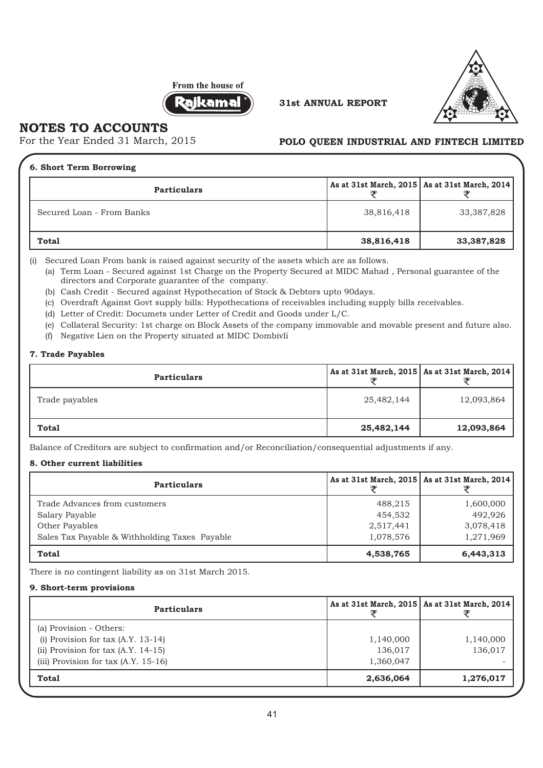## NOTES TO ACCOUNTS

For the Year Ended 31 March, 2015

**POLO QUEEN INDUSTRIAL AND FINTECH LIMITED**

### 6. Short Term Borrowing

| Particulars | As at 31st March, 2015 ₹ | As at 31st March, 2014 ₹ |
|---|---|---|
| Secured Loan - From Banks | 38,816,418 | 33,387,828 |
| **Total** | **38,816,418** | **33,387,828** |

(i) Secured Loan From bank is raised against security of the assets which are as follows.

(a) Term Loan - Secured against 1st Charge on the Property Secured at MIDC Mahad , Personal guarantee of the directors and Corporate guarantee of the company.

(b) Cash Credit - Secured against Hypothecation of Stock & Debtors upto 90days.

(c) Overdraft Against Govt supply bills: Hypothecations of receivables including supply bills receivables.

(d) Letter of Credit: Documets under Letter of Credit and Goods under L/C.

(e) Collateral Security: 1st charge on Block Assets of the company immovable and movable present and future also.

(f) Negative Lien on the Property situated at MIDC Dombivli

### 7. Trade Payables

| Particulars | As at 31st March, 2015 ₹ | As at 31st March, 2014 ₹ |
|---|---|---|
| Trade payables | 25,482,144 | 12,093,864 |
| **Total** | **25,482,144** | **12,093,864** |

Balance of Creditors are subject to confirmation and/or Reconciliation/consequential adjustments if any.

### 8. Other current liabilities

| Particulars | As at 31st March, 2015 ₹ | As at 31st March, 2014 ₹ |
|---|---|---|
| Trade Advances from customers | 488,215 | 1,600,000 |
| Salary Payable | 454,532 | 492,926 |
| Other Payables | 2,517,441 | 3,078,418 |
| Sales Tax Payable & Withholding Taxes Payable | 1,078,576 | 1,271,969 |
| **Total** | **4,538,765** | **6,443,313** |

There is no contingent liability as on 31st March 2015.

### 9. Short-term provisions

| Particulars | As at 31st March, 2015 ₹ | As at 31st March, 2014 ₹ |
|---|---|---|
| (a) Provision - Others: | | |
| (i) Provision for tax (A.Y. 13-14) | 1,140,000 | 1,140,000 |
| (ii) Provision for tax (A.Y. 14-15) | 136,017 | 136,017 |
| (iii) Provision for tax (A.Y. 15-16) | 1,360,047 | - |
| **Total** | **2,636,064** | **1,276,017** |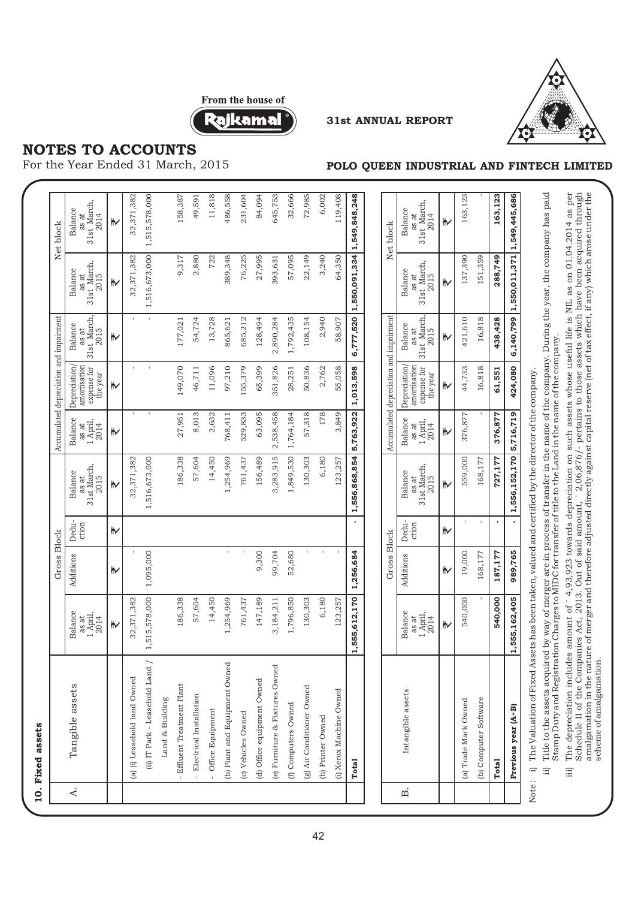# NOTES TO ACCOUNTS

For the Year Ended 31 March, 2015

## 10. Fixed assets

| A. Tangible assets | Gross Block | | | | Accumulated depreciation and impairment | | | Net block | |
|---|---|---|---|---|---|---|---|---|---|
| | Balance as at 1 April, 2014 | Additions | Deduction | Balance as at 31st March, 2015 | Balance as at 1 April, 2014 | Depreciation/ amortisation expense for the year | Balance as at 31st March, 2015 | Balance as at 31st March, 2015 | Balance as at 31st March, 2014 |
| | ₹ | ₹ | ₹ | ₹ | ₹ | ₹ | ₹ | ₹ | ₹ |
| (a) (i) Leasehold land Owned | 32,371,382 | - | | 32,371,382 | - | - | - | 32,371,382 | 32,371,382 |
| (ii) IT Park - Leasehold Land / Land & Building | 1,515,578,000 | 1,095,000 | | 1,516,673,000 | - | - | - | 1,516,673,000 | 1,515,578,000 |
| - Effluent Treatment Plant | 186,338 | | | 186,338 | 27,951 | 149,070 | 177,021 | 9,317 | 158,387 |
| - Electrical Installation | 57,604 | | | 57,604 | 8,013 | 46,711 | 54,724 | 2,880 | 49,591 |
| - Office Equipment | 14,450 | | | 14,450 | 2,632 | 11,096 | 13,728 | 722 | 11,818 |
| (b) Plant and Equipment Owned | 1,254,969 | - | | 1,254,969 | 768,411 | 97,210 | 865,621 | 389,348 | 486,558 |
| (c) Vehicles Owned | 761,437 | - | | 761,437 | 529,833 | 155,379 | 685,212 | 76,225 | 231,604 |
| (d) Office equipment Owned | 147,189 | 9,300 | | 156,489 | 63,095 | 65,399 | 128,494 | 27,995 | 84,094 |
| (e) Furniture & Fixtures Owned | 3,184,211 | 99,704 | | 3,283,915 | 2,538,458 | 351,826 | 2,890,284 | 393,631 | 645,753 |
| (f) Computers Owned | 1,796,850 | 52,680 | | 1,849,530 | 1,764,184 | 28,251 | 1,792,435 | 57,095 | 32,666 |
| (g) Air Conditioner Owned | 130,303 | - | | 130,303 | 57,318 | 50,836 | 108,154 | 22,149 | 72,985 |
| (h) Printer Owned | 6,180 | - | | 6,180 | 178 | 2,762 | 2,940 | 3,240 | 6,002 |
| (i) Xerox Machine Owned | 123,257 | - | | 123,257 | 3,849 | 55,058 | 58,907 | 64,350 | 119,408 |
| **Total** | **1,555,612,170** | **1,256,684** | **-** | **1,556,868,854** | **5,763,922** | **1,013,598** | **6,777,520** | **1,550,091,334** | **1,549,848,248** |

| B. Intangible assets | Gross Block | | | | Accumulated depreciation and impairment | | | Net block | |
|---|---|---|---|---|---|---|---|---|---|
| | Balance as at 1 April, 2014 | Additions | Deduction | Balance as at 31st March, 2015 | Balance as at 1 April, 2014 | Depreciation/ amortisation expense for the year | Balance as at 31st March, 2015 | Balance as at 31st March, 2015 | Balance as at 31st March, 2014 |
| | ₹ | ₹ | ₹ | ₹ | ₹ | ₹ | ₹ | ₹ | ₹ |
| (a) Trade Mark Owned | 540,000 | 19,000 | - | 559,000 | 376,877 | 44,733 | 421,610 | 137,390 | 163,123 |
| (b) Computer Software | - | 168,177 | - | 168,177 | - | 16,818 | 16,818 | 151,359 | - |
| **Total** | **540,000** | **187,177** | **-** | **727,177** | **376,877** | **61,551** | **438,428** | **288,749** | **163,123** |
| **Previous year (A+B)** | **1,555,162,405** | **989,765** | **-** | **1,556,152,170** | **5,716,719** | **424,080** | **6,140,799** | **1,550,011,371** | **1,549,445,686** |

Note : i) The Valuation of Fixed Assets has been taken, valued and certified by the director of the company.

ii) Title to the assets acquired by way of merger are in process of transfer in the name of the company. During the year, the company has paid Stamp Duty and Registration Charges to MIDC for transfer of title to the Land in the name of the company.

iii) The depreciation includes amount of ` 4,93,923 towards depreciation on such assets whose useful life is NIL as on 01.04.2014 as per Schedule II of the Companies Act, 2013. Out of said amount, ` 2,06,876/- pertains to those assets which have been acquired through amalgamation in the nature of merger and therefore adjusted directly against capital reserve (net of tax effect, if any) which arose under the scheme of amalgamation.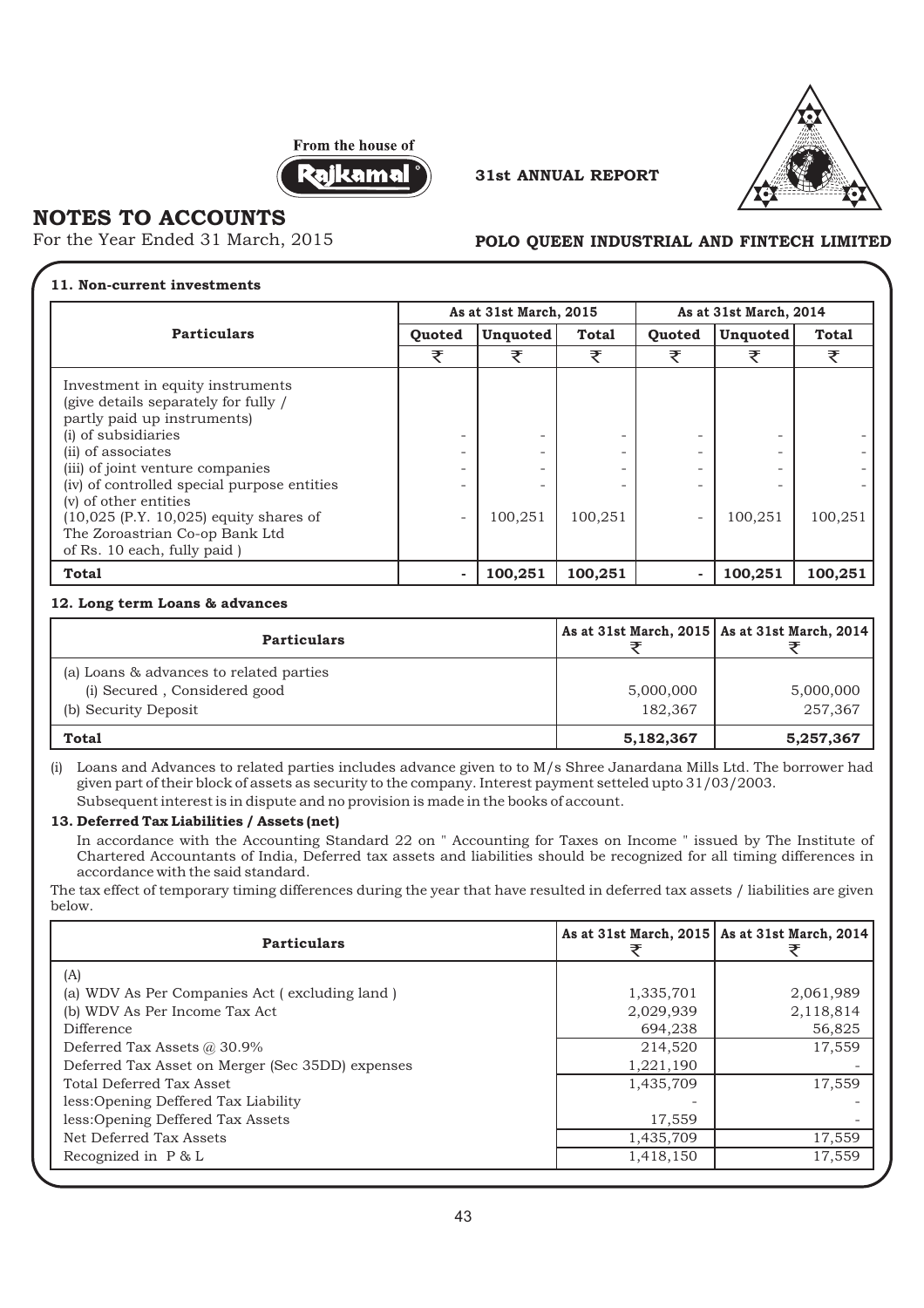# NOTES TO ACCOUNTS

For the Year Ended 31 March, 2015

### 11. Non-current investments

| Particulars | As at 31st March, 2015 | | | As at 31st March, 2014 | | |
|---|---|---|---|---|---|---|
| | Quoted | Unquoted | Total | Quoted | Unquoted | Total |
| | ₹ | ₹ | ₹ | ₹ | ₹ | ₹ |
| Investment in equity instruments (give details separately for fully / partly paid up instruments) | | | | | | |
| (i) of subsidiaries | - | - | - | - | - | - |
| (ii) of associates | - | - | - | - | - | - |
| (iii) of joint venture companies | - | - | - | - | - | - |
| (iv) of controlled special purpose entities | - | - | - | - | - | - |
| (v) of other entities (10,025 (P.Y. 10,025) equity shares of The Zoroastrian Co-op Bank Ltd of Rs. 10 each, fully paid ) | - | 100,251 | 100,251 | - | 100,251 | 100,251 |
| **Total** | **-** | **100,251** | **100,251** | **-** | **100,251** | **100,251** |

### 12. Long term Loans & advances

| Particulars | As at 31st March, 2015 ₹ | As at 31st March, 2014 ₹ |
|---|---|---|
| (a) Loans & advances to related parties | | |
| (i) Secured , Considered good | 5,000,000 | 5,000,000 |
| (b) Security Deposit | 182,367 | 257,367 |
| **Total** | **5,182,367** | **5,257,367** |

(i) Loans and Advances to related parties includes advance given to to M/s Shree Janardana Mills Ltd. The borrower had given part of their block of assets as security to the company. Interest payment setteled upto 31/03/2003.
Subsequent interest is in dispute and no provision is made in the books of account.

### 13. Deferred Tax Liabilities / Assets (net)

In accordance with the Accounting Standard 22 on " Accounting for Taxes on Income " issued by The Institute of Chartered Accountants of India, Deferred tax assets and liabilities should be recognized for all timing differences in accordance with the said standard.

The tax effect of temporary timing differences during the year that have resulted in deferred tax assets / liabilities are given below.

| Particulars | As at 31st March, 2015 ₹ | As at 31st March, 2014 ₹ |
|---|---|---|
| (A) | | |
| (a) WDV As Per Companies Act ( excluding land ) | 1,335,701 | 2,061,989 |
| (b) WDV As Per Income Tax Act | 2,029,939 | 2,118,814 |
| Difference | 694,238 | 56,825 |
| Deferred Tax Assets @ 30.9% | 214,520 | 17,559 |
| Deferred Tax Asset on Merger (Sec 35DD) expenses | 1,221,190 | - |
| Total Deferred Tax Asset | 1,435,709 | 17,559 |
| less:Opening Deffered Tax Liability | - | - |
| less:Opening Deffered Tax Assets | 17,559 | - |
| Net Deferred Tax Assets | 1,435,709 | 17,559 |
| Recognized in P & L | 1,418,150 | 17,559 |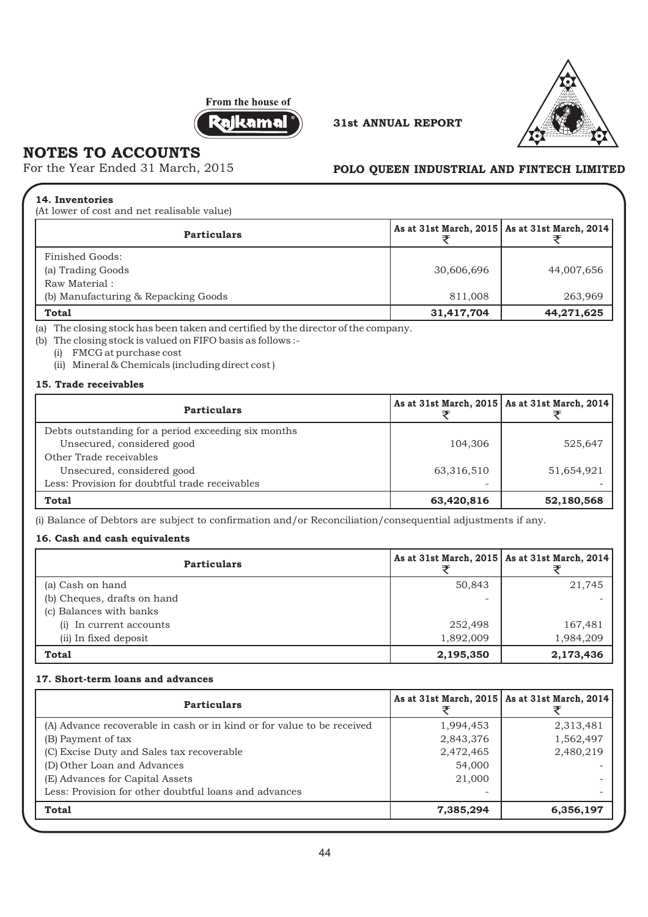# NOTES TO ACCOUNTS

For the Year Ended 31 March, 2015

### 14. Inventories

(At lower of cost and net realisable value)

| Particulars | As at 31st March, 2015 ₹ | As at 31st March, 2014 ₹ |
|---|---|---|
| Finished Goods: | | |
| (a) Trading Goods | 30,606,696 | 44,007,656 |
| Raw Material : | | |
| (b) Manufacturing & Repacking Goods | 811,008 | 263,969 |
| **Total** | **31,417,704** | **44,271,625** |

(a) The closing stock has been taken and certified by the director of the company.

(b) The closing stock is valued on FIFO basis as follows :-

(i) FMCG at purchase cost

(ii) Mineral & Chemicals (including direct cost )

### 15. Trade receivables

| Particulars | As at 31st March, 2015 ₹ | As at 31st March, 2014 ₹ |
|---|---|---|
| Debts outstanding for a period exceeding six months | | |
| Unsecured, considered good | 104,306 | 525,647 |
| Other Trade receivables | | |
| Unsecured, considered good | 63,316,510 | 51,654,921 |
| Less: Provision for doubtful trade receivables | - | - |
| **Total** | **63,420,816** | **52,180,568** |

(i) Balance of Debtors are subject to confirmation and/or Reconciliation/consequential adjustments if any.

### 16. Cash and cash equivalents

| Particulars | As at 31st March, 2015 ₹ | As at 31st March, 2014 ₹ |
|---|---|---|
| (a) Cash on hand | 50,843 | 21,745 |
| (b) Cheques, drafts on hand | - | - |
| (c) Balances with banks | | |
| (i) In current accounts | 252,498 | 167,481 |
| (ii) In fixed deposit | 1,892,009 | 1,984,209 |
| **Total** | **2,195,350** | **2,173,436** |

### 17. Short-term loans and advances

| Particulars | As at 31st March, 2015 ₹ | As at 31st March, 2014 ₹ |
|---|---|---|
| (A) Advance recoverable in cash or in kind or for value to be received | 1,994,453 | 2,313,481 |
| (B) Payment of tax | 2,843,376 | 1,562,497 |
| (C) Excise Duty and Sales tax recoverable | 2,472,465 | 2,480,219 |
| (D) Other Loan and Advances | 54,000 | - |
| (E) Advances for Capital Assets | 21,000 | - |
| Less: Provision for other doubtful loans and advances | - | - |
| **Total** | **7,385,294** | **6,356,197** |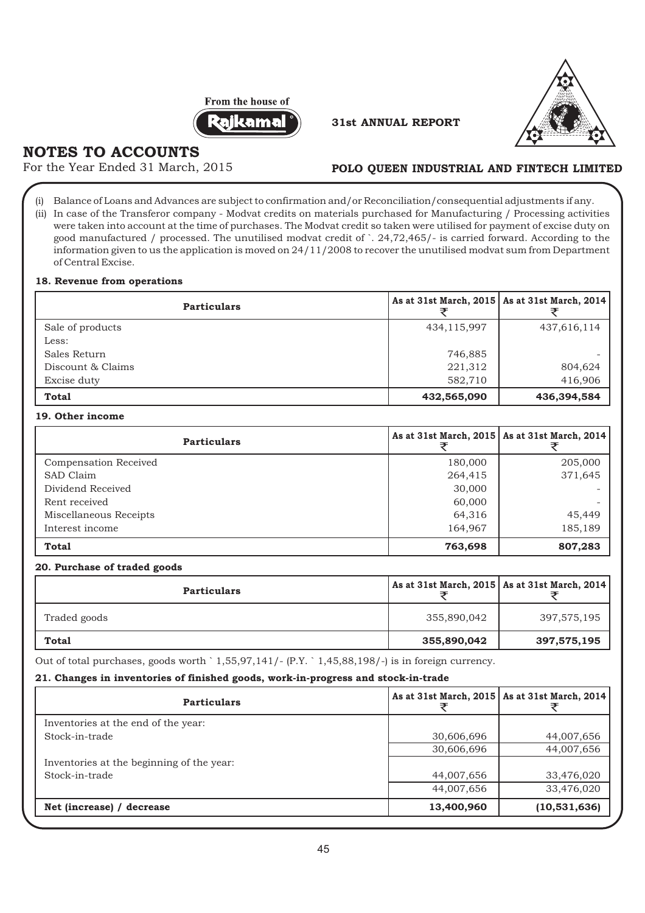# NOTES TO ACCOUNTS

For the Year Ended 31 March, 2015

(i) Balance of Loans and Advances are subject to confirmation and/or Reconciliation/consequential adjustments if any.

(ii) In case of the Transferor company - Modvat credits on materials purchased for Manufacturing / Processing activities were taken into account at the time of purchases. The Modvat credit so taken were utilised for payment of excise duty on good manufactured / processed. The unutilised modvat credit of `. 24,72,465/- is carried forward. According to the information given to us the application is moved on 24/11/2008 to recover the unutilised modvat sum from Department of Central Excise.

### 18. Revenue from operations

| Particulars | As at 31st March, 2015 ₹ | As at 31st March, 2014 ₹ |
|---|---|---|
| Sale of products | 434,115,997 | 437,616,114 |
| Less: | | |
| Sales Return | 746,885 | - |
| Discount & Claims | 221,312 | 804,624 |
| Excise duty | 582,710 | 416,906 |
| **Total** | **432,565,090** | **436,394,584** |

### 19. Other income

| Particulars | As at 31st March, 2015 ₹ | As at 31st March, 2014 ₹ |
|---|---|---|
| Compensation Received | 180,000 | 205,000 |
| SAD Claim | 264,415 | 371,645 |
| Dividend Received | 30,000 | - |
| Rent received | 60,000 | - |
| Miscellaneous Receipts | 64,316 | 45,449 |
| Interest income | 164,967 | 185,189 |
| **Total** | **763,698** | **807,283** |

### 20. Purchase of traded goods

| Particulars | As at 31st March, 2015 ₹ | As at 31st March, 2014 ₹ |
|---|---|---|
| Traded goods | 355,890,042 | 397,575,195 |
| **Total** | **355,890,042** | **397,575,195** |

Out of total purchases, goods worth ` 1,55,97,141/- (P.Y. ` 1,45,88,198/-) is in foreign currency.

### 21. Changes in inventories of finished goods, work-in-progress and stock-in-trade

| Particulars | As at 31st March, 2015 ₹ | As at 31st March, 2014 ₹ |
|---|---|---|
| Inventories at the end of the year: | | |
| Stock-in-trade | 30,606,696 | 44,007,656 |
| | 30,606,696 | 44,007,656 |
| Inventories at the beginning of the year: | | |
| Stock-in-trade | 44,007,656 | 33,476,020 |
| | 44,007,656 | 33,476,020 |
| **Net (increase) / decrease** | **13,400,960** | **(10,531,636)** |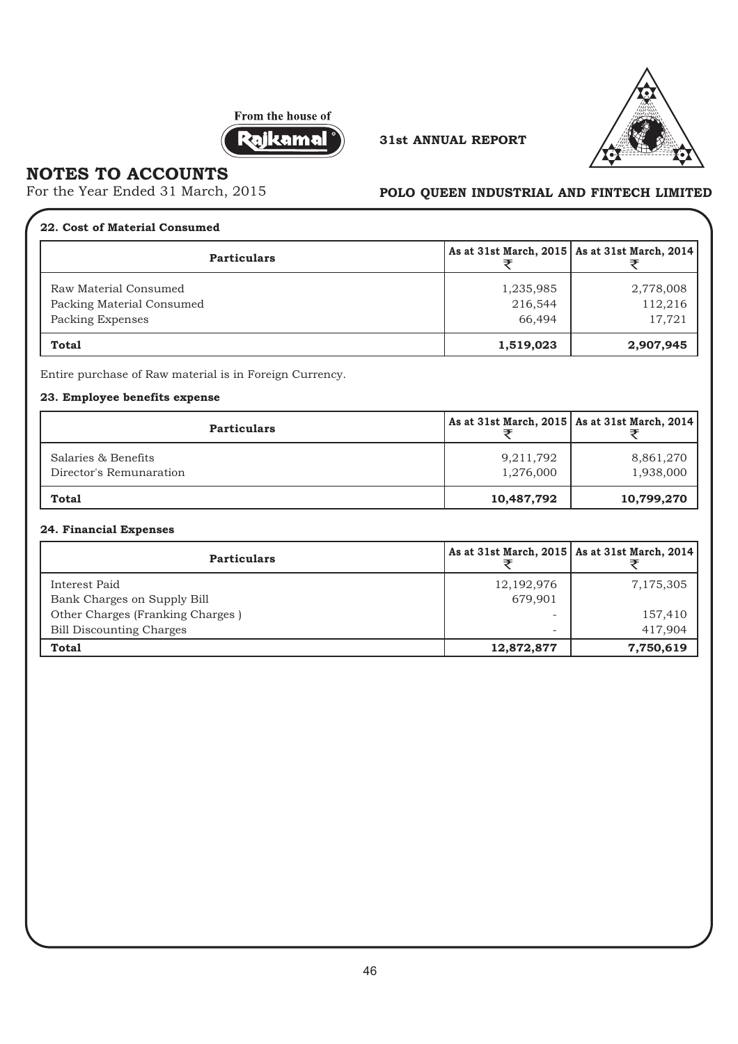## NOTES TO ACCOUNTS

For the Year Ended 31 March, 2015

**POLO QUEEN INDUSTRIAL AND FINTECH LIMITED**

### 22. Cost of Material Consumed

| Particulars | As at 31st March, 2015 ₹ | As at 31st March, 2014 ₹ |
|---|---|---|
| Raw Material Consumed | 1,235,985 | 2,778,008 |
| Packing Material Consumed | 216,544 | 112,216 |
| Packing Expenses | 66,494 | 17,721 |
| **Total** | **1,519,023** | **2,907,945** |

Entire purchase of Raw material is in Foreign Currency.

### 23. Employee benefits expense

| Particulars | As at 31st March, 2015 ₹ | As at 31st March, 2014 ₹ |
|---|---|---|
| Salaries & Benefits | 9,211,792 | 8,861,270 |
| Director's Remunaration | 1,276,000 | 1,938,000 |
| **Total** | **10,487,792** | **10,799,270** |

### 24. Financial Expenses

| Particulars | As at 31st March, 2015 ₹ | As at 31st March, 2014 ₹ |
|---|---|---|
| Interest Paid | 12,192,976 | 7,175,305 |
| Bank Charges on Supply Bill | 679,901 | |
| Other Charges (Franking Charges ) | - | 157,410 |
| Bill Discounting Charges | - | 417,904 |
| **Total** | **12,872,877** | **7,750,619** |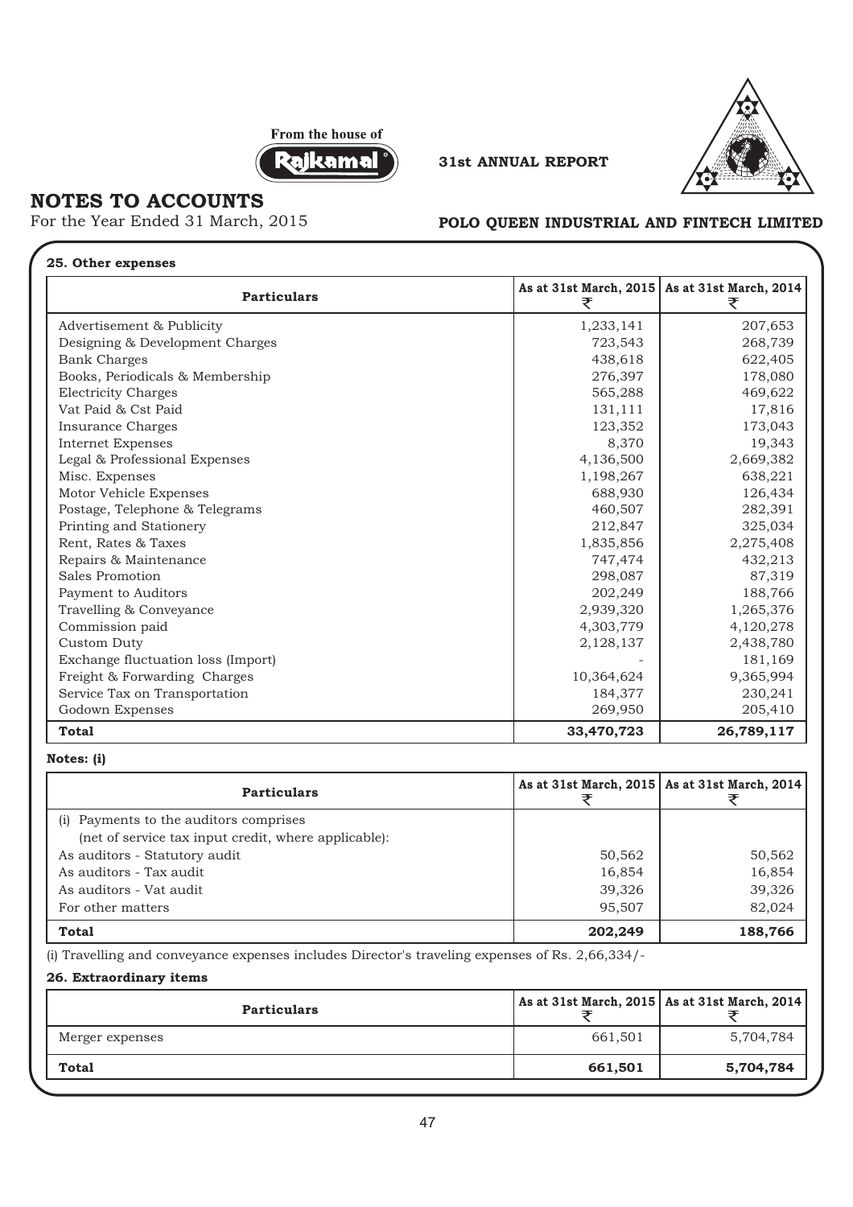# NOTES TO ACCOUNTS

For the Year Ended 31 March, 2015

**POLO QUEEN INDUSTRIAL AND FINTECH LIMITED**

### 25. Other expenses

| Particulars | As at 31st March, 2015 ₹ | As at 31st March, 2014 ₹ |
|---|---|---|
| Advertisement & Publicity | 1,233,141 | 207,653 |
| Designing & Development Charges | 723,543 | 268,739 |
| Bank Charges | 438,618 | 622,405 |
| Books, Periodicals & Membership | 276,397 | 178,080 |
| Electricity Charges | 565,288 | 469,622 |
| Vat Paid & Cst Paid | 131,111 | 17,816 |
| Insurance Charges | 123,352 | 173,043 |
| Internet Expenses | 8,370 | 19,343 |
| Legal & Professional Expenses | 4,136,500 | 2,669,382 |
| Misc. Expenses | 1,198,267 | 638,221 |
| Motor Vehicle Expenses | 688,930 | 126,434 |
| Postage, Telephone & Telegrams | 460,507 | 282,391 |
| Printing and Stationery | 212,847 | 325,034 |
| Rent, Rates & Taxes | 1,835,856 | 2,275,408 |
| Repairs & Maintenance | 747,474 | 432,213 |
| Sales Promotion | 298,087 | 87,319 |
| Payment to Auditors | 202,249 | 188,766 |
| Travelling & Conveyance | 2,939,320 | 1,265,376 |
| Commission paid | 4,303,779 | 4,120,278 |
| Custom Duty | 2,128,137 | 2,438,780 |
| Exchange fluctuation loss (Import) | - | 181,169 |
| Freight & Forwarding Charges | 10,364,624 | 9,365,994 |
| Service Tax on Transportation | 184,377 | 230,241 |
| Godown Expenses | 269,950 | 205,410 |
| **Total** | **33,470,723** | **26,789,117** |

**Notes: (i)**

| Particulars | As at 31st March, 2015 ₹ | As at 31st March, 2014 ₹ |
|---|---|---|
| (i) Payments to the auditors comprises (net of service tax input credit, where applicable): | | |
| As auditors - Statutory audit | 50,562 | 50,562 |
| As auditors - Tax audit | 16,854 | 16,854 |
| As auditors - Vat audit | 39,326 | 39,326 |
| For other matters | 95,507 | 82,024 |
| **Total** | **202,249** | **188,766** |

(i) Travelling and conveyance expenses includes Director's traveling expenses of Rs. 2,66,334/-

### 26. Extraordinary items

| Particulars | As at 31st March, 2015 ₹ | As at 31st March, 2014 ₹ |
|---|---|---|
| Merger expenses | 661,501 | 5,704,784 |
| **Total** | **661,501** | **5,704,784** |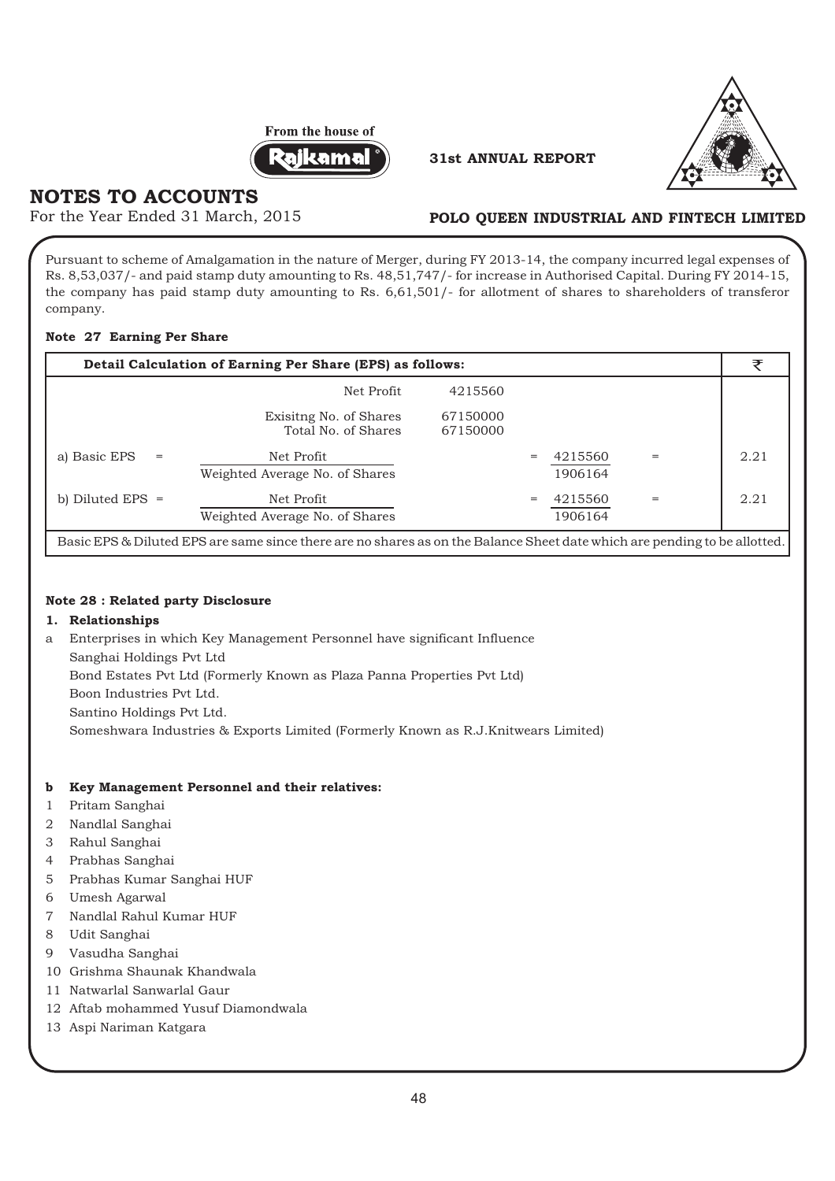# NOTES TO ACCOUNTS

For the Year Ended 31 March, 2015

Pursuant to scheme of Amalgamation in the nature of Merger, during FY 2013-14, the company incurred legal expenses of Rs. 8,53,037/- and paid stamp duty amounting to Rs. 48,51,747/- for increase in Authorised Capital. During FY 2014-15, the company has paid stamp duty amounting to Rs. 6,61,501/- for allotment of shares to shareholders of transferor company.

### Note 27 Earning Per Share

| Detail Calculation of Earning Per Share (EPS) as follows: | | | | | | ₹ |
|---|---|---|---|---|---|---|
| | Net Profit | 4215560 | | | | |
| | Exisitng No. of Shares | 67150000 | | | | |
| | Total No. of Shares | 67150000 | | | | |
| a) Basic EPS = | Net Profit / Weighted Average No. of Shares | | = | 4215560 / 1906164 | = | 2.21 |
| b) Diluted EPS = | Net Profit / Weighted Average No. of Shares | | = | 4215560 / 1906164 | = | 2.21 |
| Basic EPS & Diluted EPS are same since there are no shares as on the Balance Sheet date which are pending to be allotted. | | | | | | |

### Note 28 : Related party Disclosure

**1. Relationships**

a Enterprises in which Key Management Personnel have significant Influence
- Sanghai Holdings Pvt Ltd
- Bond Estates Pvt Ltd (Formerly Known as Plaza Panna Properties Pvt Ltd)
- Boon Industries Pvt Ltd.
- Santino Holdings Pvt Ltd.
- Someshwara Industries & Exports Limited (Formerly Known as R.J.Knitwears Limited)

**b Key Management Personnel and their relatives:**

1. Pritam Sanghai
2. Nandlal Sanghai
3. Rahul Sanghai
4. Prabhas Sanghai
5. Prabhas Kumar Sanghai HUF
6. Umesh Agarwal
7. Nandlal Rahul Kumar HUF
8. Udit Sanghai
9. Vasudha Sanghai
10. Grishma Shaunak Khandwala
11. Natwarlal Sanwarlal Gaur
12. Aftab mohammed Yusuf Diamondwala
13. Aspi Nariman Katgara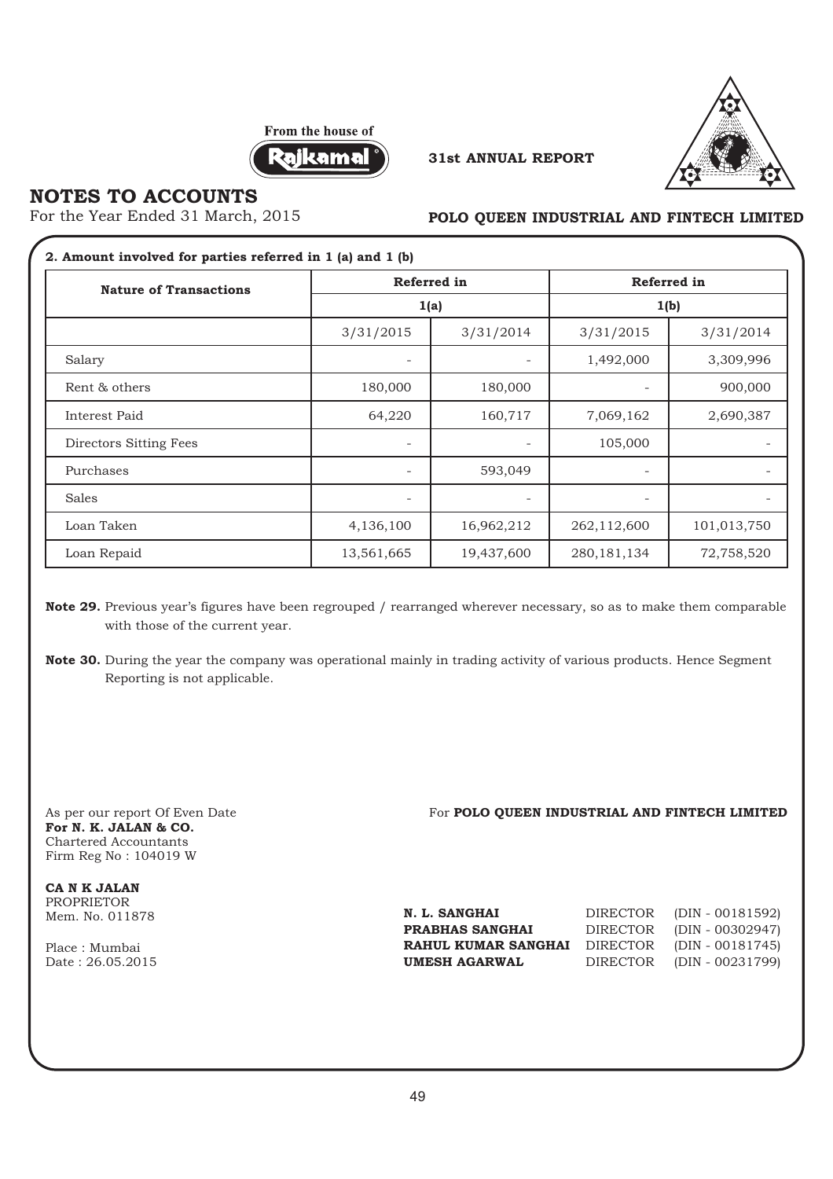# NOTES TO ACCOUNTS

For the Year Ended 31 March, 2015

**2. Amount involved for parties referred in 1 (a) and 1 (b)**

| Nature of Transactions | Referred in 1(a) | | Referred in 1(b) | |
|---|---|---|---|---|
| | 3/31/2015 | 3/31/2014 | 3/31/2015 | 3/31/2014 |
| Salary | - | - | 1,492,000 | 3,309,996 |
| Rent & others | 180,000 | 180,000 | - | 900,000 |
| Interest Paid | 64,220 | 160,717 | 7,069,162 | 2,690,387 |
| Directors Sitting Fees | - | - | 105,000 | - |
| Purchases | - | 593,049 | - | - |
| Sales | - | - | - | - |
| Loan Taken | 4,136,100 | 16,962,212 | 262,112,600 | 101,013,750 |
| Loan Repaid | 13,561,665 | 19,437,600 | 280,181,134 | 72,758,520 |

**Note 29.** Previous year's figures have been regrouped / rearranged wherever necessary, so as to make them comparable with those of the current year.

**Note 30.** During the year the company was operational mainly in trading activity of various products. Hence Segment Reporting is not applicable.

As per our report Of Even Date
**For N. K. JALAN & CO.**
Chartered Accountants
Firm Reg No : 104019 W

**CA N K JALAN**
PROPRIETOR
Mem. No. 011878

Place : Mumbai
Date : 26.05.2015

For **POLO QUEEN INDUSTRIAL AND FINTECH LIMITED**

| | | |
|---|---|---|
| **N. L. SANGHAI** | DIRECTOR | (DIN - 00181592) |
| **PRABHAS SANGHAI** | DIRECTOR | (DIN - 00302947) |
| **RAHUL KUMAR SANGHAI** | DIRECTOR | (DIN - 00181745) |
| **UMESH AGARWAL** | DIRECTOR | (DIN - 00231799) |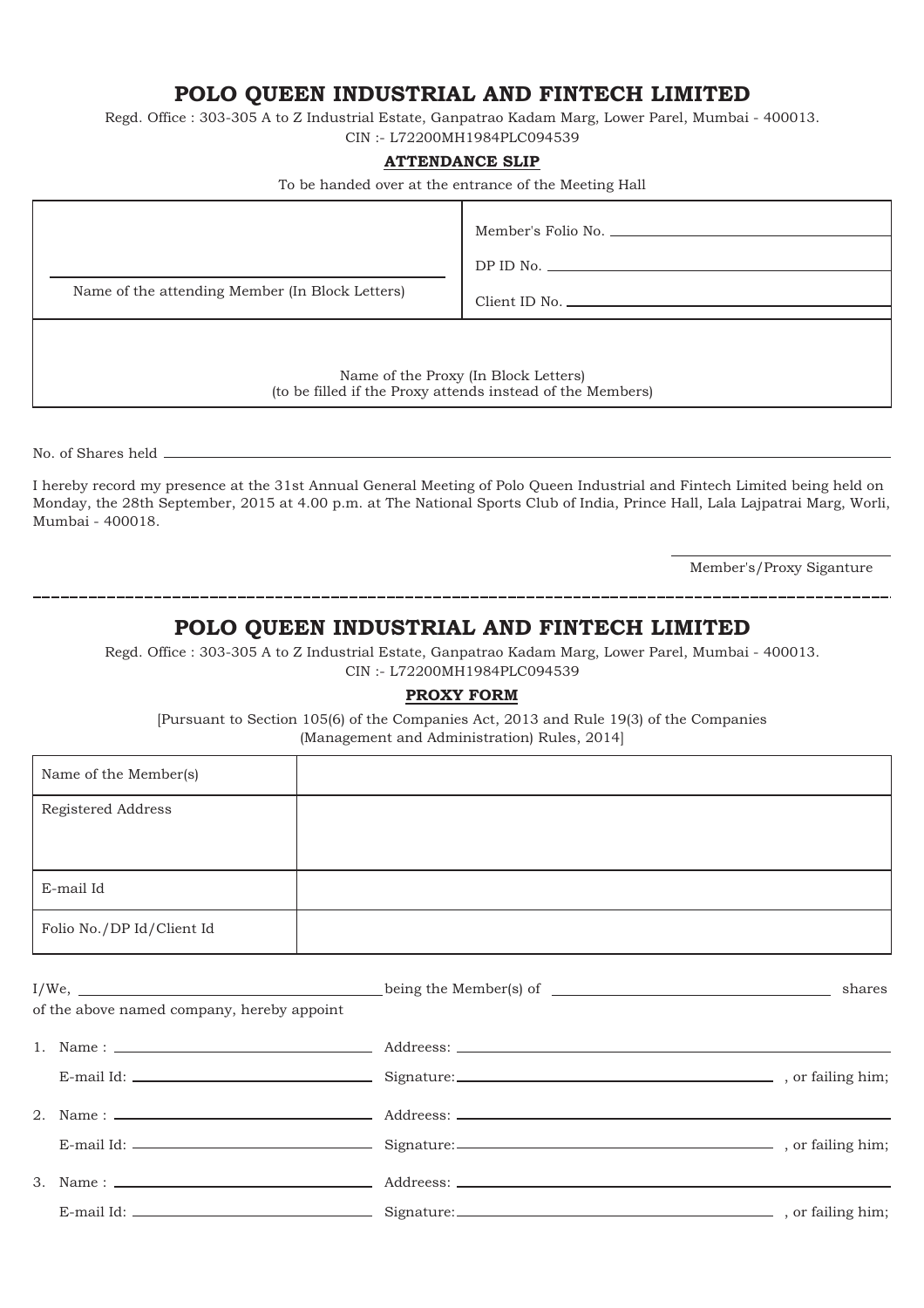# POLO QUEEN INDUSTRIAL AND FINTECH LIMITED

Regd. Office : 303-305 A to Z Industrial Estate, Ganpatrao Kadam Marg, Lower Parel, Mumbai - 400013.
CIN :- L72200MH1984PLC094539

## ATTENDANCE SLIP

To be handed over at the entrance of the Meeting Hall

| | |
|---|---|
| ______________________ Name of the attending Member (In Block Letters) | Member's Folio No. ______________ DP ID No. ______________ Client ID No. ______________ |
| Name of the Proxy (In Block Letters) (to be filled if the Proxy attends instead of the Members) | |

No. of Shares held ______________________________

I hereby record my presence at the 31st Annual General Meeting of Polo Queen Industrial and Fintech Limited being held on Monday, the 28th September, 2015 at 4.00 p.m. at The National Sports Club of India, Prince Hall, Lala Lajpatrai Marg, Worli, Mumbai - 400018.

______________________
Member's/Proxy Siganture

---

# POLO QUEEN INDUSTRIAL AND FINTECH LIMITED

Regd. Office : 303-305 A to Z Industrial Estate, Ganpatrao Kadam Marg, Lower Parel, Mumbai - 400013.
CIN :- L72200MH1984PLC094539

## PROXY FORM

[Pursuant to Section 105(6) of the Companies Act, 2013 and Rule 19(3) of the Companies (Management and Administration) Rules, 2014]

| | |
|---|---|
| Name of the Member(s) | |
| Registered Address | |
| E-mail Id | |
| Folio No./DP Id/Client Id | |

I/We, ______________________ being the Member(s) of ______________________ shares of the above named company, hereby appoint

1. Name : ______________________ Addreess: ______________________
   E-mail Id: ______________________ Signature: ______________________ , or failing him;
2. Name : ______________________ Addreess: ______________________
   E-mail Id: ______________________ Signature: ______________________ , or failing him;
3. Name : ______________________ Addreess: ______________________
   E-mail Id: ______________________ Signature: ______________________ , or failing him;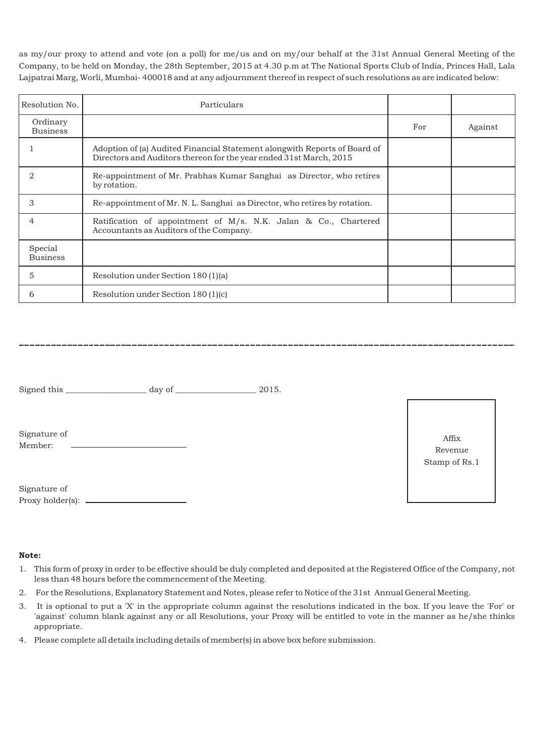as my/our proxy to attend and vote (on a poll) for me/us and on my/our behalf at the 31st Annual General Meeting of the Company, to be held on Monday, the 28th September, 2015 at 4.30 p.m at The National Sports Club of India, Princes Hall, Lala Lajpatrai Marg, Worli, Mumbai- 400018 and at any adjournment thereof in respect of such resolutions as are indicated below:

| Resolution No. | Particulars | | |
|---|---|---|---|
| Ordinary Business | | For | Against |
| 1 | Adoption of (a) Audited Financial Statement alongwith Reports of Board of Directors and Auditors thereon for the year ended 31st March, 2015 | | |
| 2 | Re-appointment of Mr. Prabhas Kumar Sanghai as Director, who retires by rotation. | | |
| 3 | Re-appointment of Mr. N. L. Sanghai as Director, who retires by rotation. | | |
| 4 | Ratification of appointment of M/s. N.K. Jalan & Co., Chartered Accountants as Auditors of the Company. | | |
| Special Business | | | |
| 5 | Resolution under Section 180 (1)(a) | | |
| 6 | Resolution under Section 180 (1)(c) | | |

Signed this ________________ day of ________________ 2015.

Signature of Member: ________________________

Signature of Proxy holder(s): ________________________

Affix Revenue Stamp of Rs.1

**Note:**

1. This form of proxy in order to be effective should be duly completed and deposited at the Registered Office of the Company, not less than 48 hours before the commencement of the Meeting.
2. For the Resolutions, Explanatory Statement and Notes, please refer to Notice of the 31st Annual General Meeting.
3. It is optional to put a 'X' in the appropriate column against the resolutions indicated in the box. If you leave the 'For' or 'against' column blank against any or all Resolutions, your Proxy will be entitled to vote in the manner as he/she thinks appropriate.
4. Please complete all details including details of member(s) in above box before submission.